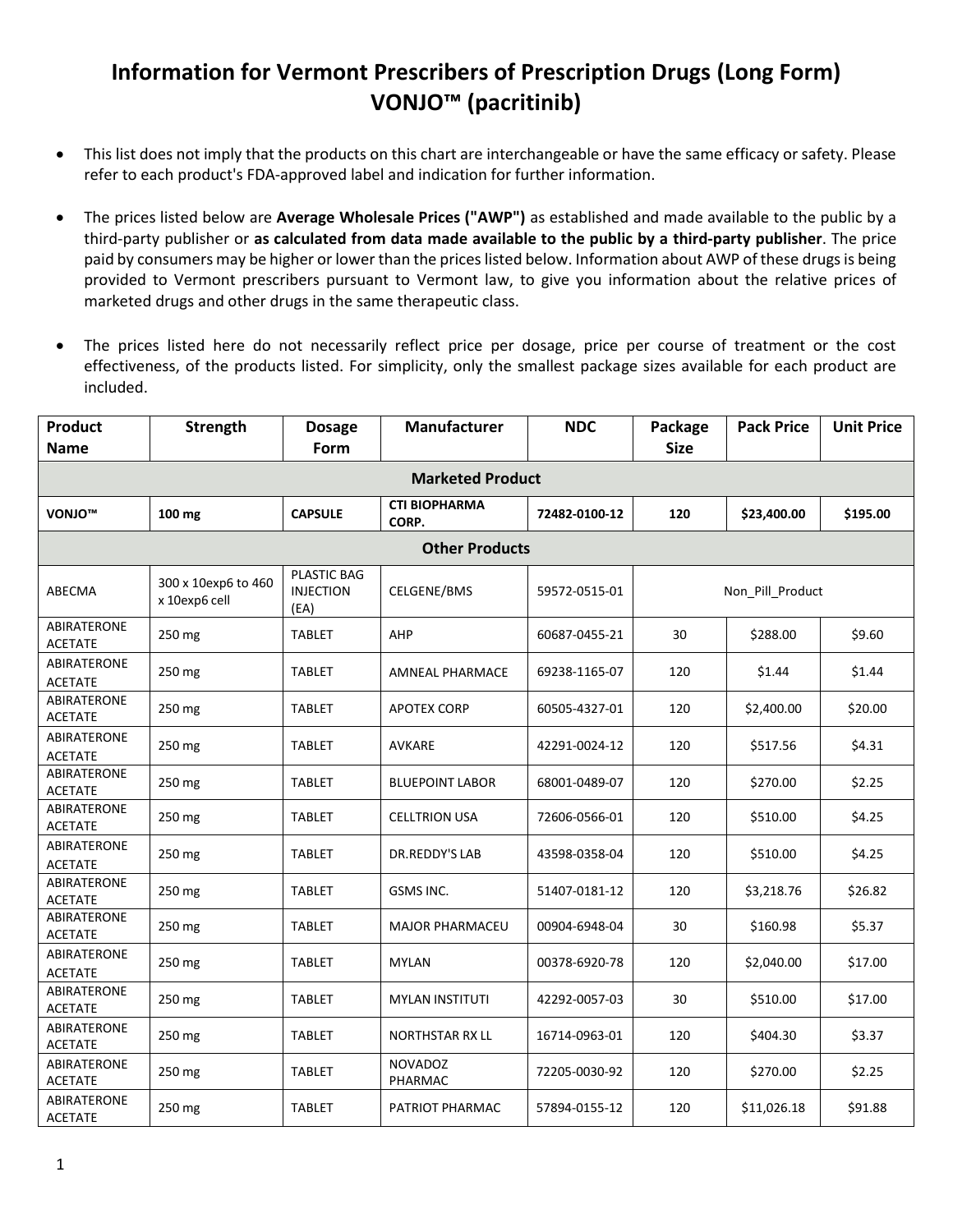# Information for Vermont Prescribers of Prescription Drugs (Long Form)
# VONJO™ (pacritinib)

- This list does not imply that the products on this chart are interchangeable or have the same efficacy or safety. Please refer to each product's FDA-approved label and indication for further information.

- The prices listed below are **Average Wholesale Prices ("AWP")** as established and made available to the public by a third-party publisher or **as calculated from data made available to the public by a third-party publisher**. The price paid by consumers may be higher or lower than the prices listed below. Information about AWP of these drugs is being provided to Vermont prescribers pursuant to Vermont law, to give you information about the relative prices of marketed drugs and other drugs in the same therapeutic class.

- The prices listed here do not necessarily reflect price per dosage, price per course of treatment or the cost effectiveness, of the products listed. For simplicity, only the smallest package sizes available for each product are included.

| Product Name | Strength | Dosage Form | Manufacturer | NDC | Package Size | Pack Price | Unit Price |
|---|---|---|---|---|---|---|---|
| **Marketed Product** | | | | | | | |
| **VONJO™** | **100 mg** | **CAPSULE** | **CTI BIOPHARMA CORP.** | **72482-0100-12** | **120** | **$23,400.00** | **$195.00** |
| **Other Products** | | | | | | | |
| ABECMA | 300 x 10exp6 to 460 x 10exp6 cell | PLASTIC BAG INJECTION (EA) | CELGENE/BMS | 59572-0515-01 | Non_Pill_Product | | |
| ABIRATERONE ACETATE | 250 mg | TABLET | AHP | 60687-0455-21 | 30 | $288.00 | $9.60 |
| ABIRATERONE ACETATE | 250 mg | TABLET | AMNEAL PHARMACE | 69238-1165-07 | 120 | $1.44 | $1.44 |
| ABIRATERONE ACETATE | 250 mg | TABLET | APOTEX CORP | 60505-4327-01 | 120 | $2,400.00 | $20.00 |
| ABIRATERONE ACETATE | 250 mg | TABLET | AVKARE | 42291-0024-12 | 120 | $517.56 | $4.31 |
| ABIRATERONE ACETATE | 250 mg | TABLET | BLUEPOINT LABOR | 68001-0489-07 | 120 | $270.00 | $2.25 |
| ABIRATERONE ACETATE | 250 mg | TABLET | CELLTRION USA | 72606-0566-01 | 120 | $510.00 | $4.25 |
| ABIRATERONE ACETATE | 250 mg | TABLET | DR.REDDY'S LAB | 43598-0358-04 | 120 | $510.00 | $4.25 |
| ABIRATERONE ACETATE | 250 mg | TABLET | GSMS INC. | 51407-0181-12 | 120 | $3,218.76 | $26.82 |
| ABIRATERONE ACETATE | 250 mg | TABLET | MAJOR PHARMACEU | 00904-6948-04 | 30 | $160.98 | $5.37 |
| ABIRATERONE ACETATE | 250 mg | TABLET | MYLAN | 00378-6920-78 | 120 | $2,040.00 | $17.00 |
| ABIRATERONE ACETATE | 250 mg | TABLET | MYLAN INSTITUTI | 42292-0057-03 | 30 | $510.00 | $17.00 |
| ABIRATERONE ACETATE | 250 mg | TABLET | NORTHSTAR RX LL | 16714-0963-01 | 120 | $404.30 | $3.37 |
| ABIRATERONE ACETATE | 250 mg | TABLET | NOVADOZ PHARMAC | 72205-0030-92 | 120 | $270.00 | $2.25 |
| ABIRATERONE ACETATE | 250 mg | TABLET | PATRIOT PHARMAC | 57894-0155-12 | 120 | $11,026.18 | $91.88 |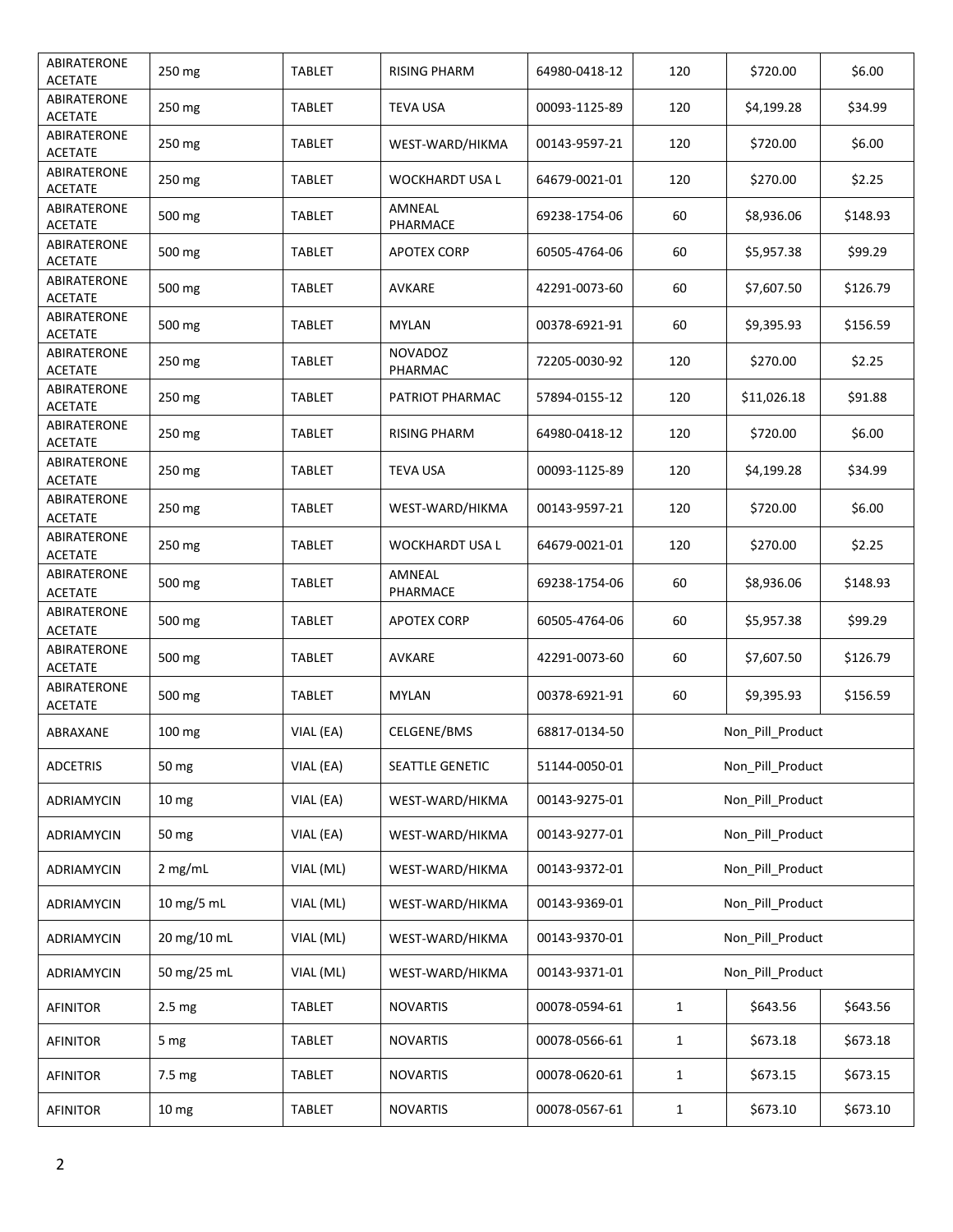| ABIRATERONE ACETATE | 250 mg | TABLET | RISING PHARM | 64980-0418-12 | 120 | $720.00 | $6.00 |
|---|---|---|---|---|---|---|---|
| ABIRATERONE ACETATE | 250 mg | TABLET | TEVA USA | 00093-1125-89 | 120 | $4,199.28 | $34.99 |
| ABIRATERONE ACETATE | 250 mg | TABLET | WEST-WARD/HIKMA | 00143-9597-21 | 120 | $720.00 | $6.00 |
| ABIRATERONE ACETATE | 250 mg | TABLET | WOCKHARDT USA L | 64679-0021-01 | 120 | $270.00 | $2.25 |
| ABIRATERONE ACETATE | 500 mg | TABLET | AMNEAL PHARMACE | 69238-1754-06 | 60 | $8,936.06 | $148.93 |
| ABIRATERONE ACETATE | 500 mg | TABLET | APOTEX CORP | 60505-4764-06 | 60 | $5,957.38 | $99.29 |
| ABIRATERONE ACETATE | 500 mg | TABLET | AVKARE | 42291-0073-60 | 60 | $7,607.50 | $126.79 |
| ABIRATERONE ACETATE | 500 mg | TABLET | MYLAN | 00378-6921-91 | 60 | $9,395.93 | $156.59 |
| ABIRATERONE ACETATE | 250 mg | TABLET | NOVADOZ PHARMAC | 72205-0030-92 | 120 | $270.00 | $2.25 |
| ABIRATERONE ACETATE | 250 mg | TABLET | PATRIOT PHARMAC | 57894-0155-12 | 120 | $11,026.18 | $91.88 |
| ABIRATERONE ACETATE | 250 mg | TABLET | RISING PHARM | 64980-0418-12 | 120 | $720.00 | $6.00 |
| ABIRATERONE ACETATE | 250 mg | TABLET | TEVA USA | 00093-1125-89 | 120 | $4,199.28 | $34.99 |
| ABIRATERONE ACETATE | 250 mg | TABLET | WEST-WARD/HIKMA | 00143-9597-21 | 120 | $720.00 | $6.00 |
| ABIRATERONE ACETATE | 250 mg | TABLET | WOCKHARDT USA L | 64679-0021-01 | 120 | $270.00 | $2.25 |
| ABIRATERONE ACETATE | 500 mg | TABLET | AMNEAL PHARMACE | 69238-1754-06 | 60 | $8,936.06 | $148.93 |
| ABIRATERONE ACETATE | 500 mg | TABLET | APOTEX CORP | 60505-4764-06 | 60 | $5,957.38 | $99.29 |
| ABIRATERONE ACETATE | 500 mg | TABLET | AVKARE | 42291-0073-60 | 60 | $7,607.50 | $126.79 |
| ABIRATERONE ACETATE | 500 mg | TABLET | MYLAN | 00378-6921-91 | 60 | $9,395.93 | $156.59 |
| ABRAXANE | 100 mg | VIAL (EA) | CELGENE/BMS | 68817-0134-50 | Non_Pill_Product | | |
| ADCETRIS | 50 mg | VIAL (EA) | SEATTLE GENETIC | 51144-0050-01 | Non_Pill_Product | | |
| ADRIAMYCIN | 10 mg | VIAL (EA) | WEST-WARD/HIKMA | 00143-9275-01 | Non_Pill_Product | | |
| ADRIAMYCIN | 50 mg | VIAL (EA) | WEST-WARD/HIKMA | 00143-9277-01 | Non_Pill_Product | | |
| ADRIAMYCIN | 2 mg/mL | VIAL (ML) | WEST-WARD/HIKMA | 00143-9372-01 | Non_Pill_Product | | |
| ADRIAMYCIN | 10 mg/5 mL | VIAL (ML) | WEST-WARD/HIKMA | 00143-9369-01 | Non_Pill_Product | | |
| ADRIAMYCIN | 20 mg/10 mL | VIAL (ML) | WEST-WARD/HIKMA | 00143-9370-01 | Non_Pill_Product | | |
| ADRIAMYCIN | 50 mg/25 mL | VIAL (ML) | WEST-WARD/HIKMA | 00143-9371-01 | Non_Pill_Product | | |
| AFINITOR | 2.5 mg | TABLET | NOVARTIS | 00078-0594-61 | 1 | $643.56 | $643.56 |
| AFINITOR | 5 mg | TABLET | NOVARTIS | 00078-0566-61 | 1 | $673.18 | $673.18 |
| AFINITOR | 7.5 mg | TABLET | NOVARTIS | 00078-0620-61 | 1 | $673.15 | $673.15 |
| AFINITOR | 10 mg | TABLET | NOVARTIS | 00078-0567-61 | 1 | $673.10 | $673.10 |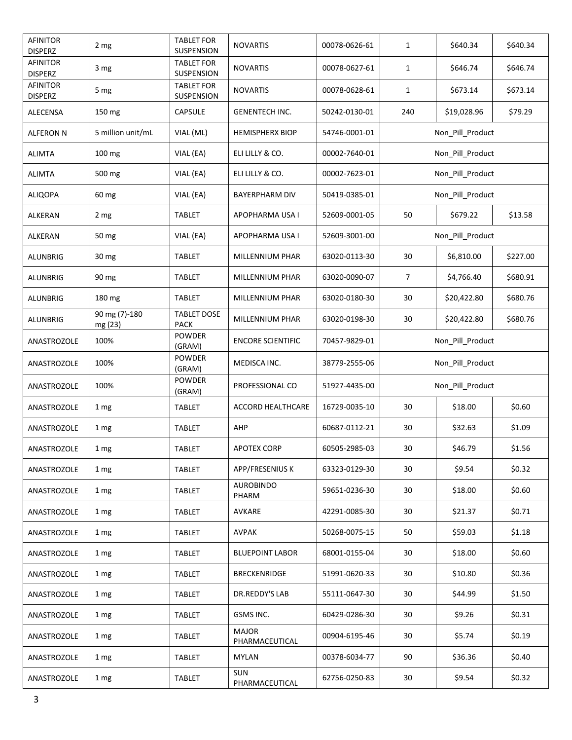| | | | | | | | |
|---|---|---|---|---|---|---|---|
| AFINITOR DISPERZ | 2 mg | TABLET FOR SUSPENSION | NOVARTIS | 00078-0626-61 | 1 | $640.34 | $640.34 |
| AFINITOR DISPERZ | 3 mg | TABLET FOR SUSPENSION | NOVARTIS | 00078-0627-61 | 1 | $646.74 | $646.74 |
| AFINITOR DISPERZ | 5 mg | TABLET FOR SUSPENSION | NOVARTIS | 00078-0628-61 | 1 | $673.14 | $673.14 |
| ALECENSA | 150 mg | CAPSULE | GENENTECH INC. | 50242-0130-01 | 240 | $19,028.96 | $79.29 |
| ALFERON N | 5 million unit/mL | VIAL (ML) | HEMISPHERX BIOP | 54746-0001-01 | Non_Pill_Product | | |
| ALIMTA | 100 mg | VIAL (EA) | ELI LILLY & CO. | 00002-7640-01 | Non_Pill_Product | | |
| ALIMTA | 500 mg | VIAL (EA) | ELI LILLY & CO. | 00002-7623-01 | Non_Pill_Product | | |
| ALIQOPA | 60 mg | VIAL (EA) | BAYERPHARM DIV | 50419-0385-01 | Non_Pill_Product | | |
| ALKERAN | 2 mg | TABLET | APOPHARMA USA I | 52609-0001-05 | 50 | $679.22 | $13.58 |
| ALKERAN | 50 mg | VIAL (EA) | APOPHARMA USA I | 52609-3001-00 | Non_Pill_Product | | |
| ALUNBRIG | 30 mg | TABLET | MILLENNIUM PHAR | 63020-0113-30 | 30 | $6,810.00 | $227.00 |
| ALUNBRIG | 90 mg | TABLET | MILLENNIUM PHAR | 63020-0090-07 | 7 | $4,766.40 | $680.91 |
| ALUNBRIG | 180 mg | TABLET | MILLENNIUM PHAR | 63020-0180-30 | 30 | $20,422.80 | $680.76 |
| ALUNBRIG | 90 mg (7)-180 mg (23) | TABLET DOSE PACK | MILLENNIUM PHAR | 63020-0198-30 | 30 | $20,422.80 | $680.76 |
| ANASTROZOLE | 100% | POWDER (GRAM) | ENCORE SCIENTIFIC | 70457-9829-01 | Non_Pill_Product | | |
| ANASTROZOLE | 100% | POWDER (GRAM) | MEDISCA INC. | 38779-2555-06 | Non_Pill_Product | | |
| ANASTROZOLE | 100% | POWDER (GRAM) | PROFESSIONAL CO | 51927-4435-00 | Non_Pill_Product | | |
| ANASTROZOLE | 1 mg | TABLET | ACCORD HEALTHCARE | 16729-0035-10 | 30 | $18.00 | $0.60 |
| ANASTROZOLE | 1 mg | TABLET | AHP | 60687-0112-21 | 30 | $32.63 | $1.09 |
| ANASTROZOLE | 1 mg | TABLET | APOTEX CORP | 60505-2985-03 | 30 | $46.79 | $1.56 |
| ANASTROZOLE | 1 mg | TABLET | APP/FRESENIUS K | 63323-0129-30 | 30 | $9.54 | $0.32 |
| ANASTROZOLE | 1 mg | TABLET | AUROBINDO PHARM | 59651-0236-30 | 30 | $18.00 | $0.60 |
| ANASTROZOLE | 1 mg | TABLET | AVKARE | 42291-0085-30 | 30 | $21.37 | $0.71 |
| ANASTROZOLE | 1 mg | TABLET | AVPAK | 50268-0075-15 | 50 | $59.03 | $1.18 |
| ANASTROZOLE | 1 mg | TABLET | BLUEPOINT LABOR | 68001-0155-04 | 30 | $18.00 | $0.60 |
| ANASTROZOLE | 1 mg | TABLET | BRECKENRIDGE | 51991-0620-33 | 30 | $10.80 | $0.36 |
| ANASTROZOLE | 1 mg | TABLET | DR.REDDY'S LAB | 55111-0647-30 | 30 | $44.99 | $1.50 |
| ANASTROZOLE | 1 mg | TABLET | GSMS INC. | 60429-0286-30 | 30 | $9.26 | $0.31 |
| ANASTROZOLE | 1 mg | TABLET | MAJOR PHARMACEUTICAL | 00904-6195-46 | 30 | $5.74 | $0.19 |
| ANASTROZOLE | 1 mg | TABLET | MYLAN | 00378-6034-77 | 90 | $36.36 | $0.40 |
| ANASTROZOLE | 1 mg | TABLET | SUN PHARMACEUTICAL | 62756-0250-83 | 30 | $9.54 | $0.32 |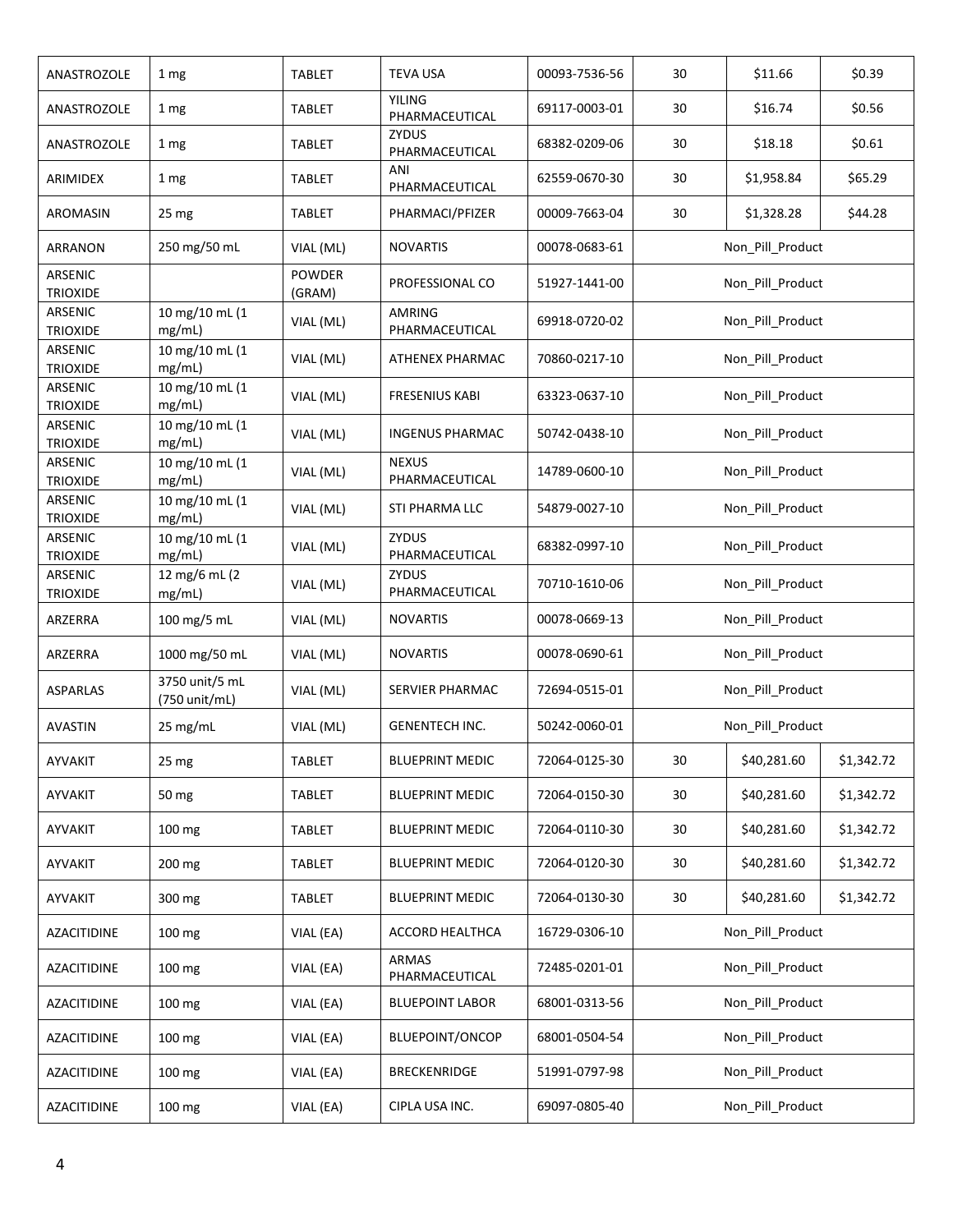| ANASTROZOLE | 1 mg | TABLET | TEVA USA | 00093-7536-56 | 30 | $11.66 | $0.39 |
|---|---|---|---|---|---|---|---|
| ANASTROZOLE | 1 mg | TABLET | YILING PHARMACEUTICAL | 69117-0003-01 | 30 | $16.74 | $0.56 |
| ANASTROZOLE | 1 mg | TABLET | ZYDUS PHARMACEUTICAL | 68382-0209-06 | 30 | $18.18 | $0.61 |
| ARIMIDEX | 1 mg | TABLET | ANI PHARMACEUTICAL | 62559-0670-30 | 30 | $1,958.84 | $65.29 |
| AROMASIN | 25 mg | TABLET | PHARMACI/PFIZER | 00009-7663-04 | 30 | $1,328.28 | $44.28 |
| ARRANON | 250 mg/50 mL | VIAL (ML) | NOVARTIS | 00078-0683-61 | Non_Pill_Product | | |
| ARSENIC TRIOXIDE | | POWDER (GRAM) | PROFESSIONAL CO | 51927-1441-00 | Non_Pill_Product | | |
| ARSENIC TRIOXIDE | 10 mg/10 mL (1 mg/mL) | VIAL (ML) | AMRING PHARMACEUTICAL | 69918-0720-02 | Non_Pill_Product | | |
| ARSENIC TRIOXIDE | 10 mg/10 mL (1 mg/mL) | VIAL (ML) | ATHENEX PHARMAC | 70860-0217-10 | Non_Pill_Product | | |
| ARSENIC TRIOXIDE | 10 mg/10 mL (1 mg/mL) | VIAL (ML) | FRESENIUS KABI | 63323-0637-10 | Non_Pill_Product | | |
| ARSENIC TRIOXIDE | 10 mg/10 mL (1 mg/mL) | VIAL (ML) | INGENUS PHARMAC | 50742-0438-10 | Non_Pill_Product | | |
| ARSENIC TRIOXIDE | 10 mg/10 mL (1 mg/mL) | VIAL (ML) | NEXUS PHARMACEUTICAL | 14789-0600-10 | Non_Pill_Product | | |
| ARSENIC TRIOXIDE | 10 mg/10 mL (1 mg/mL) | VIAL (ML) | STI PHARMA LLC | 54879-0027-10 | Non_Pill_Product | | |
| ARSENIC TRIOXIDE | 10 mg/10 mL (1 mg/mL) | VIAL (ML) | ZYDUS PHARMACEUTICAL | 68382-0997-10 | Non_Pill_Product | | |
| ARSENIC TRIOXIDE | 12 mg/6 mL (2 mg/mL) | VIAL (ML) | ZYDUS PHARMACEUTICAL | 70710-1610-06 | Non_Pill_Product | | |
| ARZERRA | 100 mg/5 mL | VIAL (ML) | NOVARTIS | 00078-0669-13 | Non_Pill_Product | | |
| ARZERRA | 1000 mg/50 mL | VIAL (ML) | NOVARTIS | 00078-0690-61 | Non_Pill_Product | | |
| ASPARLAS | 3750 unit/5 mL (750 unit/mL) | VIAL (ML) | SERVIER PHARMAC | 72694-0515-01 | Non_Pill_Product | | |
| AVASTIN | 25 mg/mL | VIAL (ML) | GENENTECH INC. | 50242-0060-01 | Non_Pill_Product | | |
| AYVAKIT | 25 mg | TABLET | BLUEPRINT MEDIC | 72064-0125-30 | 30 | $40,281.60 | $1,342.72 |
| AYVAKIT | 50 mg | TABLET | BLUEPRINT MEDIC | 72064-0150-30 | 30 | $40,281.60 | $1,342.72 |
| AYVAKIT | 100 mg | TABLET | BLUEPRINT MEDIC | 72064-0110-30 | 30 | $40,281.60 | $1,342.72 |
| AYVAKIT | 200 mg | TABLET | BLUEPRINT MEDIC | 72064-0120-30 | 30 | $40,281.60 | $1,342.72 |
| AYVAKIT | 300 mg | TABLET | BLUEPRINT MEDIC | 72064-0130-30 | 30 | $40,281.60 | $1,342.72 |
| AZACITIDINE | 100 mg | VIAL (EA) | ACCORD HEALTHCA | 16729-0306-10 | Non_Pill_Product | | |
| AZACITIDINE | 100 mg | VIAL (EA) | ARMAS PHARMACEUTICAL | 72485-0201-01 | Non_Pill_Product | | |
| AZACITIDINE | 100 mg | VIAL (EA) | BLUEPOINT LABOR | 68001-0313-56 | Non_Pill_Product | | |
| AZACITIDINE | 100 mg | VIAL (EA) | BLUEPOINT/ONCOP | 68001-0504-54 | Non_Pill_Product | | |
| AZACITIDINE | 100 mg | VIAL (EA) | BRECKENRIDGE | 51991-0797-98 | Non_Pill_Product | | |
| AZACITIDINE | 100 mg | VIAL (EA) | CIPLA USA INC. | 69097-0805-40 | Non_Pill_Product | | |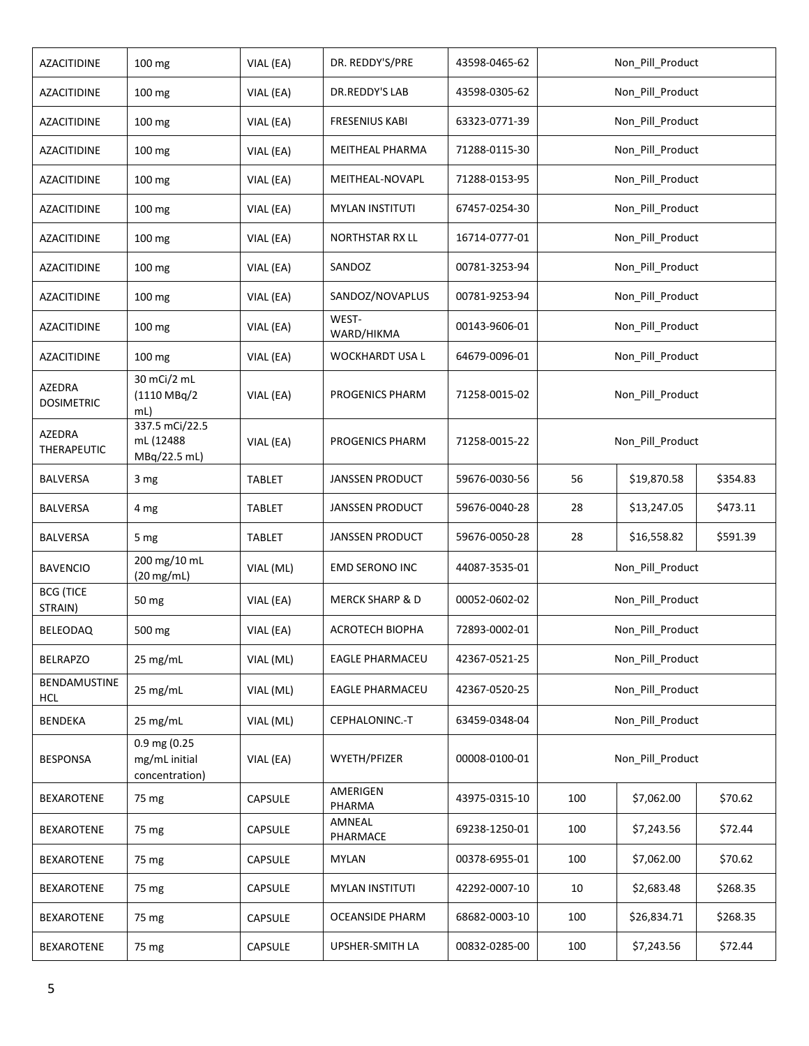| AZACITIDINE | 100 mg | VIAL (EA) | DR. REDDY'S/PRE | 43598-0465-62 | Non_Pill_Product | | |
|---|---|---|---|---|---|---|---|
| AZACITIDINE | 100 mg | VIAL (EA) | DR.REDDY'S LAB | 43598-0305-62 | Non_Pill_Product | | |
| AZACITIDINE | 100 mg | VIAL (EA) | FRESENIUS KABI | 63323-0771-39 | Non_Pill_Product | | |
| AZACITIDINE | 100 mg | VIAL (EA) | MEITHEAL PHARMA | 71288-0115-30 | Non_Pill_Product | | |
| AZACITIDINE | 100 mg | VIAL (EA) | MEITHEAL-NOVAPL | 71288-0153-95 | Non_Pill_Product | | |
| AZACITIDINE | 100 mg | VIAL (EA) | MYLAN INSTITUTI | 67457-0254-30 | Non_Pill_Product | | |
| AZACITIDINE | 100 mg | VIAL (EA) | NORTHSTAR RX LL | 16714-0777-01 | Non_Pill_Product | | |
| AZACITIDINE | 100 mg | VIAL (EA) | SANDOZ | 00781-3253-94 | Non_Pill_Product | | |
| AZACITIDINE | 100 mg | VIAL (EA) | SANDOZ/NOVAPLUS | 00781-9253-94 | Non_Pill_Product | | |
| AZACITIDINE | 100 mg | VIAL (EA) | WEST-WARD/HIKMA | 00143-9606-01 | Non_Pill_Product | | |
| AZACITIDINE | 100 mg | VIAL (EA) | WOCKHARDT USA L | 64679-0096-01 | Non_Pill_Product | | |
| AZEDRA DOSIMETRIC | 30 mCi/2 mL (1110 MBq/2 mL) | VIAL (EA) | PROGENICS PHARM | 71258-0015-02 | Non_Pill_Product | | |
| AZEDRA THERAPEUTIC | 337.5 mCi/22.5 mL (12488 MBq/22.5 mL) | VIAL (EA) | PROGENICS PHARM | 71258-0015-22 | Non_Pill_Product | | |
| BALVERSA | 3 mg | TABLET | JANSSEN PRODUCT | 59676-0030-56 | 56 | $19,870.58 | $354.83 |
| BALVERSA | 4 mg | TABLET | JANSSEN PRODUCT | 59676-0040-28 | 28 | $13,247.05 | $473.11 |
| BALVERSA | 5 mg | TABLET | JANSSEN PRODUCT | 59676-0050-28 | 28 | $16,558.82 | $591.39 |
| BAVENCIO | 200 mg/10 mL (20 mg/mL) | VIAL (ML) | EMD SERONO INC | 44087-3535-01 | Non_Pill_Product | | |
| BCG (TICE STRAIN) | 50 mg | VIAL (EA) | MERCK SHARP & D | 00052-0602-02 | Non_Pill_Product | | |
| BELEODAQ | 500 mg | VIAL (EA) | ACROTECH BIOPHA | 72893-0002-01 | Non_Pill_Product | | |
| BELRAPZO | 25 mg/mL | VIAL (ML) | EAGLE PHARMACEU | 42367-0521-25 | Non_Pill_Product | | |
| BENDAMUSTINE HCL | 25 mg/mL | VIAL (ML) | EAGLE PHARMACEU | 42367-0520-25 | Non_Pill_Product | | |
| BENDEKA | 25 mg/mL | VIAL (ML) | CEPHALONINC.-T | 63459-0348-04 | Non_Pill_Product | | |
| BESPONSA | 0.9 mg (0.25 mg/mL initial concentration) | VIAL (EA) | WYETH/PFIZER | 00008-0100-01 | Non_Pill_Product | | |
| BEXAROTENE | 75 mg | CAPSULE | AMERIGEN PHARMA | 43975-0315-10 | 100 | $7,062.00 | $70.62 |
| BEXAROTENE | 75 mg | CAPSULE | AMNEAL PHARMACE | 69238-1250-01 | 100 | $7,243.56 | $72.44 |
| BEXAROTENE | 75 mg | CAPSULE | MYLAN | 00378-6955-01 | 100 | $7,062.00 | $70.62 |
| BEXAROTENE | 75 mg | CAPSULE | MYLAN INSTITUTI | 42292-0007-10 | 10 | $2,683.48 | $268.35 |
| BEXAROTENE | 75 mg | CAPSULE | OCEANSIDE PHARM | 68682-0003-10 | 100 | $26,834.71 | $268.35 |
| BEXAROTENE | 75 mg | CAPSULE | UPSHER-SMITH LA | 00832-0285-00 | 100 | $7,243.56 | $72.44 |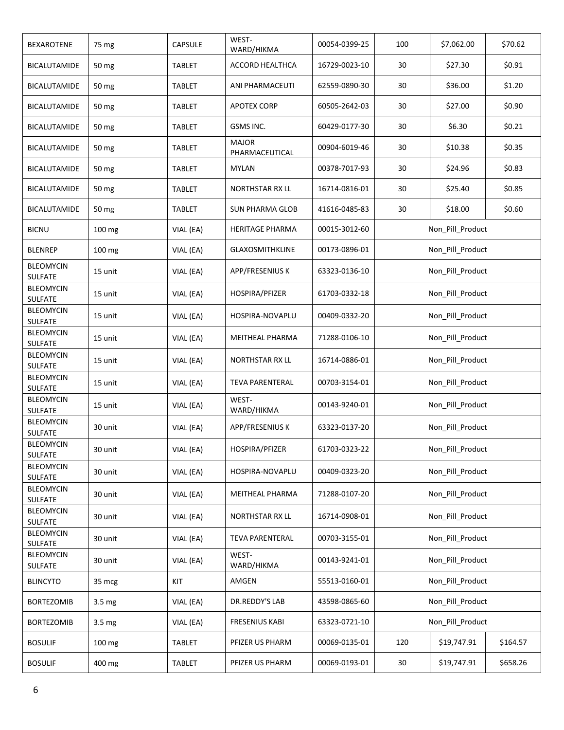| BEXAROTENE | 75 mg | CAPSULE | WEST-WARD/HIKMA | 00054-0399-25 | 100 | $7,062.00 | $70.62 |
|---|---|---|---|---|---|---|---|
| BICALUTAMIDE | 50 mg | TABLET | ACCORD HEALTHCA | 16729-0023-10 | 30 | $27.30 | $0.91 |
| BICALUTAMIDE | 50 mg | TABLET | ANI PHARMACEUTI | 62559-0890-30 | 30 | $36.00 | $1.20 |
| BICALUTAMIDE | 50 mg | TABLET | APOTEX CORP | 60505-2642-03 | 30 | $27.00 | $0.90 |
| BICALUTAMIDE | 50 mg | TABLET | GSMS INC. | 60429-0177-30 | 30 | $6.30 | $0.21 |
| BICALUTAMIDE | 50 mg | TABLET | MAJOR PHARMACEUTICAL | 00904-6019-46 | 30 | $10.38 | $0.35 |
| BICALUTAMIDE | 50 mg | TABLET | MYLAN | 00378-7017-93 | 30 | $24.96 | $0.83 |
| BICALUTAMIDE | 50 mg | TABLET | NORTHSTAR RX LL | 16714-0816-01 | 30 | $25.40 | $0.85 |
| BICALUTAMIDE | 50 mg | TABLET | SUN PHARMA GLOB | 41616-0485-83 | 30 | $18.00 | $0.60 |
| BICNU | 100 mg | VIAL (EA) | HERITAGE PHARMA | 00015-3012-60 | Non_Pill_Product | | |
| BLENREP | 100 mg | VIAL (EA) | GLAXOSMITHKLINE | 00173-0896-01 | Non_Pill_Product | | |
| BLEOMYCIN SULFATE | 15 unit | VIAL (EA) | APP/FRESENIUS K | 63323-0136-10 | Non_Pill_Product | | |
| BLEOMYCIN SULFATE | 15 unit | VIAL (EA) | HOSPIRA/PFIZER | 61703-0332-18 | Non_Pill_Product | | |
| BLEOMYCIN SULFATE | 15 unit | VIAL (EA) | HOSPIRA-NOVAPLU | 00409-0332-20 | Non_Pill_Product | | |
| BLEOMYCIN SULFATE | 15 unit | VIAL (EA) | MEITHEAL PHARMA | 71288-0106-10 | Non_Pill_Product | | |
| BLEOMYCIN SULFATE | 15 unit | VIAL (EA) | NORTHSTAR RX LL | 16714-0886-01 | Non_Pill_Product | | |
| BLEOMYCIN SULFATE | 15 unit | VIAL (EA) | TEVA PARENTERAL | 00703-3154-01 | Non_Pill_Product | | |
| BLEOMYCIN SULFATE | 15 unit | VIAL (EA) | WEST-WARD/HIKMA | 00143-9240-01 | Non_Pill_Product | | |
| BLEOMYCIN SULFATE | 30 unit | VIAL (EA) | APP/FRESENIUS K | 63323-0137-20 | Non_Pill_Product | | |
| BLEOMYCIN SULFATE | 30 unit | VIAL (EA) | HOSPIRA/PFIZER | 61703-0323-22 | Non_Pill_Product | | |
| BLEOMYCIN SULFATE | 30 unit | VIAL (EA) | HOSPIRA-NOVAPLU | 00409-0323-20 | Non_Pill_Product | | |
| BLEOMYCIN SULFATE | 30 unit | VIAL (EA) | MEITHEAL PHARMA | 71288-0107-20 | Non_Pill_Product | | |
| BLEOMYCIN SULFATE | 30 unit | VIAL (EA) | NORTHSTAR RX LL | 16714-0908-01 | Non_Pill_Product | | |
| BLEOMYCIN SULFATE | 30 unit | VIAL (EA) | TEVA PARENTERAL | 00703-3155-01 | Non_Pill_Product | | |
| BLEOMYCIN SULFATE | 30 unit | VIAL (EA) | WEST-WARD/HIKMA | 00143-9241-01 | Non_Pill_Product | | |
| BLINCYTO | 35 mcg | KIT | AMGEN | 55513-0160-01 | Non_Pill_Product | | |
| BORTEZOMIB | 3.5 mg | VIAL (EA) | DR.REDDY'S LAB | 43598-0865-60 | Non_Pill_Product | | |
| BORTEZOMIB | 3.5 mg | VIAL (EA) | FRESENIUS KABI | 63323-0721-10 | Non_Pill_Product | | |
| BOSULIF | 100 mg | TABLET | PFIZER US PHARM | 00069-0135-01 | 120 | $19,747.91 | $164.57 |
| BOSULIF | 400 mg | TABLET | PFIZER US PHARM | 00069-0193-01 | 30 | $19,747.91 | $658.26 |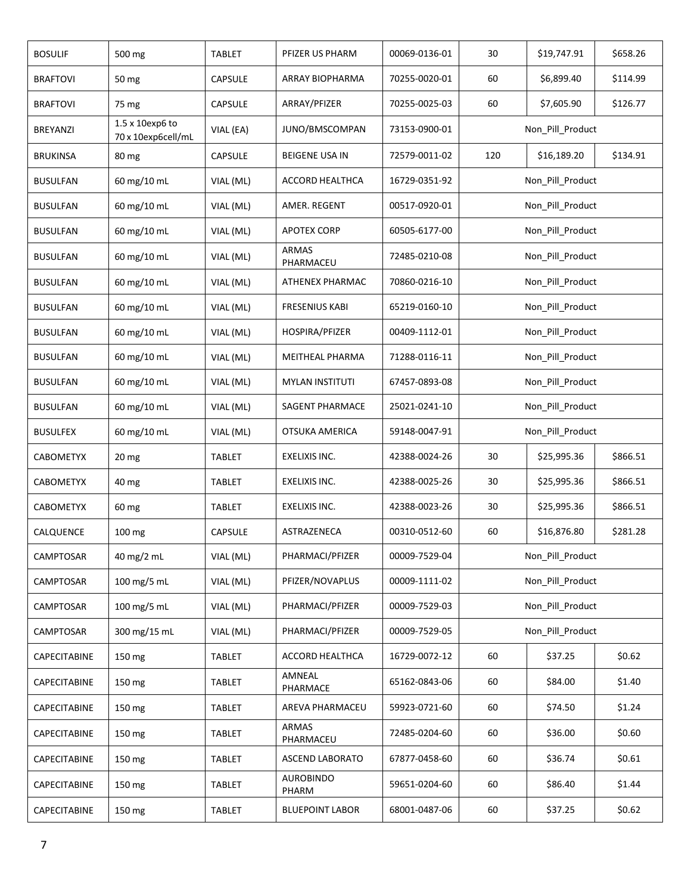| BOSULIF | 500 mg | TABLET | PFIZER US PHARM | 00069-0136-01 | 30 | $19,747.91 | $658.26 |
|---|---|---|---|---|---|---|---|
| BRAFTOVI | 50 mg | CAPSULE | ARRAY BIOPHARMA | 70255-0020-01 | 60 | $6,899.40 | $114.99 |
| BRAFTOVI | 75 mg | CAPSULE | ARRAY/PFIZER | 70255-0025-03 | 60 | $7,605.90 | $126.77 |
| BREYANZI | 1.5 x 10exp6 to 70 x 10exp6cell/mL | VIAL (EA) | JUNO/BMSCOMPAN | 73153-0900-01 | Non_Pill_Product | | |
| BRUKINSA | 80 mg | CAPSULE | BEIGENE USA IN | 72579-0011-02 | 120 | $16,189.20 | $134.91 |
| BUSULFAN | 60 mg/10 mL | VIAL (ML) | ACCORD HEALTHCA | 16729-0351-92 | Non_Pill_Product | | |
| BUSULFAN | 60 mg/10 mL | VIAL (ML) | AMER. REGENT | 00517-0920-01 | Non_Pill_Product | | |
| BUSULFAN | 60 mg/10 mL | VIAL (ML) | APOTEX CORP | 60505-6177-00 | Non_Pill_Product | | |
| BUSULFAN | 60 mg/10 mL | VIAL (ML) | ARMAS PHARMACEU | 72485-0210-08 | Non_Pill_Product | | |
| BUSULFAN | 60 mg/10 mL | VIAL (ML) | ATHENEX PHARMAC | 70860-0216-10 | Non_Pill_Product | | |
| BUSULFAN | 60 mg/10 mL | VIAL (ML) | FRESENIUS KABI | 65219-0160-10 | Non_Pill_Product | | |
| BUSULFAN | 60 mg/10 mL | VIAL (ML) | HOSPIRA/PFIZER | 00409-1112-01 | Non_Pill_Product | | |
| BUSULFAN | 60 mg/10 mL | VIAL (ML) | MEITHEAL PHARMA | 71288-0116-11 | Non_Pill_Product | | |
| BUSULFAN | 60 mg/10 mL | VIAL (ML) | MYLAN INSTITUTI | 67457-0893-08 | Non_Pill_Product | | |
| BUSULFAN | 60 mg/10 mL | VIAL (ML) | SAGENT PHARMACE | 25021-0241-10 | Non_Pill_Product | | |
| BUSULFEX | 60 mg/10 mL | VIAL (ML) | OTSUKA AMERICA | 59148-0047-91 | Non_Pill_Product | | |
| CABOMETYX | 20 mg | TABLET | EXELIXIS INC. | 42388-0024-26 | 30 | $25,995.36 | $866.51 |
| CABOMETYX | 40 mg | TABLET | EXELIXIS INC. | 42388-0025-26 | 30 | $25,995.36 | $866.51 |
| CABOMETYX | 60 mg | TABLET | EXELIXIS INC. | 42388-0023-26 | 30 | $25,995.36 | $866.51 |
| CALQUENCE | 100 mg | CAPSULE | ASTRAZENECA | 00310-0512-60 | 60 | $16,876.80 | $281.28 |
| CAMPTOSAR | 40 mg/2 mL | VIAL (ML) | PHARMACI/PFIZER | 00009-7529-04 | Non_Pill_Product | | |
| CAMPTOSAR | 100 mg/5 mL | VIAL (ML) | PFIZER/NOVAPLUS | 00009-1111-02 | Non_Pill_Product | | |
| CAMPTOSAR | 100 mg/5 mL | VIAL (ML) | PHARMACI/PFIZER | 00009-7529-03 | Non_Pill_Product | | |
| CAMPTOSAR | 300 mg/15 mL | VIAL (ML) | PHARMACI/PFIZER | 00009-7529-05 | Non_Pill_Product | | |
| CAPECITABINE | 150 mg | TABLET | ACCORD HEALTHCA | 16729-0072-12 | 60 | $37.25 | $0.62 |
| CAPECITABINE | 150 mg | TABLET | AMNEAL PHARMACE | 65162-0843-06 | 60 | $84.00 | $1.40 |
| CAPECITABINE | 150 mg | TABLET | AREVA PHARMACEU | 59923-0721-60 | 60 | $74.50 | $1.24 |
| CAPECITABINE | 150 mg | TABLET | ARMAS PHARMACEU | 72485-0204-60 | 60 | $36.00 | $0.60 |
| CAPECITABINE | 150 mg | TABLET | ASCEND LABORATO | 67877-0458-60 | 60 | $36.74 | $0.61 |
| CAPECITABINE | 150 mg | TABLET | AUROBINDO PHARM | 59651-0204-60 | 60 | $86.40 | $1.44 |
| CAPECITABINE | 150 mg | TABLET | BLUEPOINT LABOR | 68001-0487-06 | 60 | $37.25 | $0.62 |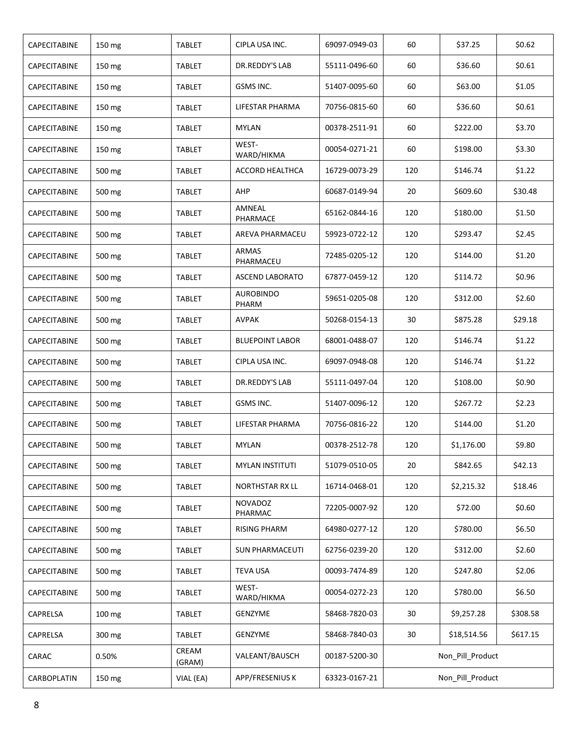| CAPECITABINE | 150 mg | TABLET | CIPLA USA INC. | 69097-0949-03 | 60 | $37.25 | $0.62 |
|---|---|---|---|---|---|---|---|
| CAPECITABINE | 150 mg | TABLET | DR.REDDY'S LAB | 55111-0496-60 | 60 | $36.60 | $0.61 |
| CAPECITABINE | 150 mg | TABLET | GSMS INC. | 51407-0095-60 | 60 | $63.00 | $1.05 |
| CAPECITABINE | 150 mg | TABLET | LIFESTAR PHARMA | 70756-0815-60 | 60 | $36.60 | $0.61 |
| CAPECITABINE | 150 mg | TABLET | MYLAN | 00378-2511-91 | 60 | $222.00 | $3.70 |
| CAPECITABINE | 150 mg | TABLET | WEST-WARD/HIKMA | 00054-0271-21 | 60 | $198.00 | $3.30 |
| CAPECITABINE | 500 mg | TABLET | ACCORD HEALTHCA | 16729-0073-29 | 120 | $146.74 | $1.22 |
| CAPECITABINE | 500 mg | TABLET | AHP | 60687-0149-94 | 20 | $609.60 | $30.48 |
| CAPECITABINE | 500 mg | TABLET | AMNEAL PHARMACE | 65162-0844-16 | 120 | $180.00 | $1.50 |
| CAPECITABINE | 500 mg | TABLET | AREVA PHARMACEU | 59923-0722-12 | 120 | $293.47 | $2.45 |
| CAPECITABINE | 500 mg | TABLET | ARMAS PHARMACEU | 72485-0205-12 | 120 | $144.00 | $1.20 |
| CAPECITABINE | 500 mg | TABLET | ASCEND LABORATO | 67877-0459-12 | 120 | $114.72 | $0.96 |
| CAPECITABINE | 500 mg | TABLET | AUROBINDO PHARM | 59651-0205-08 | 120 | $312.00 | $2.60 |
| CAPECITABINE | 500 mg | TABLET | AVPAK | 50268-0154-13 | 30 | $875.28 | $29.18 |
| CAPECITABINE | 500 mg | TABLET | BLUEPOINT LABOR | 68001-0488-07 | 120 | $146.74 | $1.22 |
| CAPECITABINE | 500 mg | TABLET | CIPLA USA INC. | 69097-0948-08 | 120 | $146.74 | $1.22 |
| CAPECITABINE | 500 mg | TABLET | DR.REDDY'S LAB | 55111-0497-04 | 120 | $108.00 | $0.90 |
| CAPECITABINE | 500 mg | TABLET | GSMS INC. | 51407-0096-12 | 120 | $267.72 | $2.23 |
| CAPECITABINE | 500 mg | TABLET | LIFESTAR PHARMA | 70756-0816-22 | 120 | $144.00 | $1.20 |
| CAPECITABINE | 500 mg | TABLET | MYLAN | 00378-2512-78 | 120 | $1,176.00 | $9.80 |
| CAPECITABINE | 500 mg | TABLET | MYLAN INSTITUTI | 51079-0510-05 | 20 | $842.65 | $42.13 |
| CAPECITABINE | 500 mg | TABLET | NORTHSTAR RX LL | 16714-0468-01 | 120 | $2,215.32 | $18.46 |
| CAPECITABINE | 500 mg | TABLET | NOVADOZ PHARMAC | 72205-0007-92 | 120 | $72.00 | $0.60 |
| CAPECITABINE | 500 mg | TABLET | RISING PHARM | 64980-0277-12 | 120 | $780.00 | $6.50 |
| CAPECITABINE | 500 mg | TABLET | SUN PHARMACEUTI | 62756-0239-20 | 120 | $312.00 | $2.60 |
| CAPECITABINE | 500 mg | TABLET | TEVA USA | 00093-7474-89 | 120 | $247.80 | $2.06 |
| CAPECITABINE | 500 mg | TABLET | WEST-WARD/HIKMA | 00054-0272-23 | 120 | $780.00 | $6.50 |
| CAPRELSA | 100 mg | TABLET | GENZYME | 58468-7820-03 | 30 | $9,257.28 | $308.58 |
| CAPRELSA | 300 mg | TABLET | GENZYME | 58468-7840-03 | 30 | $18,514.56 | $617.15 |
| CARAC | 0.50% | CREAM (GRAM) | VALEANT/BAUSCH | 00187-5200-30 | Non_Pill_Product | | |
| CARBOPLATIN | 150 mg | VIAL (EA) | APP/FRESENIUS K | 63323-0167-21 | Non_Pill_Product | | |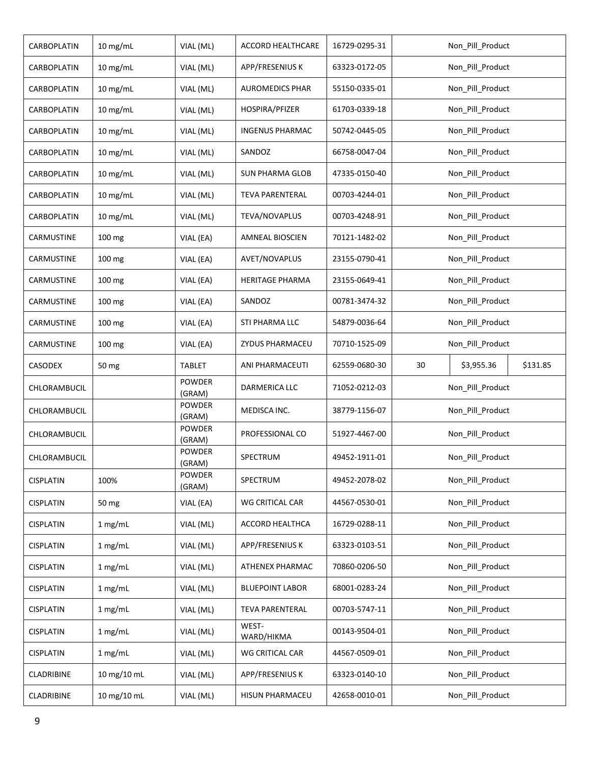| | | | | | | | |
|---|---|---|---|---|---|---|---|
| CARBOPLATIN | 10 mg/mL | VIAL (ML) | ACCORD HEALTHCARE | 16729-0295-31 | Non_Pill_Product | | |
| CARBOPLATIN | 10 mg/mL | VIAL (ML) | APP/FRESENIUS K | 63323-0172-05 | Non_Pill_Product | | |
| CARBOPLATIN | 10 mg/mL | VIAL (ML) | AUROMEDICS PHAR | 55150-0335-01 | Non_Pill_Product | | |
| CARBOPLATIN | 10 mg/mL | VIAL (ML) | HOSPIRA/PFIZER | 61703-0339-18 | Non_Pill_Product | | |
| CARBOPLATIN | 10 mg/mL | VIAL (ML) | INGENUS PHARMAC | 50742-0445-05 | Non_Pill_Product | | |
| CARBOPLATIN | 10 mg/mL | VIAL (ML) | SANDOZ | 66758-0047-04 | Non_Pill_Product | | |
| CARBOPLATIN | 10 mg/mL | VIAL (ML) | SUN PHARMA GLOB | 47335-0150-40 | Non_Pill_Product | | |
| CARBOPLATIN | 10 mg/mL | VIAL (ML) | TEVA PARENTERAL | 00703-4244-01 | Non_Pill_Product | | |
| CARBOPLATIN | 10 mg/mL | VIAL (ML) | TEVA/NOVAPLUS | 00703-4248-91 | Non_Pill_Product | | |
| CARMUSTINE | 100 mg | VIAL (EA) | AMNEAL BIOSCIEN | 70121-1482-02 | Non_Pill_Product | | |
| CARMUSTINE | 100 mg | VIAL (EA) | AVET/NOVAPLUS | 23155-0790-41 | Non_Pill_Product | | |
| CARMUSTINE | 100 mg | VIAL (EA) | HERITAGE PHARMA | 23155-0649-41 | Non_Pill_Product | | |
| CARMUSTINE | 100 mg | VIAL (EA) | SANDOZ | 00781-3474-32 | Non_Pill_Product | | |
| CARMUSTINE | 100 mg | VIAL (EA) | STI PHARMA LLC | 54879-0036-64 | Non_Pill_Product | | |
| CARMUSTINE | 100 mg | VIAL (EA) | ZYDUS PHARMACEU | 70710-1525-09 | Non_Pill_Product | | |
| CASODEX | 50 mg | TABLET | ANI PHARMACEUTI | 62559-0680-30 | 30 | $3,955.36 | $131.85 |
| CHLORAMBUCIL | | POWDER (GRAM) | DARMERICA LLC | 71052-0212-03 | Non_Pill_Product | | |
| CHLORAMBUCIL | | POWDER (GRAM) | MEDISCA INC. | 38779-1156-07 | Non_Pill_Product | | |
| CHLORAMBUCIL | | POWDER (GRAM) | PROFESSIONAL CO | 51927-4467-00 | Non_Pill_Product | | |
| CHLORAMBUCIL | | POWDER (GRAM) | SPECTRUM | 49452-1911-01 | Non_Pill_Product | | |
| CISPLATIN | 100% | POWDER (GRAM) | SPECTRUM | 49452-2078-02 | Non_Pill_Product | | |
| CISPLATIN | 50 mg | VIAL (EA) | WG CRITICAL CAR | 44567-0530-01 | Non_Pill_Product | | |
| CISPLATIN | 1 mg/mL | VIAL (ML) | ACCORD HEALTHCA | 16729-0288-11 | Non_Pill_Product | | |
| CISPLATIN | 1 mg/mL | VIAL (ML) | APP/FRESENIUS K | 63323-0103-51 | Non_Pill_Product | | |
| CISPLATIN | 1 mg/mL | VIAL (ML) | ATHENEX PHARMAC | 70860-0206-50 | Non_Pill_Product | | |
| CISPLATIN | 1 mg/mL | VIAL (ML) | BLUEPOINT LABOR | 68001-0283-24 | Non_Pill_Product | | |
| CISPLATIN | 1 mg/mL | VIAL (ML) | TEVA PARENTERAL | 00703-5747-11 | Non_Pill_Product | | |
| CISPLATIN | 1 mg/mL | VIAL (ML) | WEST-WARD/HIKMA | 00143-9504-01 | Non_Pill_Product | | |
| CISPLATIN | 1 mg/mL | VIAL (ML) | WG CRITICAL CAR | 44567-0509-01 | Non_Pill_Product | | |
| CLADRIBINE | 10 mg/10 mL | VIAL (ML) | APP/FRESENIUS K | 63323-0140-10 | Non_Pill_Product | | |
| CLADRIBINE | 10 mg/10 mL | VIAL (ML) | HISUN PHARMACEU | 42658-0010-01 | Non_Pill_Product | | |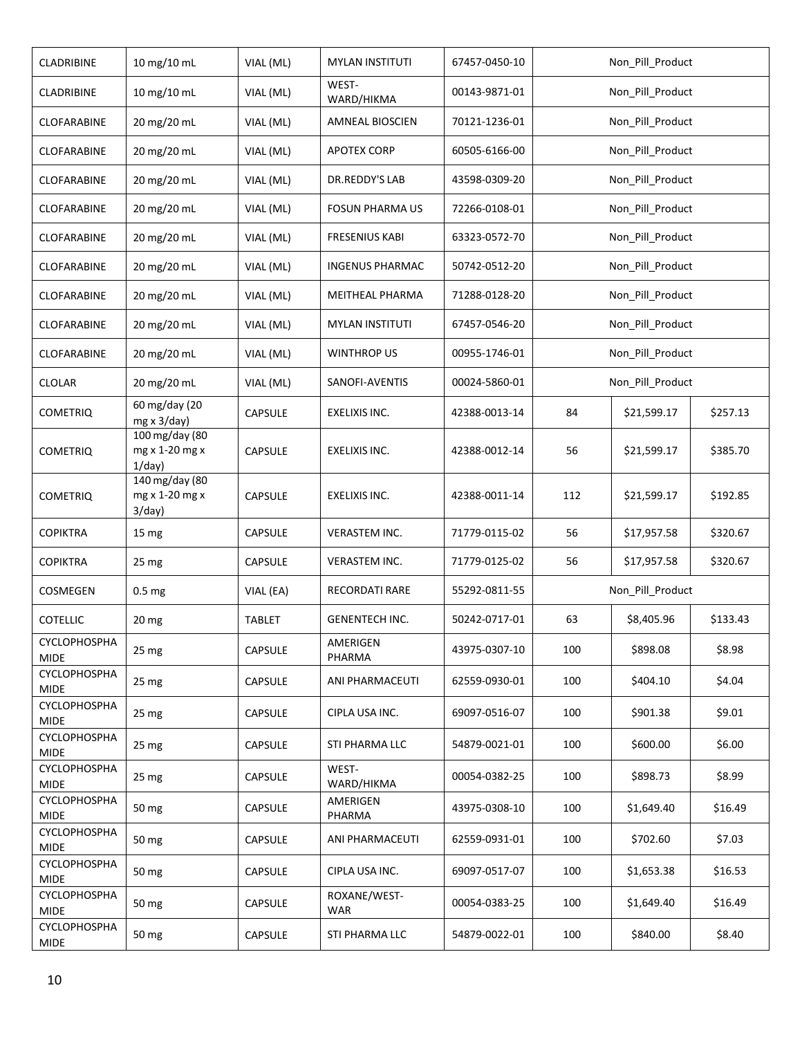| | | | | | | | |
|---|---|---|---|---|---|---|---|
| CLADRIBINE | 10 mg/10 mL | VIAL (ML) | MYLAN INSTITUTI | 67457-0450-10 | Non_Pill_Product | | |
| CLADRIBINE | 10 mg/10 mL | VIAL (ML) | WEST-WARD/HIKMA | 00143-9871-01 | Non_Pill_Product | | |
| CLOFARABINE | 20 mg/20 mL | VIAL (ML) | AMNEAL BIOSCIEN | 70121-1236-01 | Non_Pill_Product | | |
| CLOFARABINE | 20 mg/20 mL | VIAL (ML) | APOTEX CORP | 60505-6166-00 | Non_Pill_Product | | |
| CLOFARABINE | 20 mg/20 mL | VIAL (ML) | DR.REDDY'S LAB | 43598-0309-20 | Non_Pill_Product | | |
| CLOFARABINE | 20 mg/20 mL | VIAL (ML) | FOSUN PHARMA US | 72266-0108-01 | Non_Pill_Product | | |
| CLOFARABINE | 20 mg/20 mL | VIAL (ML) | FRESENIUS KABI | 63323-0572-70 | Non_Pill_Product | | |
| CLOFARABINE | 20 mg/20 mL | VIAL (ML) | INGENUS PHARMAC | 50742-0512-20 | Non_Pill_Product | | |
| CLOFARABINE | 20 mg/20 mL | VIAL (ML) | MEITHEAL PHARMA | 71288-0128-20 | Non_Pill_Product | | |
| CLOFARABINE | 20 mg/20 mL | VIAL (ML) | MYLAN INSTITUTI | 67457-0546-20 | Non_Pill_Product | | |
| CLOFARABINE | 20 mg/20 mL | VIAL (ML) | WINTHROP US | 00955-1746-01 | Non_Pill_Product | | |
| CLOLAR | 20 mg/20 mL | VIAL (ML) | SANOFI-AVENTIS | 00024-5860-01 | Non_Pill_Product | | |
| COMETRIQ | 60 mg/day (20 mg x 3/day) | CAPSULE | EXELIXIS INC. | 42388-0013-14 | 84 | $21,599.17 | $257.13 |
| COMETRIQ | 100 mg/day (80 mg x 1-20 mg x 1/day) | CAPSULE | EXELIXIS INC. | 42388-0012-14 | 56 | $21,599.17 | $385.70 |
| COMETRIQ | 140 mg/day (80 mg x 1-20 mg x 3/day) | CAPSULE | EXELIXIS INC. | 42388-0011-14 | 112 | $21,599.17 | $192.85 |
| COPIKTRA | 15 mg | CAPSULE | VERASTEM INC. | 71779-0115-02 | 56 | $17,957.58 | $320.67 |
| COPIKTRA | 25 mg | CAPSULE | VERASTEM INC. | 71779-0125-02 | 56 | $17,957.58 | $320.67 |
| COSMEGEN | 0.5 mg | VIAL (EA) | RECORDATI RARE | 55292-0811-55 | Non_Pill_Product | | |
| COTELLIC | 20 mg | TABLET | GENENTECH INC. | 50242-0717-01 | 63 | $8,405.96 | $133.43 |
| CYCLOPHOSPHAMIDE | 25 mg | CAPSULE | AMERIGEN PHARMA | 43975-0307-10 | 100 | $898.08 | $8.98 |
| CYCLOPHOSPHAMIDE | 25 mg | CAPSULE | ANI PHARMACEUTI | 62559-0930-01 | 100 | $404.10 | $4.04 |
| CYCLOPHOSPHAMIDE | 25 mg | CAPSULE | CIPLA USA INC. | 69097-0516-07 | 100 | $901.38 | $9.01 |
| CYCLOPHOSPHAMIDE | 25 mg | CAPSULE | STI PHARMA LLC | 54879-0021-01 | 100 | $600.00 | $6.00 |
| CYCLOPHOSPHAMIDE | 25 mg | CAPSULE | WEST-WARD/HIKMA | 00054-0382-25 | 100 | $898.73 | $8.99 |
| CYCLOPHOSPHAMIDE | 50 mg | CAPSULE | AMERIGEN PHARMA | 43975-0308-10 | 100 | $1,649.40 | $16.49 |
| CYCLOPHOSPHAMIDE | 50 mg | CAPSULE | ANI PHARMACEUTI | 62559-0931-01 | 100 | $702.60 | $7.03 |
| CYCLOPHOSPHAMIDE | 50 mg | CAPSULE | CIPLA USA INC. | 69097-0517-07 | 100 | $1,653.38 | $16.53 |
| CYCLOPHOSPHAMIDE | 50 mg | CAPSULE | ROXANE/WEST-WAR | 00054-0383-25 | 100 | $1,649.40 | $16.49 |
| CYCLOPHOSPHAMIDE | 50 mg | CAPSULE | STI PHARMA LLC | 54879-0022-01 | 100 | $840.00 | $8.40 |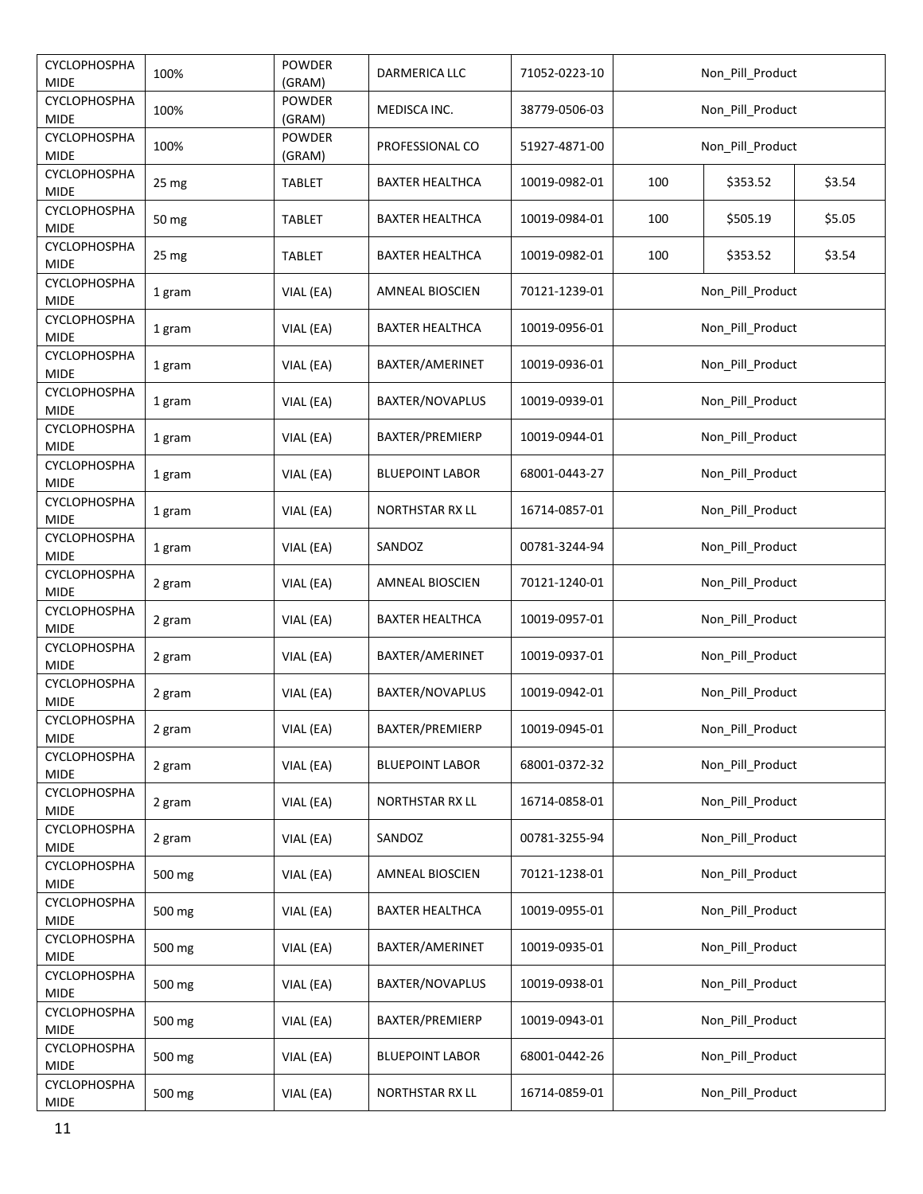| CYCLOPHOSPHAMIDE | 100% | POWDER (GRAM) | DARMERICA LLC | 71052-0223-10 | Non_Pill_Product | | |
|---|---|---|---|---|---|---|---|
| CYCLOPHOSPHAMIDE | 100% | POWDER (GRAM) | MEDISCA INC. | 38779-0506-03 | Non_Pill_Product | | |
| CYCLOPHOSPHAMIDE | 100% | POWDER (GRAM) | PROFESSIONAL CO | 51927-4871-00 | Non_Pill_Product | | |
| CYCLOPHOSPHAMIDE | 25 mg | TABLET | BAXTER HEALTHCA | 10019-0982-01 | 100 | $353.52 | $3.54 |
| CYCLOPHOSPHAMIDE | 50 mg | TABLET | BAXTER HEALTHCA | 10019-0984-01 | 100 | $505.19 | $5.05 |
| CYCLOPHOSPHAMIDE | 25 mg | TABLET | BAXTER HEALTHCA | 10019-0982-01 | 100 | $353.52 | $3.54 |
| CYCLOPHOSPHAMIDE | 1 gram | VIAL (EA) | AMNEAL BIOSCIEN | 70121-1239-01 | Non_Pill_Product | | |
| CYCLOPHOSPHAMIDE | 1 gram | VIAL (EA) | BAXTER HEALTHCA | 10019-0956-01 | Non_Pill_Product | | |
| CYCLOPHOSPHAMIDE | 1 gram | VIAL (EA) | BAXTER/AMERINET | 10019-0936-01 | Non_Pill_Product | | |
| CYCLOPHOSPHAMIDE | 1 gram | VIAL (EA) | BAXTER/NOVAPLUS | 10019-0939-01 | Non_Pill_Product | | |
| CYCLOPHOSPHAMIDE | 1 gram | VIAL (EA) | BAXTER/PREMIERP | 10019-0944-01 | Non_Pill_Product | | |
| CYCLOPHOSPHAMIDE | 1 gram | VIAL (EA) | BLUEPOINT LABOR | 68001-0443-27 | Non_Pill_Product | | |
| CYCLOPHOSPHAMIDE | 1 gram | VIAL (EA) | NORTHSTAR RX LL | 16714-0857-01 | Non_Pill_Product | | |
| CYCLOPHOSPHAMIDE | 1 gram | VIAL (EA) | SANDOZ | 00781-3244-94 | Non_Pill_Product | | |
| CYCLOPHOSPHAMIDE | 2 gram | VIAL (EA) | AMNEAL BIOSCIEN | 70121-1240-01 | Non_Pill_Product | | |
| CYCLOPHOSPHAMIDE | 2 gram | VIAL (EA) | BAXTER HEALTHCA | 10019-0957-01 | Non_Pill_Product | | |
| CYCLOPHOSPHAMIDE | 2 gram | VIAL (EA) | BAXTER/AMERINET | 10019-0937-01 | Non_Pill_Product | | |
| CYCLOPHOSPHAMIDE | 2 gram | VIAL (EA) | BAXTER/NOVAPLUS | 10019-0942-01 | Non_Pill_Product | | |
| CYCLOPHOSPHAMIDE | 2 gram | VIAL (EA) | BAXTER/PREMIERP | 10019-0945-01 | Non_Pill_Product | | |
| CYCLOPHOSPHAMIDE | 2 gram | VIAL (EA) | BLUEPOINT LABOR | 68001-0372-32 | Non_Pill_Product | | |
| CYCLOPHOSPHAMIDE | 2 gram | VIAL (EA) | NORTHSTAR RX LL | 16714-0858-01 | Non_Pill_Product | | |
| CYCLOPHOSPHAMIDE | 2 gram | VIAL (EA) | SANDOZ | 00781-3255-94 | Non_Pill_Product | | |
| CYCLOPHOSPHAMIDE | 500 mg | VIAL (EA) | AMNEAL BIOSCIEN | 70121-1238-01 | Non_Pill_Product | | |
| CYCLOPHOSPHAMIDE | 500 mg | VIAL (EA) | BAXTER HEALTHCA | 10019-0955-01 | Non_Pill_Product | | |
| CYCLOPHOSPHAMIDE | 500 mg | VIAL (EA) | BAXTER/AMERINET | 10019-0935-01 | Non_Pill_Product | | |
| CYCLOPHOSPHAMIDE | 500 mg | VIAL (EA) | BAXTER/NOVAPLUS | 10019-0938-01 | Non_Pill_Product | | |
| CYCLOPHOSPHAMIDE | 500 mg | VIAL (EA) | BAXTER/PREMIERP | 10019-0943-01 | Non_Pill_Product | | |
| CYCLOPHOSPHAMIDE | 500 mg | VIAL (EA) | BLUEPOINT LABOR | 68001-0442-26 | Non_Pill_Product | | |
| CYCLOPHOSPHAMIDE | 500 mg | VIAL (EA) | NORTHSTAR RX LL | 16714-0859-01 | Non_Pill_Product | | |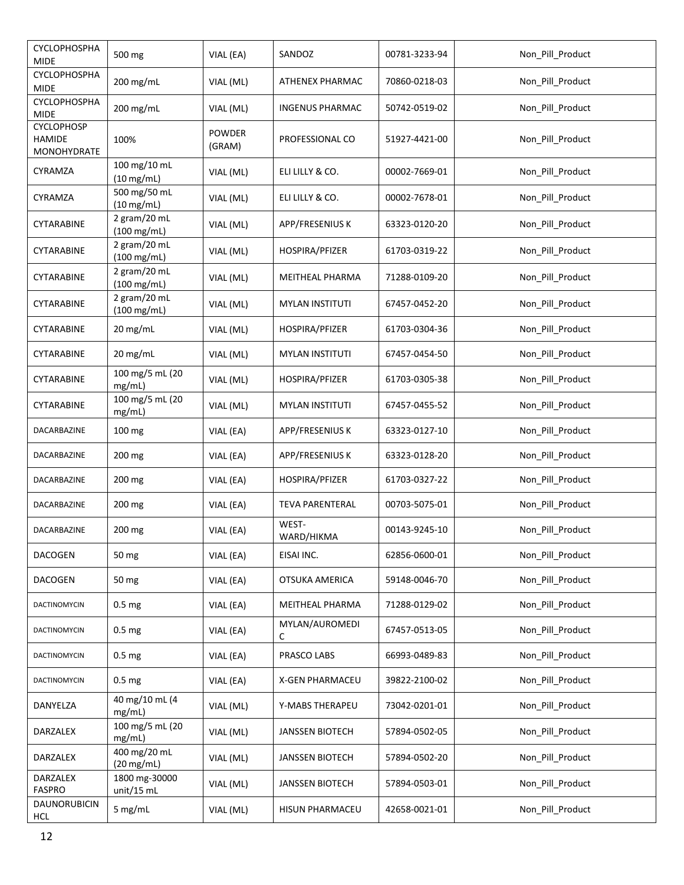| CYCLOPHOSPHAMIDE | 500 mg | VIAL (EA) | SANDOZ | 00781-3233-94 | Non_Pill_Product |
|---|---|---|---|---|---|
| CYCLOPHOSPHAMIDE | 200 mg/mL | VIAL (ML) | ATHENEX PHARMAC | 70860-0218-03 | Non_Pill_Product |
| CYCLOPHOSPHAMIDE | 200 mg/mL | VIAL (ML) | INGENUS PHARMAC | 50742-0519-02 | Non_Pill_Product |
| CYCLOPHOSPHAMIDE MONOHYDRATE | 100% | POWDER (GRAM) | PROFESSIONAL CO | 51927-4421-00 | Non_Pill_Product |
| CYRAMZA | 100 mg/10 mL (10 mg/mL) | VIAL (ML) | ELI LILLY & CO. | 00002-7669-01 | Non_Pill_Product |
| CYRAMZA | 500 mg/50 mL (10 mg/mL) | VIAL (ML) | ELI LILLY & CO. | 00002-7678-01 | Non_Pill_Product |
| CYTARABINE | 2 gram/20 mL (100 mg/mL) | VIAL (ML) | APP/FRESENIUS K | 63323-0120-20 | Non_Pill_Product |
| CYTARABINE | 2 gram/20 mL (100 mg/mL) | VIAL (ML) | HOSPIRA/PFIZER | 61703-0319-22 | Non_Pill_Product |
| CYTARABINE | 2 gram/20 mL (100 mg/mL) | VIAL (ML) | MEITHEAL PHARMA | 71288-0109-20 | Non_Pill_Product |
| CYTARABINE | 2 gram/20 mL (100 mg/mL) | VIAL (ML) | MYLAN INSTITUTI | 67457-0452-20 | Non_Pill_Product |
| CYTARABINE | 20 mg/mL | VIAL (ML) | HOSPIRA/PFIZER | 61703-0304-36 | Non_Pill_Product |
| CYTARABINE | 20 mg/mL | VIAL (ML) | MYLAN INSTITUTI | 67457-0454-50 | Non_Pill_Product |
| CYTARABINE | 100 mg/5 mL (20 mg/mL) | VIAL (ML) | HOSPIRA/PFIZER | 61703-0305-38 | Non_Pill_Product |
| CYTARABINE | 100 mg/5 mL (20 mg/mL) | VIAL (ML) | MYLAN INSTITUTI | 67457-0455-52 | Non_Pill_Product |
| DACARBAZINE | 100 mg | VIAL (EA) | APP/FRESENIUS K | 63323-0127-10 | Non_Pill_Product |
| DACARBAZINE | 200 mg | VIAL (EA) | APP/FRESENIUS K | 63323-0128-20 | Non_Pill_Product |
| DACARBAZINE | 200 mg | VIAL (EA) | HOSPIRA/PFIZER | 61703-0327-22 | Non_Pill_Product |
| DACARBAZINE | 200 mg | VIAL (EA) | TEVA PARENTERAL | 00703-5075-01 | Non_Pill_Product |
| DACARBAZINE | 200 mg | VIAL (EA) | WEST-WARD/HIKMA | 00143-9245-10 | Non_Pill_Product |
| DACOGEN | 50 mg | VIAL (EA) | EISAI INC. | 62856-0600-01 | Non_Pill_Product |
| DACOGEN | 50 mg | VIAL (EA) | OTSUKA AMERICA | 59148-0046-70 | Non_Pill_Product |
| DACTINOMYCIN | 0.5 mg | VIAL (EA) | MEITHEAL PHARMA | 71288-0129-02 | Non_Pill_Product |
| DACTINOMYCIN | 0.5 mg | VIAL (EA) | MYLAN/AUROMEDIC | 67457-0513-05 | Non_Pill_Product |
| DACTINOMYCIN | 0.5 mg | VIAL (EA) | PRASCO LABS | 66993-0489-83 | Non_Pill_Product |
| DACTINOMYCIN | 0.5 mg | VIAL (EA) | X-GEN PHARMACEU | 39822-2100-02 | Non_Pill_Product |
| DANYELZA | 40 mg/10 mL (4 mg/mL) | VIAL (ML) | Y-MABS THERAPEU | 73042-0201-01 | Non_Pill_Product |
| DARZALEX | 100 mg/5 mL (20 mg/mL) | VIAL (ML) | JANSSEN BIOTECH | 57894-0502-05 | Non_Pill_Product |
| DARZALEX | 400 mg/20 mL (20 mg/mL) | VIAL (ML) | JANSSEN BIOTECH | 57894-0502-20 | Non_Pill_Product |
| DARZALEX FASPRO | 1800 mg-30000 unit/15 mL | VIAL (ML) | JANSSEN BIOTECH | 57894-0503-01 | Non_Pill_Product |
| DAUNORUBICIN HCL | 5 mg/mL | VIAL (ML) | HISUN PHARMACEU | 42658-0021-01 | Non_Pill_Product |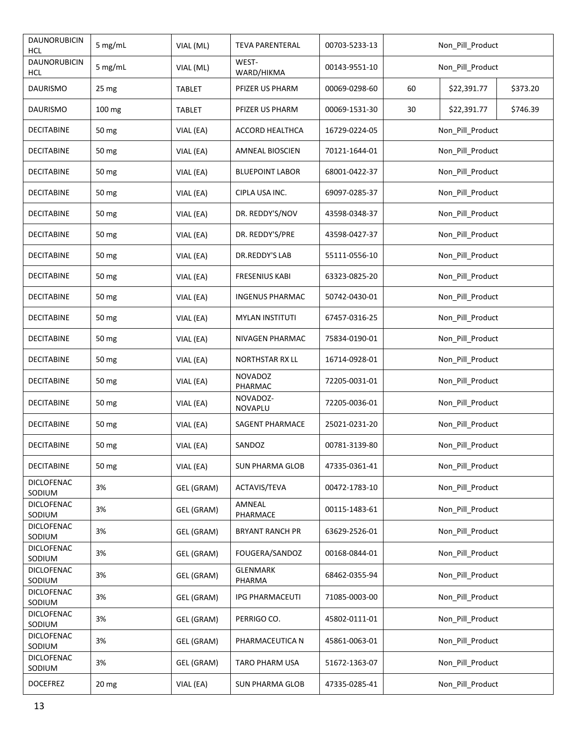| DAUNORUBICIN HCL | 5 mg/mL | VIAL (ML) | TEVA PARENTERAL | 00703-5233-13 | Non_Pill_Product | | |
|---|---|---|---|---|---|---|---|
| DAUNORUBICIN HCL | 5 mg/mL | VIAL (ML) | WEST-WARD/HIKMA | 00143-9551-10 | Non_Pill_Product | | |
| DAURISMO | 25 mg | TABLET | PFIZER US PHARM | 00069-0298-60 | 60 | $22,391.77 | $373.20 |
| DAURISMO | 100 mg | TABLET | PFIZER US PHARM | 00069-1531-30 | 30 | $22,391.77 | $746.39 |
| DECITABINE | 50 mg | VIAL (EA) | ACCORD HEALTHCA | 16729-0224-05 | Non_Pill_Product | | |
| DECITABINE | 50 mg | VIAL (EA) | AMNEAL BIOSCIEN | 70121-1644-01 | Non_Pill_Product | | |
| DECITABINE | 50 mg | VIAL (EA) | BLUEPOINT LABOR | 68001-0422-37 | Non_Pill_Product | | |
| DECITABINE | 50 mg | VIAL (EA) | CIPLA USA INC. | 69097-0285-37 | Non_Pill_Product | | |
| DECITABINE | 50 mg | VIAL (EA) | DR. REDDY'S/NOV | 43598-0348-37 | Non_Pill_Product | | |
| DECITABINE | 50 mg | VIAL (EA) | DR. REDDY'S/PRE | 43598-0427-37 | Non_Pill_Product | | |
| DECITABINE | 50 mg | VIAL (EA) | DR.REDDY'S LAB | 55111-0556-10 | Non_Pill_Product | | |
| DECITABINE | 50 mg | VIAL (EA) | FRESENIUS KABI | 63323-0825-20 | Non_Pill_Product | | |
| DECITABINE | 50 mg | VIAL (EA) | INGENUS PHARMAC | 50742-0430-01 | Non_Pill_Product | | |
| DECITABINE | 50 mg | VIAL (EA) | MYLAN INSTITUTI | 67457-0316-25 | Non_Pill_Product | | |
| DECITABINE | 50 mg | VIAL (EA) | NIVAGEN PHARMAC | 75834-0190-01 | Non_Pill_Product | | |
| DECITABINE | 50 mg | VIAL (EA) | NORTHSTAR RX LL | 16714-0928-01 | Non_Pill_Product | | |
| DECITABINE | 50 mg | VIAL (EA) | NOVADOZ PHARMAC | 72205-0031-01 | Non_Pill_Product | | |
| DECITABINE | 50 mg | VIAL (EA) | NOVADOZ-NOVAPLU | 72205-0036-01 | Non_Pill_Product | | |
| DECITABINE | 50 mg | VIAL (EA) | SAGENT PHARMACE | 25021-0231-20 | Non_Pill_Product | | |
| DECITABINE | 50 mg | VIAL (EA) | SANDOZ | 00781-3139-80 | Non_Pill_Product | | |
| DECITABINE | 50 mg | VIAL (EA) | SUN PHARMA GLOB | 47335-0361-41 | Non_Pill_Product | | |
| DICLOFENAC SODIUM | 3% | GEL (GRAM) | ACTAVIS/TEVA | 00472-1783-10 | Non_Pill_Product | | |
| DICLOFENAC SODIUM | 3% | GEL (GRAM) | AMNEAL PHARMACE | 00115-1483-61 | Non_Pill_Product | | |
| DICLOFENAC SODIUM | 3% | GEL (GRAM) | BRYANT RANCH PR | 63629-2526-01 | Non_Pill_Product | | |
| DICLOFENAC SODIUM | 3% | GEL (GRAM) | FOUGERA/SANDOZ | 00168-0844-01 | Non_Pill_Product | | |
| DICLOFENAC SODIUM | 3% | GEL (GRAM) | GLENMARK PHARMA | 68462-0355-94 | Non_Pill_Product | | |
| DICLOFENAC SODIUM | 3% | GEL (GRAM) | IPG PHARMACEUTI | 71085-0003-00 | Non_Pill_Product | | |
| DICLOFENAC SODIUM | 3% | GEL (GRAM) | PERRIGO CO. | 45802-0111-01 | Non_Pill_Product | | |
| DICLOFENAC SODIUM | 3% | GEL (GRAM) | PHARMACEUTICA N | 45861-0063-01 | Non_Pill_Product | | |
| DICLOFENAC SODIUM | 3% | GEL (GRAM) | TARO PHARM USA | 51672-1363-07 | Non_Pill_Product | | |
| DOCEFREZ | 20 mg | VIAL (EA) | SUN PHARMA GLOB | 47335-0285-41 | Non_Pill_Product | | |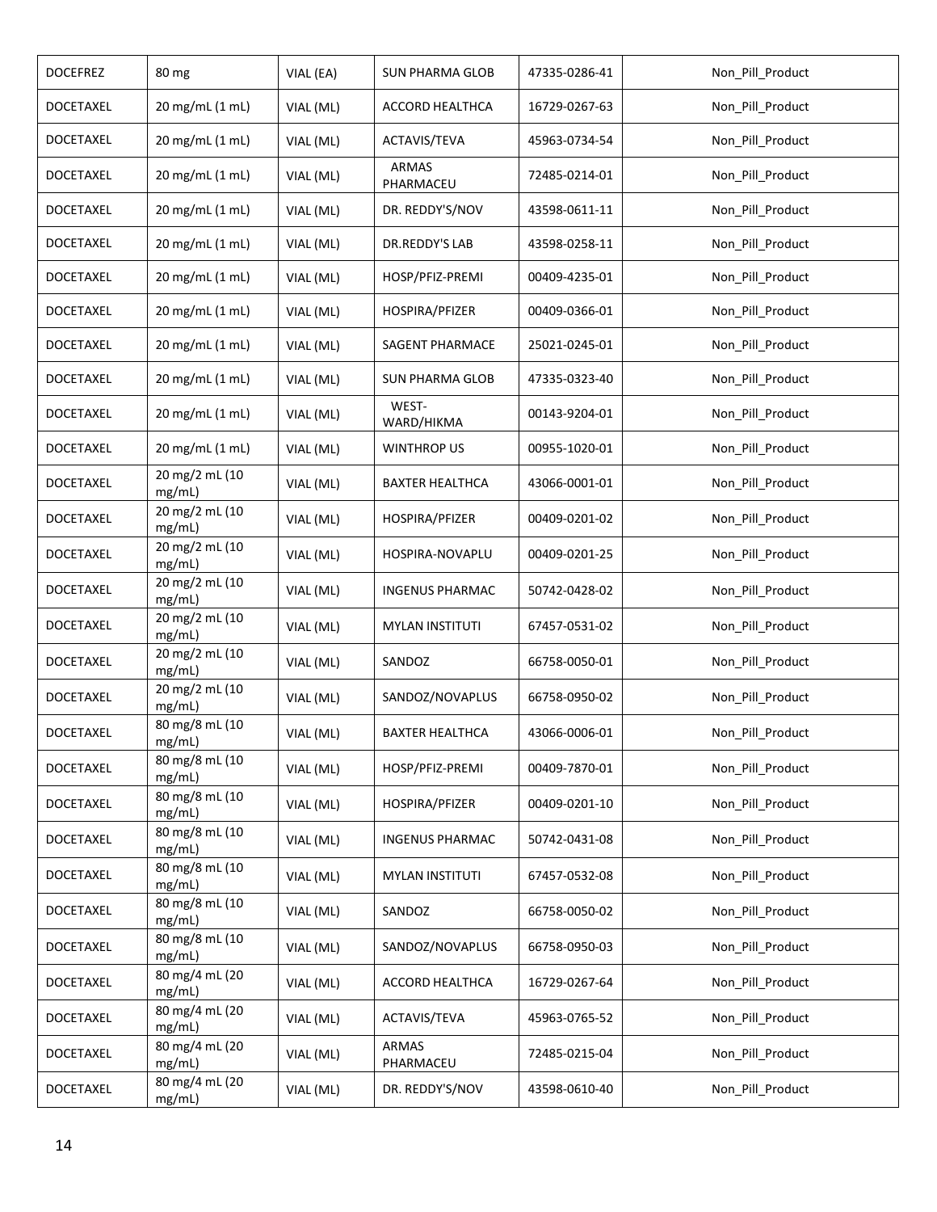| DOCEFREZ | 80 mg | VIAL (EA) | SUN PHARMA GLOB | 47335-0286-41 | Non_Pill_Product |
|---|---|---|---|---|---|
| DOCETAXEL | 20 mg/mL (1 mL) | VIAL (ML) | ACCORD HEALTHCA | 16729-0267-63 | Non_Pill_Product |
| DOCETAXEL | 20 mg/mL (1 mL) | VIAL (ML) | ACTAVIS/TEVA | 45963-0734-54 | Non_Pill_Product |
| DOCETAXEL | 20 mg/mL (1 mL) | VIAL (ML) | ARMAS PHARMACEU | 72485-0214-01 | Non_Pill_Product |
| DOCETAXEL | 20 mg/mL (1 mL) | VIAL (ML) | DR. REDDY'S/NOV | 43598-0611-11 | Non_Pill_Product |
| DOCETAXEL | 20 mg/mL (1 mL) | VIAL (ML) | DR.REDDY'S LAB | 43598-0258-11 | Non_Pill_Product |
| DOCETAXEL | 20 mg/mL (1 mL) | VIAL (ML) | HOSP/PFIZ-PREMI | 00409-4235-01 | Non_Pill_Product |
| DOCETAXEL | 20 mg/mL (1 mL) | VIAL (ML) | HOSPIRA/PFIZER | 00409-0366-01 | Non_Pill_Product |
| DOCETAXEL | 20 mg/mL (1 mL) | VIAL (ML) | SAGENT PHARMACE | 25021-0245-01 | Non_Pill_Product |
| DOCETAXEL | 20 mg/mL (1 mL) | VIAL (ML) | SUN PHARMA GLOB | 47335-0323-40 | Non_Pill_Product |
| DOCETAXEL | 20 mg/mL (1 mL) | VIAL (ML) | WEST-WARD/HIKMA | 00143-9204-01 | Non_Pill_Product |
| DOCETAXEL | 20 mg/mL (1 mL) | VIAL (ML) | WINTHROP US | 00955-1020-01 | Non_Pill_Product |
| DOCETAXEL | 20 mg/2 mL (10 mg/mL) | VIAL (ML) | BAXTER HEALTHCA | 43066-0001-01 | Non_Pill_Product |
| DOCETAXEL | 20 mg/2 mL (10 mg/mL) | VIAL (ML) | HOSPIRA/PFIZER | 00409-0201-02 | Non_Pill_Product |
| DOCETAXEL | 20 mg/2 mL (10 mg/mL) | VIAL (ML) | HOSPIRA-NOVAPLU | 00409-0201-25 | Non_Pill_Product |
| DOCETAXEL | 20 mg/2 mL (10 mg/mL) | VIAL (ML) | INGENUS PHARMAC | 50742-0428-02 | Non_Pill_Product |
| DOCETAXEL | 20 mg/2 mL (10 mg/mL) | VIAL (ML) | MYLAN INSTITUTI | 67457-0531-02 | Non_Pill_Product |
| DOCETAXEL | 20 mg/2 mL (10 mg/mL) | VIAL (ML) | SANDOZ | 66758-0050-01 | Non_Pill_Product |
| DOCETAXEL | 20 mg/2 mL (10 mg/mL) | VIAL (ML) | SANDOZ/NOVAPLUS | 66758-0950-02 | Non_Pill_Product |
| DOCETAXEL | 80 mg/8 mL (10 mg/mL) | VIAL (ML) | BAXTER HEALTHCA | 43066-0006-01 | Non_Pill_Product |
| DOCETAXEL | 80 mg/8 mL (10 mg/mL) | VIAL (ML) | HOSP/PFIZ-PREMI | 00409-7870-01 | Non_Pill_Product |
| DOCETAXEL | 80 mg/8 mL (10 mg/mL) | VIAL (ML) | HOSPIRA/PFIZER | 00409-0201-10 | Non_Pill_Product |
| DOCETAXEL | 80 mg/8 mL (10 mg/mL) | VIAL (ML) | INGENUS PHARMAC | 50742-0431-08 | Non_Pill_Product |
| DOCETAXEL | 80 mg/8 mL (10 mg/mL) | VIAL (ML) | MYLAN INSTITUTI | 67457-0532-08 | Non_Pill_Product |
| DOCETAXEL | 80 mg/8 mL (10 mg/mL) | VIAL (ML) | SANDOZ | 66758-0050-02 | Non_Pill_Product |
| DOCETAXEL | 80 mg/8 mL (10 mg/mL) | VIAL (ML) | SANDOZ/NOVAPLUS | 66758-0950-03 | Non_Pill_Product |
| DOCETAXEL | 80 mg/4 mL (20 mg/mL) | VIAL (ML) | ACCORD HEALTHCA | 16729-0267-64 | Non_Pill_Product |
| DOCETAXEL | 80 mg/4 mL (20 mg/mL) | VIAL (ML) | ACTAVIS/TEVA | 45963-0765-52 | Non_Pill_Product |
| DOCETAXEL | 80 mg/4 mL (20 mg/mL) | VIAL (ML) | ARMAS PHARMACEU | 72485-0215-04 | Non_Pill_Product |
| DOCETAXEL | 80 mg/4 mL (20 mg/mL) | VIAL (ML) | DR. REDDY'S/NOV | 43598-0610-40 | Non_Pill_Product |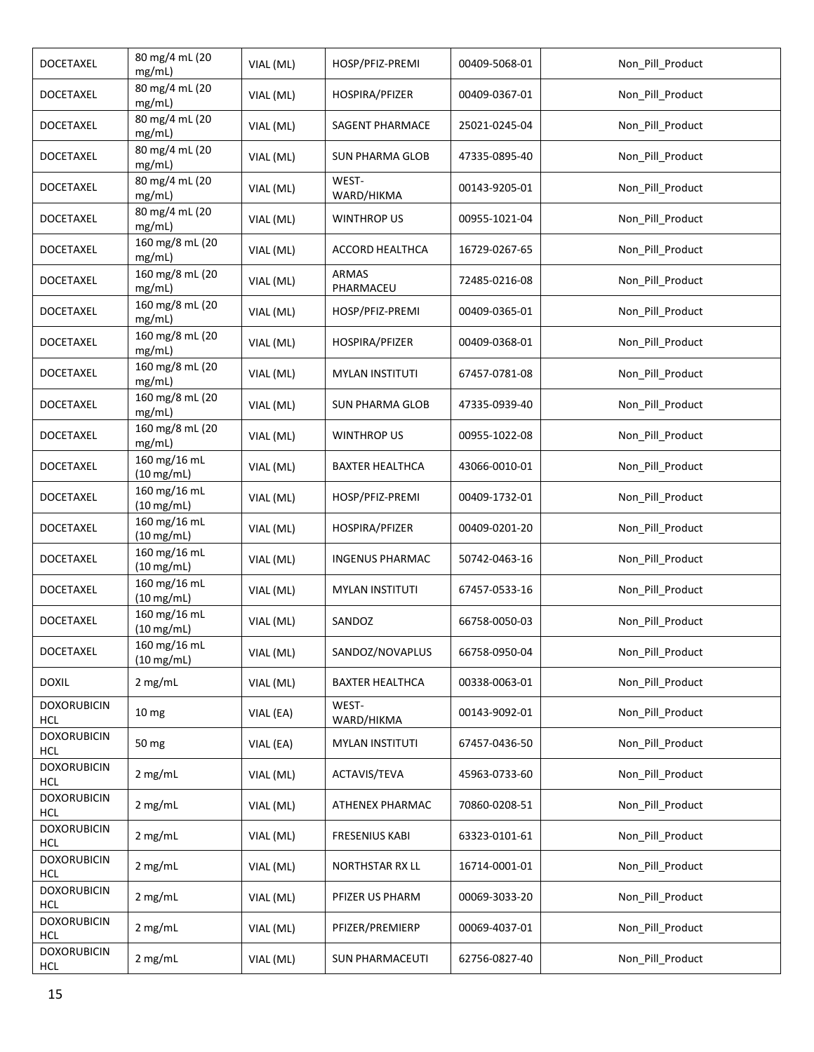| DOCETAXEL | 80 mg/4 mL (20 mg/mL) | VIAL (ML) | HOSP/PFIZ-PREMI | 00409-5068-01 | Non_Pill_Product |
|---|---|---|---|---|---|
| DOCETAXEL | 80 mg/4 mL (20 mg/mL) | VIAL (ML) | HOSPIRA/PFIZER | 00409-0367-01 | Non_Pill_Product |
| DOCETAXEL | 80 mg/4 mL (20 mg/mL) | VIAL (ML) | SAGENT PHARMACE | 25021-0245-04 | Non_Pill_Product |
| DOCETAXEL | 80 mg/4 mL (20 mg/mL) | VIAL (ML) | SUN PHARMA GLOB | 47335-0895-40 | Non_Pill_Product |
| DOCETAXEL | 80 mg/4 mL (20 mg/mL) | VIAL (ML) | WEST-WARD/HIKMA | 00143-9205-01 | Non_Pill_Product |
| DOCETAXEL | 80 mg/4 mL (20 mg/mL) | VIAL (ML) | WINTHROP US | 00955-1021-04 | Non_Pill_Product |
| DOCETAXEL | 160 mg/8 mL (20 mg/mL) | VIAL (ML) | ACCORD HEALTHCA | 16729-0267-65 | Non_Pill_Product |
| DOCETAXEL | 160 mg/8 mL (20 mg/mL) | VIAL (ML) | ARMAS PHARMACEU | 72485-0216-08 | Non_Pill_Product |
| DOCETAXEL | 160 mg/8 mL (20 mg/mL) | VIAL (ML) | HOSP/PFIZ-PREMI | 00409-0365-01 | Non_Pill_Product |
| DOCETAXEL | 160 mg/8 mL (20 mg/mL) | VIAL (ML) | HOSPIRA/PFIZER | 00409-0368-01 | Non_Pill_Product |
| DOCETAXEL | 160 mg/8 mL (20 mg/mL) | VIAL (ML) | MYLAN INSTITUTI | 67457-0781-08 | Non_Pill_Product |
| DOCETAXEL | 160 mg/8 mL (20 mg/mL) | VIAL (ML) | SUN PHARMA GLOB | 47335-0939-40 | Non_Pill_Product |
| DOCETAXEL | 160 mg/8 mL (20 mg/mL) | VIAL (ML) | WINTHROP US | 00955-1022-08 | Non_Pill_Product |
| DOCETAXEL | 160 mg/16 mL (10 mg/mL) | VIAL (ML) | BAXTER HEALTHCA | 43066-0010-01 | Non_Pill_Product |
| DOCETAXEL | 160 mg/16 mL (10 mg/mL) | VIAL (ML) | HOSP/PFIZ-PREMI | 00409-1732-01 | Non_Pill_Product |
| DOCETAXEL | 160 mg/16 mL (10 mg/mL) | VIAL (ML) | HOSPIRA/PFIZER | 00409-0201-20 | Non_Pill_Product |
| DOCETAXEL | 160 mg/16 mL (10 mg/mL) | VIAL (ML) | INGENUS PHARMAC | 50742-0463-16 | Non_Pill_Product |
| DOCETAXEL | 160 mg/16 mL (10 mg/mL) | VIAL (ML) | MYLAN INSTITUTI | 67457-0533-16 | Non_Pill_Product |
| DOCETAXEL | 160 mg/16 mL (10 mg/mL) | VIAL (ML) | SANDOZ | 66758-0050-03 | Non_Pill_Product |
| DOCETAXEL | 160 mg/16 mL (10 mg/mL) | VIAL (ML) | SANDOZ/NOVAPLUS | 66758-0950-04 | Non_Pill_Product |
| DOXIL | 2 mg/mL | VIAL (ML) | BAXTER HEALTHCA | 00338-0063-01 | Non_Pill_Product |
| DOXORUBICIN HCL | 10 mg | VIAL (EA) | WEST-WARD/HIKMA | 00143-9092-01 | Non_Pill_Product |
| DOXORUBICIN HCL | 50 mg | VIAL (EA) | MYLAN INSTITUTI | 67457-0436-50 | Non_Pill_Product |
| DOXORUBICIN HCL | 2 mg/mL | VIAL (ML) | ACTAVIS/TEVA | 45963-0733-60 | Non_Pill_Product |
| DOXORUBICIN HCL | 2 mg/mL | VIAL (ML) | ATHENEX PHARMAC | 70860-0208-51 | Non_Pill_Product |
| DOXORUBICIN HCL | 2 mg/mL | VIAL (ML) | FRESENIUS KABI | 63323-0101-61 | Non_Pill_Product |
| DOXORUBICIN HCL | 2 mg/mL | VIAL (ML) | NORTHSTAR RX LL | 16714-0001-01 | Non_Pill_Product |
| DOXORUBICIN HCL | 2 mg/mL | VIAL (ML) | PFIZER US PHARM | 00069-3033-20 | Non_Pill_Product |
| DOXORUBICIN HCL | 2 mg/mL | VIAL (ML) | PFIZER/PREMIERP | 00069-4037-01 | Non_Pill_Product |
| DOXORUBICIN HCL | 2 mg/mL | VIAL (ML) | SUN PHARMACEUTI | 62756-0827-40 | Non_Pill_Product |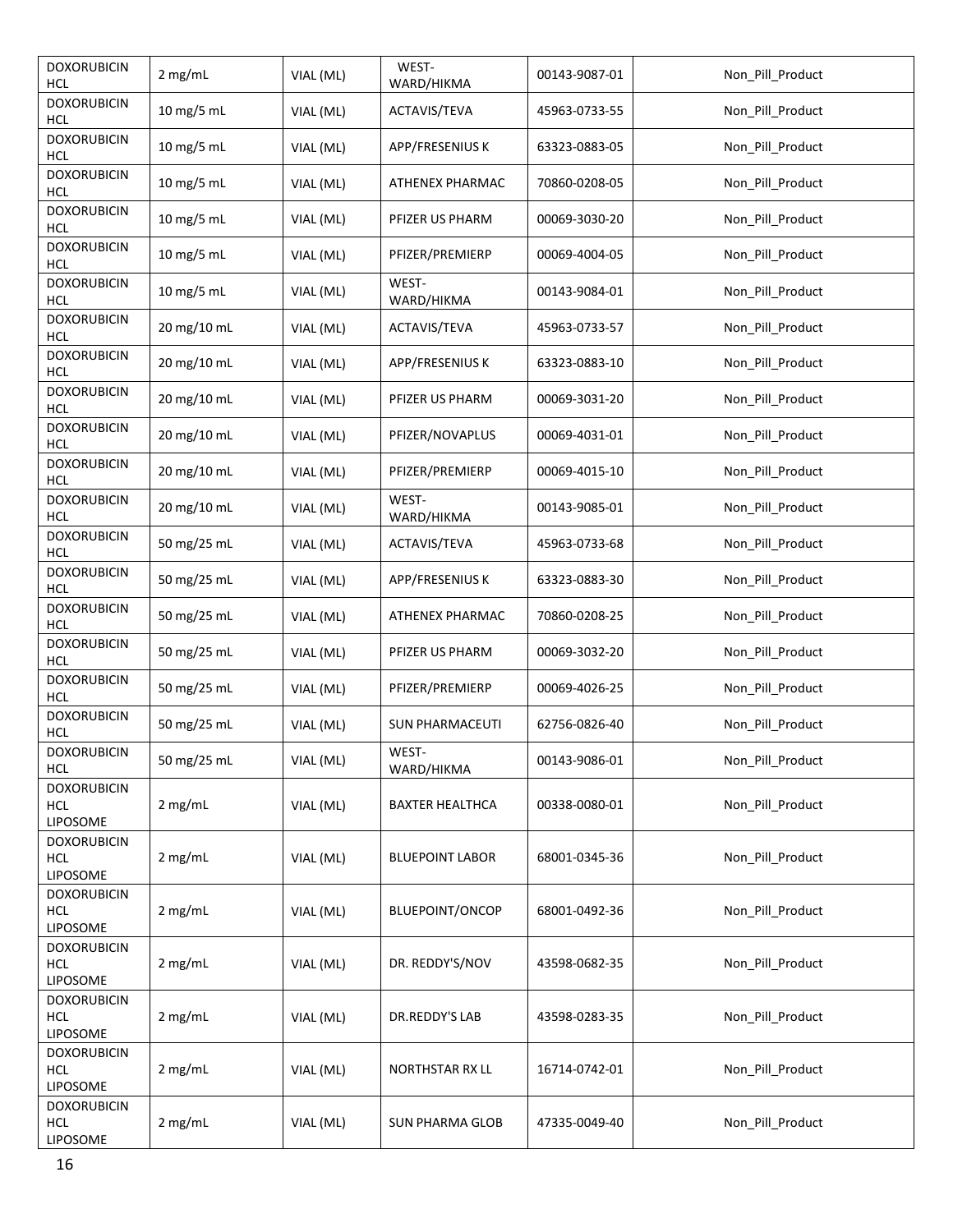| | | | | | |
|---|---|---|---|---|---|
| DOXORUBICIN HCL | 2 mg/mL | VIAL (ML) | WEST-WARD/HIKMA | 00143-9087-01 | Non_Pill_Product |
| DOXORUBICIN HCL | 10 mg/5 mL | VIAL (ML) | ACTAVIS/TEVA | 45963-0733-55 | Non_Pill_Product |
| DOXORUBICIN HCL | 10 mg/5 mL | VIAL (ML) | APP/FRESENIUS K | 63323-0883-05 | Non_Pill_Product |
| DOXORUBICIN HCL | 10 mg/5 mL | VIAL (ML) | ATHENEX PHARMAC | 70860-0208-05 | Non_Pill_Product |
| DOXORUBICIN HCL | 10 mg/5 mL | VIAL (ML) | PFIZER US PHARM | 00069-3030-20 | Non_Pill_Product |
| DOXORUBICIN HCL | 10 mg/5 mL | VIAL (ML) | PFIZER/PREMIERP | 00069-4004-05 | Non_Pill_Product |
| DOXORUBICIN HCL | 10 mg/5 mL | VIAL (ML) | WEST-WARD/HIKMA | 00143-9084-01 | Non_Pill_Product |
| DOXORUBICIN HCL | 20 mg/10 mL | VIAL (ML) | ACTAVIS/TEVA | 45963-0733-57 | Non_Pill_Product |
| DOXORUBICIN HCL | 20 mg/10 mL | VIAL (ML) | APP/FRESENIUS K | 63323-0883-10 | Non_Pill_Product |
| DOXORUBICIN HCL | 20 mg/10 mL | VIAL (ML) | PFIZER US PHARM | 00069-3031-20 | Non_Pill_Product |
| DOXORUBICIN HCL | 20 mg/10 mL | VIAL (ML) | PFIZER/NOVAPLUS | 00069-4031-01 | Non_Pill_Product |
| DOXORUBICIN HCL | 20 mg/10 mL | VIAL (ML) | PFIZER/PREMIERP | 00069-4015-10 | Non_Pill_Product |
| DOXORUBICIN HCL | 20 mg/10 mL | VIAL (ML) | WEST-WARD/HIKMA | 00143-9085-01 | Non_Pill_Product |
| DOXORUBICIN HCL | 50 mg/25 mL | VIAL (ML) | ACTAVIS/TEVA | 45963-0733-68 | Non_Pill_Product |
| DOXORUBICIN HCL | 50 mg/25 mL | VIAL (ML) | APP/FRESENIUS K | 63323-0883-30 | Non_Pill_Product |
| DOXORUBICIN HCL | 50 mg/25 mL | VIAL (ML) | ATHENEX PHARMAC | 70860-0208-25 | Non_Pill_Product |
| DOXORUBICIN HCL | 50 mg/25 mL | VIAL (ML) | PFIZER US PHARM | 00069-3032-20 | Non_Pill_Product |
| DOXORUBICIN HCL | 50 mg/25 mL | VIAL (ML) | PFIZER/PREMIERP | 00069-4026-25 | Non_Pill_Product |
| DOXORUBICIN HCL | 50 mg/25 mL | VIAL (ML) | SUN PHARMACEUTI | 62756-0826-40 | Non_Pill_Product |
| DOXORUBICIN HCL | 50 mg/25 mL | VIAL (ML) | WEST-WARD/HIKMA | 00143-9086-01 | Non_Pill_Product |
| DOXORUBICIN HCL LIPOSOME | 2 mg/mL | VIAL (ML) | BAXTER HEALTHCA | 00338-0080-01 | Non_Pill_Product |
| DOXORUBICIN HCL LIPOSOME | 2 mg/mL | VIAL (ML) | BLUEPOINT LABOR | 68001-0345-36 | Non_Pill_Product |
| DOXORUBICIN HCL LIPOSOME | 2 mg/mL | VIAL (ML) | BLUEPOINT/ONCOP | 68001-0492-36 | Non_Pill_Product |
| DOXORUBICIN HCL LIPOSOME | 2 mg/mL | VIAL (ML) | DR. REDDY'S/NOV | 43598-0682-35 | Non_Pill_Product |
| DOXORUBICIN HCL LIPOSOME | 2 mg/mL | VIAL (ML) | DR.REDDY'S LAB | 43598-0283-35 | Non_Pill_Product |
| DOXORUBICIN HCL LIPOSOME | 2 mg/mL | VIAL (ML) | NORTHSTAR RX LL | 16714-0742-01 | Non_Pill_Product |
| DOXORUBICIN HCL LIPOSOME | 2 mg/mL | VIAL (ML) | SUN PHARMA GLOB | 47335-0049-40 | Non_Pill_Product |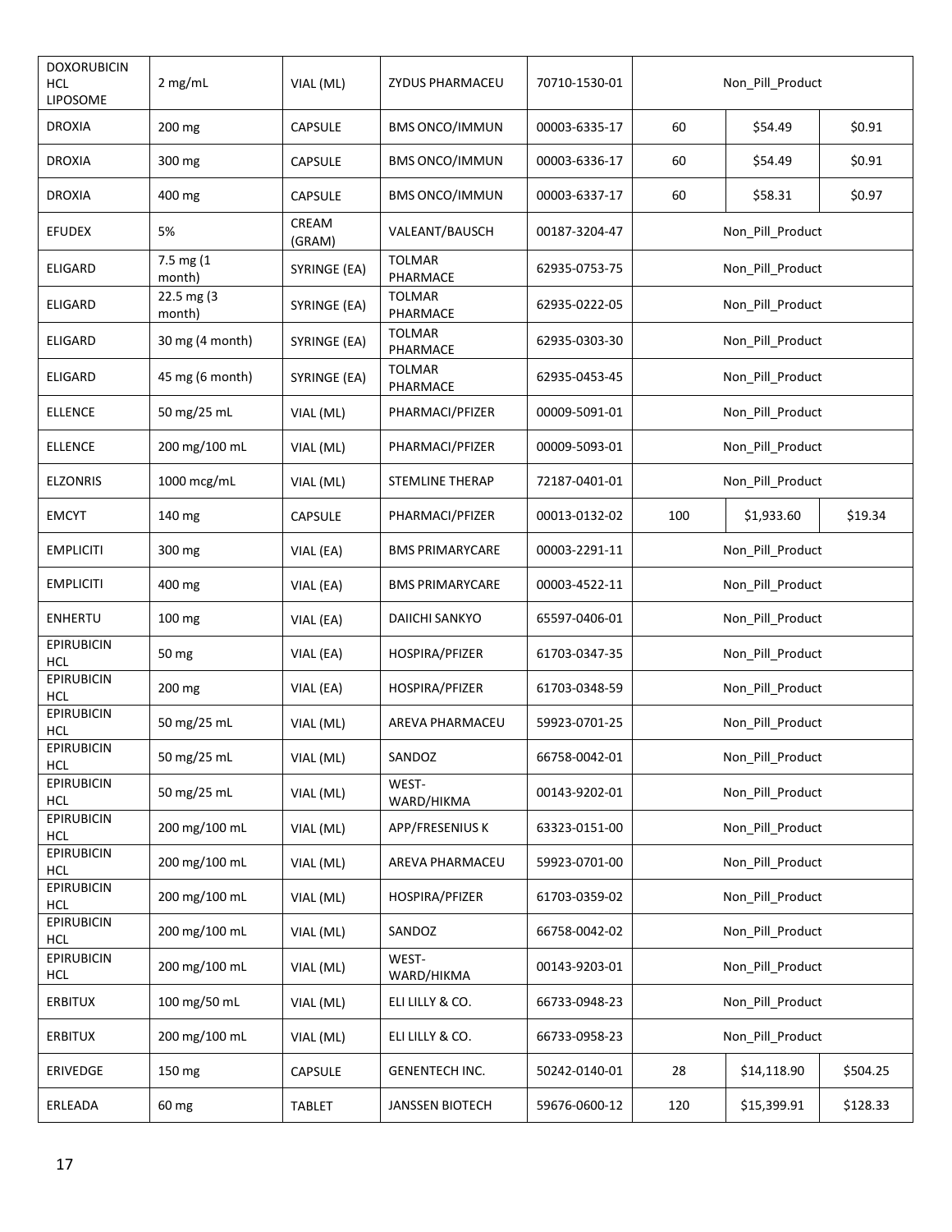| DOXORUBICIN HCL LIPOSOME | 2 mg/mL | VIAL (ML) | ZYDUS PHARMACEU | 70710-1530-01 | Non_Pill_Product | | |
|---|---|---|---|---|---|---|---|
| DROXIA | 200 mg | CAPSULE | BMS ONCO/IMMUN | 00003-6335-17 | 60 | $54.49 | $0.91 |
| DROXIA | 300 mg | CAPSULE | BMS ONCO/IMMUN | 00003-6336-17 | 60 | $54.49 | $0.91 |
| DROXIA | 400 mg | CAPSULE | BMS ONCO/IMMUN | 00003-6337-17 | 60 | $58.31 | $0.97 |
| EFUDEX | 5% | CREAM (GRAM) | VALEANT/BAUSCH | 00187-3204-47 | Non_Pill_Product | | |
| ELIGARD | 7.5 mg (1 month) | SYRINGE (EA) | TOLMAR PHARMACE | 62935-0753-75 | Non_Pill_Product | | |
| ELIGARD | 22.5 mg (3 month) | SYRINGE (EA) | TOLMAR PHARMACE | 62935-0222-05 | Non_Pill_Product | | |
| ELIGARD | 30 mg (4 month) | SYRINGE (EA) | TOLMAR PHARMACE | 62935-0303-30 | Non_Pill_Product | | |
| ELIGARD | 45 mg (6 month) | SYRINGE (EA) | TOLMAR PHARMACE | 62935-0453-45 | Non_Pill_Product | | |
| ELLENCE | 50 mg/25 mL | VIAL (ML) | PHARMACI/PFIZER | 00009-5091-01 | Non_Pill_Product | | |
| ELLENCE | 200 mg/100 mL | VIAL (ML) | PHARMACI/PFIZER | 00009-5093-01 | Non_Pill_Product | | |
| ELZONRIS | 1000 mcg/mL | VIAL (ML) | STEMLINE THERAP | 72187-0401-01 | Non_Pill_Product | | |
| EMCYT | 140 mg | CAPSULE | PHARMACI/PFIZER | 00013-0132-02 | 100 | $1,933.60 | $19.34 |
| EMPLICITI | 300 mg | VIAL (EA) | BMS PRIMARYCARE | 00003-2291-11 | Non_Pill_Product | | |
| EMPLICITI | 400 mg | VIAL (EA) | BMS PRIMARYCARE | 00003-4522-11 | Non_Pill_Product | | |
| ENHERTU | 100 mg | VIAL (EA) | DAIICHI SANKYO | 65597-0406-01 | Non_Pill_Product | | |
| EPIRUBICIN HCL | 50 mg | VIAL (EA) | HOSPIRA/PFIZER | 61703-0347-35 | Non_Pill_Product | | |
| EPIRUBICIN HCL | 200 mg | VIAL (EA) | HOSPIRA/PFIZER | 61703-0348-59 | Non_Pill_Product | | |
| EPIRUBICIN HCL | 50 mg/25 mL | VIAL (ML) | AREVA PHARMACEU | 59923-0701-25 | Non_Pill_Product | | |
| EPIRUBICIN HCL | 50 mg/25 mL | VIAL (ML) | SANDOZ | 66758-0042-01 | Non_Pill_Product | | |
| EPIRUBICIN HCL | 50 mg/25 mL | VIAL (ML) | WEST-WARD/HIKMA | 00143-9202-01 | Non_Pill_Product | | |
| EPIRUBICIN HCL | 200 mg/100 mL | VIAL (ML) | APP/FRESENIUS K | 63323-0151-00 | Non_Pill_Product | | |
| EPIRUBICIN HCL | 200 mg/100 mL | VIAL (ML) | AREVA PHARMACEU | 59923-0701-00 | Non_Pill_Product | | |
| EPIRUBICIN HCL | 200 mg/100 mL | VIAL (ML) | HOSPIRA/PFIZER | 61703-0359-02 | Non_Pill_Product | | |
| EPIRUBICIN HCL | 200 mg/100 mL | VIAL (ML) | SANDOZ | 66758-0042-02 | Non_Pill_Product | | |
| EPIRUBICIN HCL | 200 mg/100 mL | VIAL (ML) | WEST-WARD/HIKMA | 00143-9203-01 | Non_Pill_Product | | |
| ERBITUX | 100 mg/50 mL | VIAL (ML) | ELI LILLY & CO. | 66733-0948-23 | Non_Pill_Product | | |
| ERBITUX | 200 mg/100 mL | VIAL (ML) | ELI LILLY & CO. | 66733-0958-23 | Non_Pill_Product | | |
| ERIVEDGE | 150 mg | CAPSULE | GENENTECH INC. | 50242-0140-01 | 28 | $14,118.90 | $504.25 |
| ERLEADA | 60 mg | TABLET | JANSSEN BIOTECH | 59676-0600-12 | 120 | $15,399.91 | $128.33 |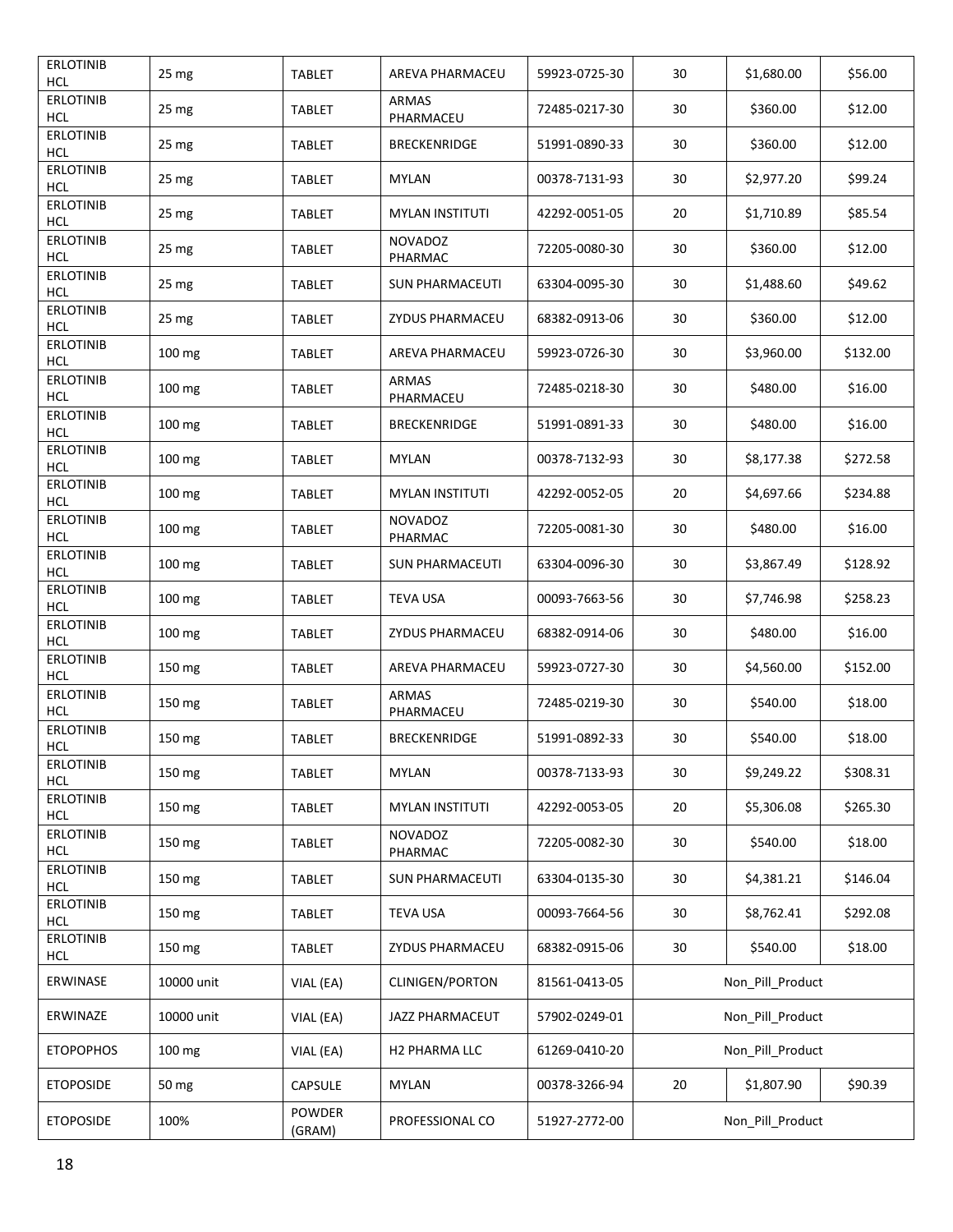| ERLOTINIB HCL | 25 mg | TABLET | AREVA PHARMACEU | 59923-0725-30 | 30 | $1,680.00 | $56.00 |
|---|---|---|---|---|---|---|---|
| ERLOTINIB HCL | 25 mg | TABLET | ARMAS PHARMACEU | 72485-0217-30 | 30 | $360.00 | $12.00 |
| ERLOTINIB HCL | 25 mg | TABLET | BRECKENRIDGE | 51991-0890-33 | 30 | $360.00 | $12.00 |
| ERLOTINIB HCL | 25 mg | TABLET | MYLAN | 00378-7131-93 | 30 | $2,977.20 | $99.24 |
| ERLOTINIB HCL | 25 mg | TABLET | MYLAN INSTITUTI | 42292-0051-05 | 20 | $1,710.89 | $85.54 |
| ERLOTINIB HCL | 25 mg | TABLET | NOVADOZ PHARMAC | 72205-0080-30 | 30 | $360.00 | $12.00 |
| ERLOTINIB HCL | 25 mg | TABLET | SUN PHARMACEUTI | 63304-0095-30 | 30 | $1,488.60 | $49.62 |
| ERLOTINIB HCL | 25 mg | TABLET | ZYDUS PHARMACEU | 68382-0913-06 | 30 | $360.00 | $12.00 |
| ERLOTINIB HCL | 100 mg | TABLET | AREVA PHARMACEU | 59923-0726-30 | 30 | $3,960.00 | $132.00 |
| ERLOTINIB HCL | 100 mg | TABLET | ARMAS PHARMACEU | 72485-0218-30 | 30 | $480.00 | $16.00 |
| ERLOTINIB HCL | 100 mg | TABLET | BRECKENRIDGE | 51991-0891-33 | 30 | $480.00 | $16.00 |
| ERLOTINIB HCL | 100 mg | TABLET | MYLAN | 00378-7132-93 | 30 | $8,177.38 | $272.58 |
| ERLOTINIB HCL | 100 mg | TABLET | MYLAN INSTITUTI | 42292-0052-05 | 20 | $4,697.66 | $234.88 |
| ERLOTINIB HCL | 100 mg | TABLET | NOVADOZ PHARMAC | 72205-0081-30 | 30 | $480.00 | $16.00 |
| ERLOTINIB HCL | 100 mg | TABLET | SUN PHARMACEUTI | 63304-0096-30 | 30 | $3,867.49 | $128.92 |
| ERLOTINIB HCL | 100 mg | TABLET | TEVA USA | 00093-7663-56 | 30 | $7,746.98 | $258.23 |
| ERLOTINIB HCL | 100 mg | TABLET | ZYDUS PHARMACEU | 68382-0914-06 | 30 | $480.00 | $16.00 |
| ERLOTINIB HCL | 150 mg | TABLET | AREVA PHARMACEU | 59923-0727-30 | 30 | $4,560.00 | $152.00 |
| ERLOTINIB HCL | 150 mg | TABLET | ARMAS PHARMACEU | 72485-0219-30 | 30 | $540.00 | $18.00 |
| ERLOTINIB HCL | 150 mg | TABLET | BRECKENRIDGE | 51991-0892-33 | 30 | $540.00 | $18.00 |
| ERLOTINIB HCL | 150 mg | TABLET | MYLAN | 00378-7133-93 | 30 | $9,249.22 | $308.31 |
| ERLOTINIB HCL | 150 mg | TABLET | MYLAN INSTITUTI | 42292-0053-05 | 20 | $5,306.08 | $265.30 |
| ERLOTINIB HCL | 150 mg | TABLET | NOVADOZ PHARMAC | 72205-0082-30 | 30 | $540.00 | $18.00 |
| ERLOTINIB HCL | 150 mg | TABLET | SUN PHARMACEUTI | 63304-0135-30 | 30 | $4,381.21 | $146.04 |
| ERLOTINIB HCL | 150 mg | TABLET | TEVA USA | 00093-7664-56 | 30 | $8,762.41 | $292.08 |
| ERLOTINIB HCL | 150 mg | TABLET | ZYDUS PHARMACEU | 68382-0915-06 | 30 | $540.00 | $18.00 |
| ERWINASE | 10000 unit | VIAL (EA) | CLINIGEN/PORTON | 81561-0413-05 | Non_Pill_Product | | |
| ERWINAZE | 10000 unit | VIAL (EA) | JAZZ PHARMACEUT | 57902-0249-01 | Non_Pill_Product | | |
| ETOPOPHOS | 100 mg | VIAL (EA) | H2 PHARMA LLC | 61269-0410-20 | Non_Pill_Product | | |
| ETOPOSIDE | 50 mg | CAPSULE | MYLAN | 00378-3266-94 | 20 | $1,807.90 | $90.39 |
| ETOPOSIDE | 100% | POWDER (GRAM) | PROFESSIONAL CO | 51927-2772-00 | Non_Pill_Product | | |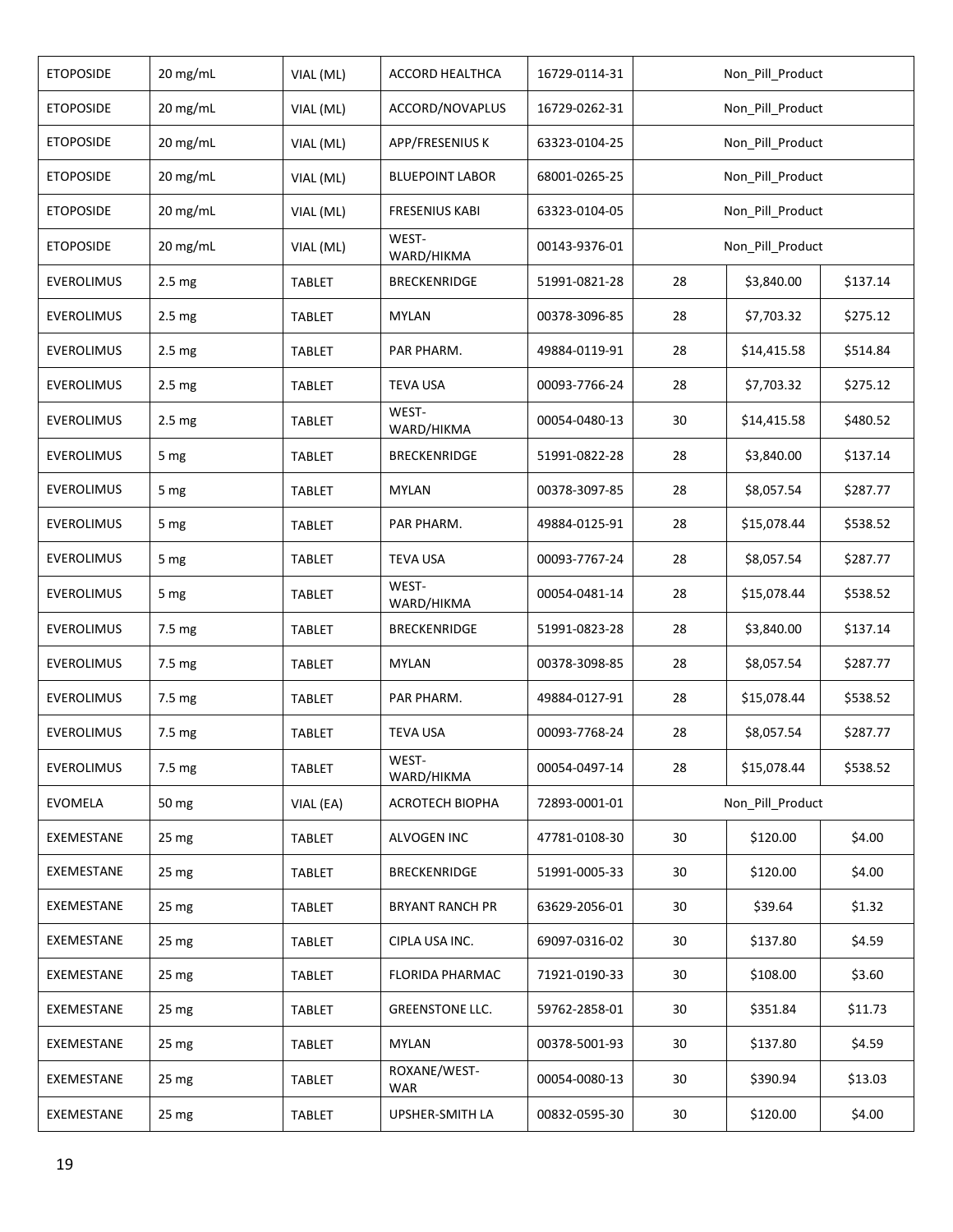| | | | | | | | |
|---|---|---|---|---|---|---|---|
| ETOPOSIDE | 20 mg/mL | VIAL (ML) | ACCORD HEALTHCA | 16729-0114-31 | Non_Pill_Product | | |
| ETOPOSIDE | 20 mg/mL | VIAL (ML) | ACCORD/NOVAPLUS | 16729-0262-31 | Non_Pill_Product | | |
| ETOPOSIDE | 20 mg/mL | VIAL (ML) | APP/FRESENIUS K | 63323-0104-25 | Non_Pill_Product | | |
| ETOPOSIDE | 20 mg/mL | VIAL (ML) | BLUEPOINT LABOR | 68001-0265-25 | Non_Pill_Product | | |
| ETOPOSIDE | 20 mg/mL | VIAL (ML) | FRESENIUS KABI | 63323-0104-05 | Non_Pill_Product | | |
| ETOPOSIDE | 20 mg/mL | VIAL (ML) | WEST-WARD/HIKMA | 00143-9376-01 | Non_Pill_Product | | |
| EVEROLIMUS | 2.5 mg | TABLET | BRECKENRIDGE | 51991-0821-28 | 28 | $3,840.00 | $137.14 |
| EVEROLIMUS | 2.5 mg | TABLET | MYLAN | 00378-3096-85 | 28 | $7,703.32 | $275.12 |
| EVEROLIMUS | 2.5 mg | TABLET | PAR PHARM. | 49884-0119-91 | 28 | $14,415.58 | $514.84 |
| EVEROLIMUS | 2.5 mg | TABLET | TEVA USA | 00093-7766-24 | 28 | $7,703.32 | $275.12 |
| EVEROLIMUS | 2.5 mg | TABLET | WEST-WARD/HIKMA | 00054-0480-13 | 30 | $14,415.58 | $480.52 |
| EVEROLIMUS | 5 mg | TABLET | BRECKENRIDGE | 51991-0822-28 | 28 | $3,840.00 | $137.14 |
| EVEROLIMUS | 5 mg | TABLET | MYLAN | 00378-3097-85 | 28 | $8,057.54 | $287.77 |
| EVEROLIMUS | 5 mg | TABLET | PAR PHARM. | 49884-0125-91 | 28 | $15,078.44 | $538.52 |
| EVEROLIMUS | 5 mg | TABLET | TEVA USA | 00093-7767-24 | 28 | $8,057.54 | $287.77 |
| EVEROLIMUS | 5 mg | TABLET | WEST-WARD/HIKMA | 00054-0481-14 | 28 | $15,078.44 | $538.52 |
| EVEROLIMUS | 7.5 mg | TABLET | BRECKENRIDGE | 51991-0823-28 | 28 | $3,840.00 | $137.14 |
| EVEROLIMUS | 7.5 mg | TABLET | MYLAN | 00378-3098-85 | 28 | $8,057.54 | $287.77 |
| EVEROLIMUS | 7.5 mg | TABLET | PAR PHARM. | 49884-0127-91 | 28 | $15,078.44 | $538.52 |
| EVEROLIMUS | 7.5 mg | TABLET | TEVA USA | 00093-7768-24 | 28 | $8,057.54 | $287.77 |
| EVEROLIMUS | 7.5 mg | TABLET | WEST-WARD/HIKMA | 00054-0497-14 | 28 | $15,078.44 | $538.52 |
| EVOMELA | 50 mg | VIAL (EA) | ACROTECH BIOPHA | 72893-0001-01 | Non_Pill_Product | | |
| EXEMESTANE | 25 mg | TABLET | ALVOGEN INC | 47781-0108-30 | 30 | $120.00 | $4.00 |
| EXEMESTANE | 25 mg | TABLET | BRECKENRIDGE | 51991-0005-33 | 30 | $120.00 | $4.00 |
| EXEMESTANE | 25 mg | TABLET | BRYANT RANCH PR | 63629-2056-01 | 30 | $39.64 | $1.32 |
| EXEMESTANE | 25 mg | TABLET | CIPLA USA INC. | 69097-0316-02 | 30 | $137.80 | $4.59 |
| EXEMESTANE | 25 mg | TABLET | FLORIDA PHARMAC | 71921-0190-33 | 30 | $108.00 | $3.60 |
| EXEMESTANE | 25 mg | TABLET | GREENSTONE LLC. | 59762-2858-01 | 30 | $351.84 | $11.73 |
| EXEMESTANE | 25 mg | TABLET | MYLAN | 00378-5001-93 | 30 | $137.80 | $4.59 |
| EXEMESTANE | 25 mg | TABLET | ROXANE/WEST-WAR | 00054-0080-13 | 30 | $390.94 | $13.03 |
| EXEMESTANE | 25 mg | TABLET | UPSHER-SMITH LA | 00832-0595-30 | 30 | $120.00 | $4.00 |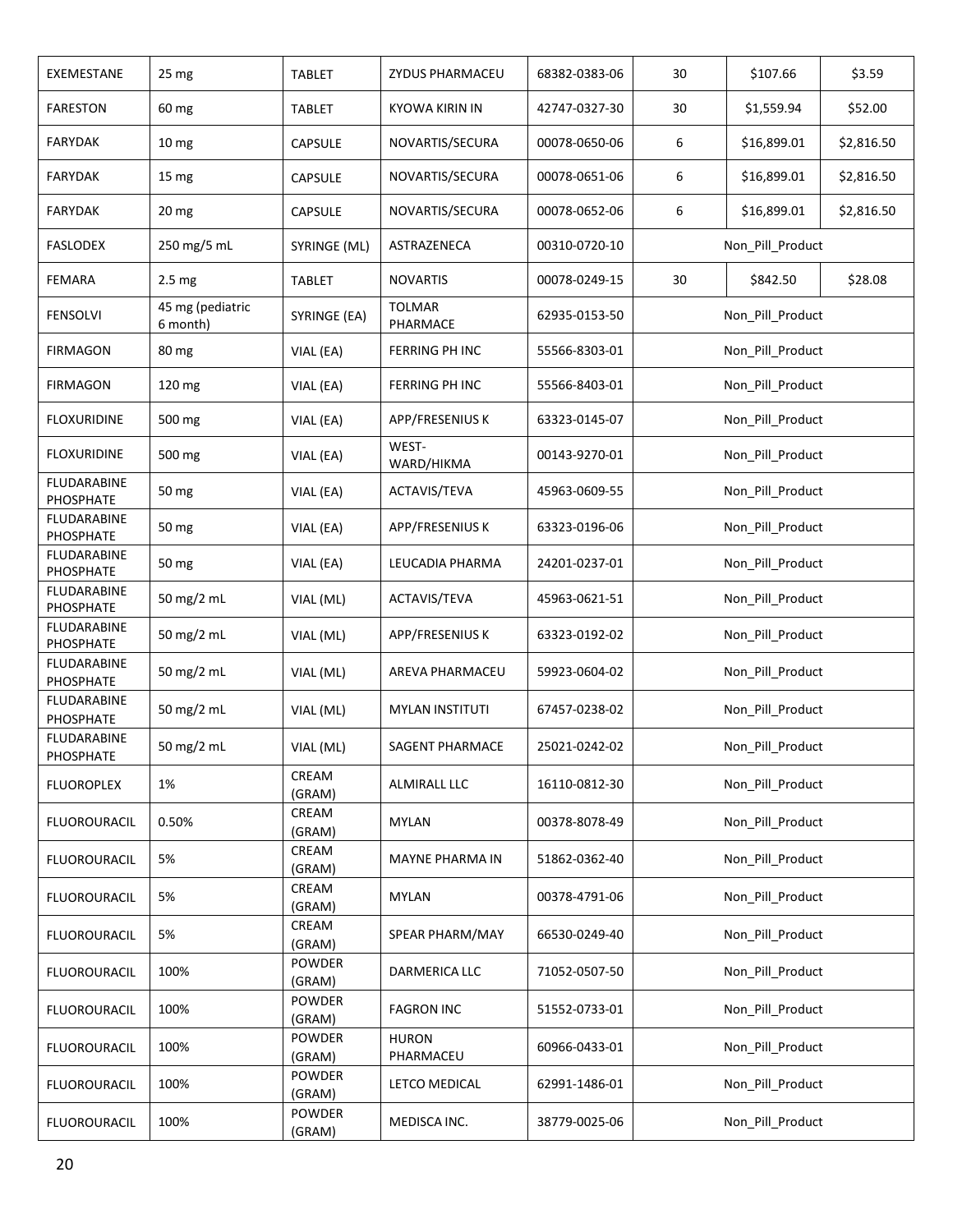| EXEMESTANE | 25 mg | TABLET | ZYDUS PHARMACEU | 68382-0383-06 | 30 | $107.66 | $3.59 |
|---|---|---|---|---|---|---|---|
| FARESTON | 60 mg | TABLET | KYOWA KIRIN IN | 42747-0327-30 | 30 | $1,559.94 | $52.00 |
| FARYDAK | 10 mg | CAPSULE | NOVARTIS/SECURA | 00078-0650-06 | 6 | $16,899.01 | $2,816.50 |
| FARYDAK | 15 mg | CAPSULE | NOVARTIS/SECURA | 00078-0651-06 | 6 | $16,899.01 | $2,816.50 |
| FARYDAK | 20 mg | CAPSULE | NOVARTIS/SECURA | 00078-0652-06 | 6 | $16,899.01 | $2,816.50 |
| FASLODEX | 250 mg/5 mL | SYRINGE (ML) | ASTRAZENECA | 00310-0720-10 | Non_Pill_Product | | |
| FEMARA | 2.5 mg | TABLET | NOVARTIS | 00078-0249-15 | 30 | $842.50 | $28.08 |
| FENSOLVI | 45 mg (pediatric 6 month) | SYRINGE (EA) | TOLMAR PHARMACE | 62935-0153-50 | Non_Pill_Product | | |
| FIRMAGON | 80 mg | VIAL (EA) | FERRING PH INC | 55566-8303-01 | Non_Pill_Product | | |
| FIRMAGON | 120 mg | VIAL (EA) | FERRING PH INC | 55566-8403-01 | Non_Pill_Product | | |
| FLOXURIDINE | 500 mg | VIAL (EA) | APP/FRESENIUS K | 63323-0145-07 | Non_Pill_Product | | |
| FLOXURIDINE | 500 mg | VIAL (EA) | WEST-WARD/HIKMA | 00143-9270-01 | Non_Pill_Product | | |
| FLUDARABINE PHOSPHATE | 50 mg | VIAL (EA) | ACTAVIS/TEVA | 45963-0609-55 | Non_Pill_Product | | |
| FLUDARABINE PHOSPHATE | 50 mg | VIAL (EA) | APP/FRESENIUS K | 63323-0196-06 | Non_Pill_Product | | |
| FLUDARABINE PHOSPHATE | 50 mg | VIAL (EA) | LEUCADIA PHARMA | 24201-0237-01 | Non_Pill_Product | | |
| FLUDARABINE PHOSPHATE | 50 mg/2 mL | VIAL (ML) | ACTAVIS/TEVA | 45963-0621-51 | Non_Pill_Product | | |
| FLUDARABINE PHOSPHATE | 50 mg/2 mL | VIAL (ML) | APP/FRESENIUS K | 63323-0192-02 | Non_Pill_Product | | |
| FLUDARABINE PHOSPHATE | 50 mg/2 mL | VIAL (ML) | AREVA PHARMACEU | 59923-0604-02 | Non_Pill_Product | | |
| FLUDARABINE PHOSPHATE | 50 mg/2 mL | VIAL (ML) | MYLAN INSTITUTI | 67457-0238-02 | Non_Pill_Product | | |
| FLUDARABINE PHOSPHATE | 50 mg/2 mL | VIAL (ML) | SAGENT PHARMACE | 25021-0242-02 | Non_Pill_Product | | |
| FLUOROPLEX | 1% | CREAM (GRAM) | ALMIRALL LLC | 16110-0812-30 | Non_Pill_Product | | |
| FLUOROURACIL | 0.50% | CREAM (GRAM) | MYLAN | 00378-8078-49 | Non_Pill_Product | | |
| FLUOROURACIL | 5% | CREAM (GRAM) | MAYNE PHARMA IN | 51862-0362-40 | Non_Pill_Product | | |
| FLUOROURACIL | 5% | CREAM (GRAM) | MYLAN | 00378-4791-06 | Non_Pill_Product | | |
| FLUOROURACIL | 5% | CREAM (GRAM) | SPEAR PHARM/MAY | 66530-0249-40 | Non_Pill_Product | | |
| FLUOROURACIL | 100% | POWDER (GRAM) | DARMERICA LLC | 71052-0507-50 | Non_Pill_Product | | |
| FLUOROURACIL | 100% | POWDER (GRAM) | FAGRON INC | 51552-0733-01 | Non_Pill_Product | | |
| FLUOROURACIL | 100% | POWDER (GRAM) | HURON PHARMACEU | 60966-0433-01 | Non_Pill_Product | | |
| FLUOROURACIL | 100% | POWDER (GRAM) | LETCO MEDICAL | 62991-1486-01 | Non_Pill_Product | | |
| FLUOROURACIL | 100% | POWDER (GRAM) | MEDISCA INC. | 38779-0025-06 | Non_Pill_Product | | |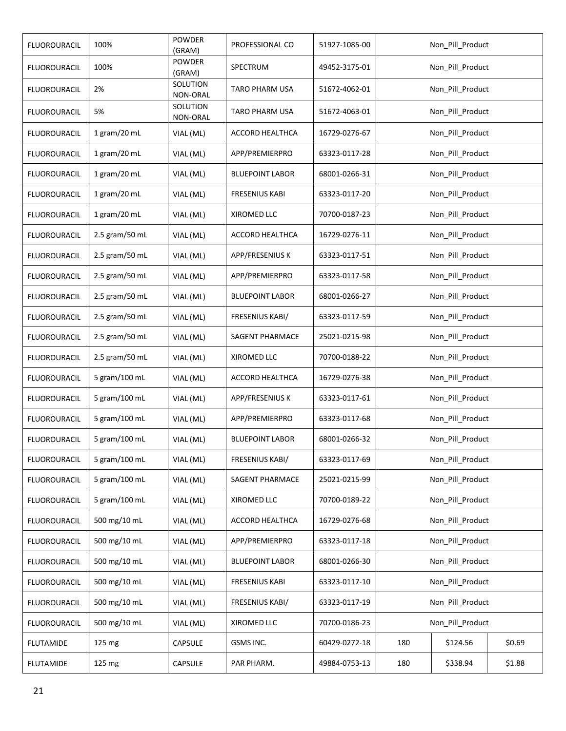| FLUOROURACIL | 100% | POWDER (GRAM) | PROFESSIONAL CO | 51927-1085-00 | Non_Pill_Product | | |
|---|---|---|---|---|---|---|---|
| FLUOROURACIL | 100% | POWDER (GRAM) | SPECTRUM | 49452-3175-01 | Non_Pill_Product | | |
| FLUOROURACIL | 2% | SOLUTION NON-ORAL | TARO PHARM USA | 51672-4062-01 | Non_Pill_Product | | |
| FLUOROURACIL | 5% | SOLUTION NON-ORAL | TARO PHARM USA | 51672-4063-01 | Non_Pill_Product | | |
| FLUOROURACIL | 1 gram/20 mL | VIAL (ML) | ACCORD HEALTHCA | 16729-0276-67 | Non_Pill_Product | | |
| FLUOROURACIL | 1 gram/20 mL | VIAL (ML) | APP/PREMIERPRO | 63323-0117-28 | Non_Pill_Product | | |
| FLUOROURACIL | 1 gram/20 mL | VIAL (ML) | BLUEPOINT LABOR | 68001-0266-31 | Non_Pill_Product | | |
| FLUOROURACIL | 1 gram/20 mL | VIAL (ML) | FRESENIUS KABI | 63323-0117-20 | Non_Pill_Product | | |
| FLUOROURACIL | 1 gram/20 mL | VIAL (ML) | XIROMED LLC | 70700-0187-23 | Non_Pill_Product | | |
| FLUOROURACIL | 2.5 gram/50 mL | VIAL (ML) | ACCORD HEALTHCA | 16729-0276-11 | Non_Pill_Product | | |
| FLUOROURACIL | 2.5 gram/50 mL | VIAL (ML) | APP/FRESENIUS K | 63323-0117-51 | Non_Pill_Product | | |
| FLUOROURACIL | 2.5 gram/50 mL | VIAL (ML) | APP/PREMIERPRO | 63323-0117-58 | Non_Pill_Product | | |
| FLUOROURACIL | 2.5 gram/50 mL | VIAL (ML) | BLUEPOINT LABOR | 68001-0266-27 | Non_Pill_Product | | |
| FLUOROURACIL | 2.5 gram/50 mL | VIAL (ML) | FRESENIUS KABI/ | 63323-0117-59 | Non_Pill_Product | | |
| FLUOROURACIL | 2.5 gram/50 mL | VIAL (ML) | SAGENT PHARMACE | 25021-0215-98 | Non_Pill_Product | | |
| FLUOROURACIL | 2.5 gram/50 mL | VIAL (ML) | XIROMED LLC | 70700-0188-22 | Non_Pill_Product | | |
| FLUOROURACIL | 5 gram/100 mL | VIAL (ML) | ACCORD HEALTHCA | 16729-0276-38 | Non_Pill_Product | | |
| FLUOROURACIL | 5 gram/100 mL | VIAL (ML) | APP/FRESENIUS K | 63323-0117-61 | Non_Pill_Product | | |
| FLUOROURACIL | 5 gram/100 mL | VIAL (ML) | APP/PREMIERPRO | 63323-0117-68 | Non_Pill_Product | | |
| FLUOROURACIL | 5 gram/100 mL | VIAL (ML) | BLUEPOINT LABOR | 68001-0266-32 | Non_Pill_Product | | |
| FLUOROURACIL | 5 gram/100 mL | VIAL (ML) | FRESENIUS KABI/ | 63323-0117-69 | Non_Pill_Product | | |
| FLUOROURACIL | 5 gram/100 mL | VIAL (ML) | SAGENT PHARMACE | 25021-0215-99 | Non_Pill_Product | | |
| FLUOROURACIL | 5 gram/100 mL | VIAL (ML) | XIROMED LLC | 70700-0189-22 | Non_Pill_Product | | |
| FLUOROURACIL | 500 mg/10 mL | VIAL (ML) | ACCORD HEALTHCA | 16729-0276-68 | Non_Pill_Product | | |
| FLUOROURACIL | 500 mg/10 mL | VIAL (ML) | APP/PREMIERPRO | 63323-0117-18 | Non_Pill_Product | | |
| FLUOROURACIL | 500 mg/10 mL | VIAL (ML) | BLUEPOINT LABOR | 68001-0266-30 | Non_Pill_Product | | |
| FLUOROURACIL | 500 mg/10 mL | VIAL (ML) | FRESENIUS KABI | 63323-0117-10 | Non_Pill_Product | | |
| FLUOROURACIL | 500 mg/10 mL | VIAL (ML) | FRESENIUS KABI/ | 63323-0117-19 | Non_Pill_Product | | |
| FLUOROURACIL | 500 mg/10 mL | VIAL (ML) | XIROMED LLC | 70700-0186-23 | Non_Pill_Product | | |
| FLUTAMIDE | 125 mg | CAPSULE | GSMS INC. | 60429-0272-18 | 180 | $124.56 | $0.69 |
| FLUTAMIDE | 125 mg | CAPSULE | PAR PHARM. | 49884-0753-13 | 180 | $338.94 | $1.88 |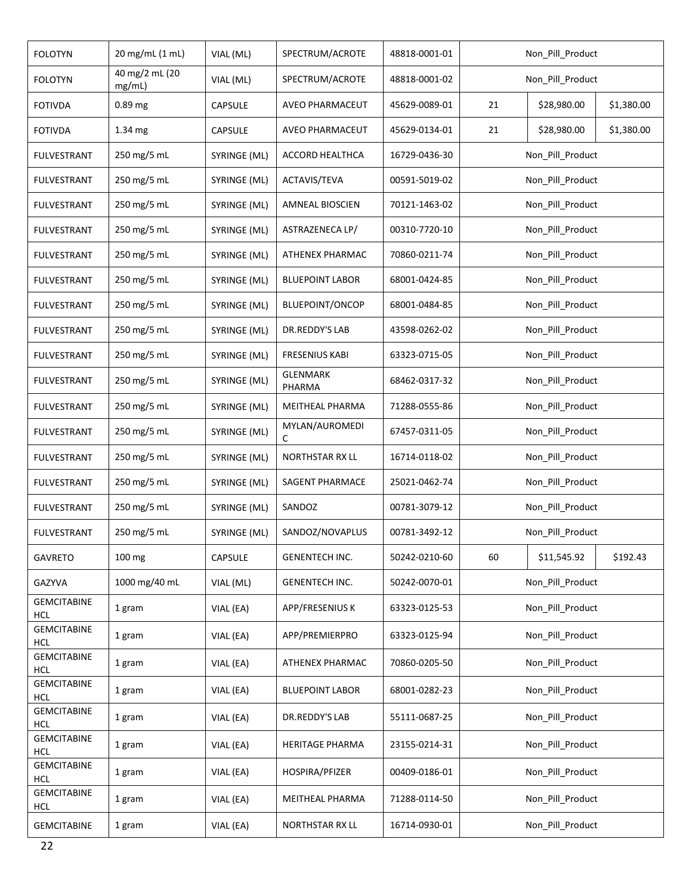| FOLOTYN | 20 mg/mL (1 mL) | VIAL (ML) | SPECTRUM/ACROTE | 48818-0001-01 | Non_Pill_Product | | |
|---|---|---|---|---|---|---|---|
| FOLOTYN | 40 mg/2 mL (20 mg/mL) | VIAL (ML) | SPECTRUM/ACROTE | 48818-0001-02 | Non_Pill_Product | | |
| FOTIVDA | 0.89 mg | CAPSULE | AVEO PHARMACEUT | 45629-0089-01 | 21 | $28,980.00 | $1,380.00 |
| FOTIVDA | 1.34 mg | CAPSULE | AVEO PHARMACEUT | 45629-0134-01 | 21 | $28,980.00 | $1,380.00 |
| FULVESTRANT | 250 mg/5 mL | SYRINGE (ML) | ACCORD HEALTHCA | 16729-0436-30 | Non_Pill_Product | | |
| FULVESTRANT | 250 mg/5 mL | SYRINGE (ML) | ACTAVIS/TEVA | 00591-5019-02 | Non_Pill_Product | | |
| FULVESTRANT | 250 mg/5 mL | SYRINGE (ML) | AMNEAL BIOSCIEN | 70121-1463-02 | Non_Pill_Product | | |
| FULVESTRANT | 250 mg/5 mL | SYRINGE (ML) | ASTRAZENECA LP/ | 00310-7720-10 | Non_Pill_Product | | |
| FULVESTRANT | 250 mg/5 mL | SYRINGE (ML) | ATHENEX PHARMAC | 70860-0211-74 | Non_Pill_Product | | |
| FULVESTRANT | 250 mg/5 mL | SYRINGE (ML) | BLUEPOINT LABOR | 68001-0424-85 | Non_Pill_Product | | |
| FULVESTRANT | 250 mg/5 mL | SYRINGE (ML) | BLUEPOINT/ONCOP | 68001-0484-85 | Non_Pill_Product | | |
| FULVESTRANT | 250 mg/5 mL | SYRINGE (ML) | DR.REDDY'S LAB | 43598-0262-02 | Non_Pill_Product | | |
| FULVESTRANT | 250 mg/5 mL | SYRINGE (ML) | FRESENIUS KABI | 63323-0715-05 | Non_Pill_Product | | |
| FULVESTRANT | 250 mg/5 mL | SYRINGE (ML) | GLENMARK PHARMA | 68462-0317-32 | Non_Pill_Product | | |
| FULVESTRANT | 250 mg/5 mL | SYRINGE (ML) | MEITHEAL PHARMA | 71288-0555-86 | Non_Pill_Product | | |
| FULVESTRANT | 250 mg/5 mL | SYRINGE (ML) | MYLAN/AUROMEDIC | 67457-0311-05 | Non_Pill_Product | | |
| FULVESTRANT | 250 mg/5 mL | SYRINGE (ML) | NORTHSTAR RX LL | 16714-0118-02 | Non_Pill_Product | | |
| FULVESTRANT | 250 mg/5 mL | SYRINGE (ML) | SAGENT PHARMACE | 25021-0462-74 | Non_Pill_Product | | |
| FULVESTRANT | 250 mg/5 mL | SYRINGE (ML) | SANDOZ | 00781-3079-12 | Non_Pill_Product | | |
| FULVESTRANT | 250 mg/5 mL | SYRINGE (ML) | SANDOZ/NOVAPLUS | 00781-3492-12 | Non_Pill_Product | | |
| GAVRETO | 100 mg | CAPSULE | GENENTECH INC. | 50242-0210-60 | 60 | $11,545.92 | $192.43 |
| GAZYVA | 1000 mg/40 mL | VIAL (ML) | GENENTECH INC. | 50242-0070-01 | Non_Pill_Product | | |
| GEMCITABINE HCL | 1 gram | VIAL (EA) | APP/FRESENIUS K | 63323-0125-53 | Non_Pill_Product | | |
| GEMCITABINE HCL | 1 gram | VIAL (EA) | APP/PREMIERPRO | 63323-0125-94 | Non_Pill_Product | | |
| GEMCITABINE HCL | 1 gram | VIAL (EA) | ATHENEX PHARMAC | 70860-0205-50 | Non_Pill_Product | | |
| GEMCITABINE HCL | 1 gram | VIAL (EA) | BLUEPOINT LABOR | 68001-0282-23 | Non_Pill_Product | | |
| GEMCITABINE HCL | 1 gram | VIAL (EA) | DR.REDDY'S LAB | 55111-0687-25 | Non_Pill_Product | | |
| GEMCITABINE HCL | 1 gram | VIAL (EA) | HERITAGE PHARMA | 23155-0214-31 | Non_Pill_Product | | |
| GEMCITABINE HCL | 1 gram | VIAL (EA) | HOSPIRA/PFIZER | 00409-0186-01 | Non_Pill_Product | | |
| GEMCITABINE HCL | 1 gram | VIAL (EA) | MEITHEAL PHARMA | 71288-0114-50 | Non_Pill_Product | | |
| GEMCITABINE | 1 gram | VIAL (EA) | NORTHSTAR RX LL | 16714-0930-01 | Non_Pill_Product | | |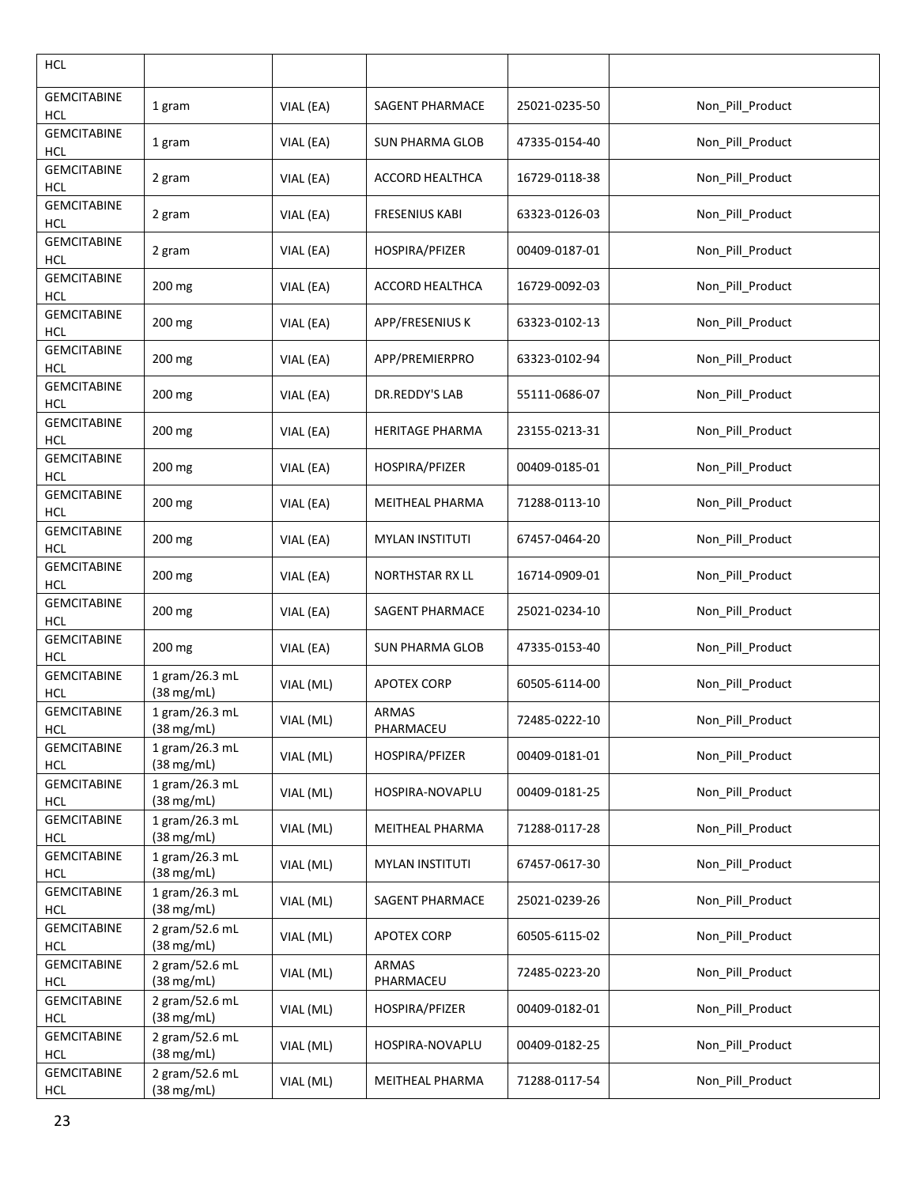| | | | | | |
|---|---|---|---|---|---|
| HCL | | | | | |
| GEMCITABINE HCL | 1 gram | VIAL (EA) | SAGENT PHARMACE | 25021-0235-50 | Non_Pill_Product |
| GEMCITABINE HCL | 1 gram | VIAL (EA) | SUN PHARMA GLOB | 47335-0154-40 | Non_Pill_Product |
| GEMCITABINE HCL | 2 gram | VIAL (EA) | ACCORD HEALTHCA | 16729-0118-38 | Non_Pill_Product |
| GEMCITABINE HCL | 2 gram | VIAL (EA) | FRESENIUS KABI | 63323-0126-03 | Non_Pill_Product |
| GEMCITABINE HCL | 2 gram | VIAL (EA) | HOSPIRA/PFIZER | 00409-0187-01 | Non_Pill_Product |
| GEMCITABINE HCL | 200 mg | VIAL (EA) | ACCORD HEALTHCA | 16729-0092-03 | Non_Pill_Product |
| GEMCITABINE HCL | 200 mg | VIAL (EA) | APP/FRESENIUS K | 63323-0102-13 | Non_Pill_Product |
| GEMCITABINE HCL | 200 mg | VIAL (EA) | APP/PREMIERPRO | 63323-0102-94 | Non_Pill_Product |
| GEMCITABINE HCL | 200 mg | VIAL (EA) | DR.REDDY'S LAB | 55111-0686-07 | Non_Pill_Product |
| GEMCITABINE HCL | 200 mg | VIAL (EA) | HERITAGE PHARMA | 23155-0213-31 | Non_Pill_Product |
| GEMCITABINE HCL | 200 mg | VIAL (EA) | HOSPIRA/PFIZER | 00409-0185-01 | Non_Pill_Product |
| GEMCITABINE HCL | 200 mg | VIAL (EA) | MEITHEAL PHARMA | 71288-0113-10 | Non_Pill_Product |
| GEMCITABINE HCL | 200 mg | VIAL (EA) | MYLAN INSTITUTI | 67457-0464-20 | Non_Pill_Product |
| GEMCITABINE HCL | 200 mg | VIAL (EA) | NORTHSTAR RX LL | 16714-0909-01 | Non_Pill_Product |
| GEMCITABINE HCL | 200 mg | VIAL (EA) | SAGENT PHARMACE | 25021-0234-10 | Non_Pill_Product |
| GEMCITABINE HCL | 200 mg | VIAL (EA) | SUN PHARMA GLOB | 47335-0153-40 | Non_Pill_Product |
| GEMCITABINE HCL | 1 gram/26.3 mL (38 mg/mL) | VIAL (ML) | APOTEX CORP | 60505-6114-00 | Non_Pill_Product |
| GEMCITABINE HCL | 1 gram/26.3 mL (38 mg/mL) | VIAL (ML) | ARMAS PHARMACEU | 72485-0222-10 | Non_Pill_Product |
| GEMCITABINE HCL | 1 gram/26.3 mL (38 mg/mL) | VIAL (ML) | HOSPIRA/PFIZER | 00409-0181-01 | Non_Pill_Product |
| GEMCITABINE HCL | 1 gram/26.3 mL (38 mg/mL) | VIAL (ML) | HOSPIRA-NOVAPLU | 00409-0181-25 | Non_Pill_Product |
| GEMCITABINE HCL | 1 gram/26.3 mL (38 mg/mL) | VIAL (ML) | MEITHEAL PHARMA | 71288-0117-28 | Non_Pill_Product |
| GEMCITABINE HCL | 1 gram/26.3 mL (38 mg/mL) | VIAL (ML) | MYLAN INSTITUTI | 67457-0617-30 | Non_Pill_Product |
| GEMCITABINE HCL | 1 gram/26.3 mL (38 mg/mL) | VIAL (ML) | SAGENT PHARMACE | 25021-0239-26 | Non_Pill_Product |
| GEMCITABINE HCL | 2 gram/52.6 mL (38 mg/mL) | VIAL (ML) | APOTEX CORP | 60505-6115-02 | Non_Pill_Product |
| GEMCITABINE HCL | 2 gram/52.6 mL (38 mg/mL) | VIAL (ML) | ARMAS PHARMACEU | 72485-0223-20 | Non_Pill_Product |
| GEMCITABINE HCL | 2 gram/52.6 mL (38 mg/mL) | VIAL (ML) | HOSPIRA/PFIZER | 00409-0182-01 | Non_Pill_Product |
| GEMCITABINE HCL | 2 gram/52.6 mL (38 mg/mL) | VIAL (ML) | HOSPIRA-NOVAPLU | 00409-0182-25 | Non_Pill_Product |
| GEMCITABINE HCL | 2 gram/52.6 mL (38 mg/mL) | VIAL (ML) | MEITHEAL PHARMA | 71288-0117-54 | Non_Pill_Product |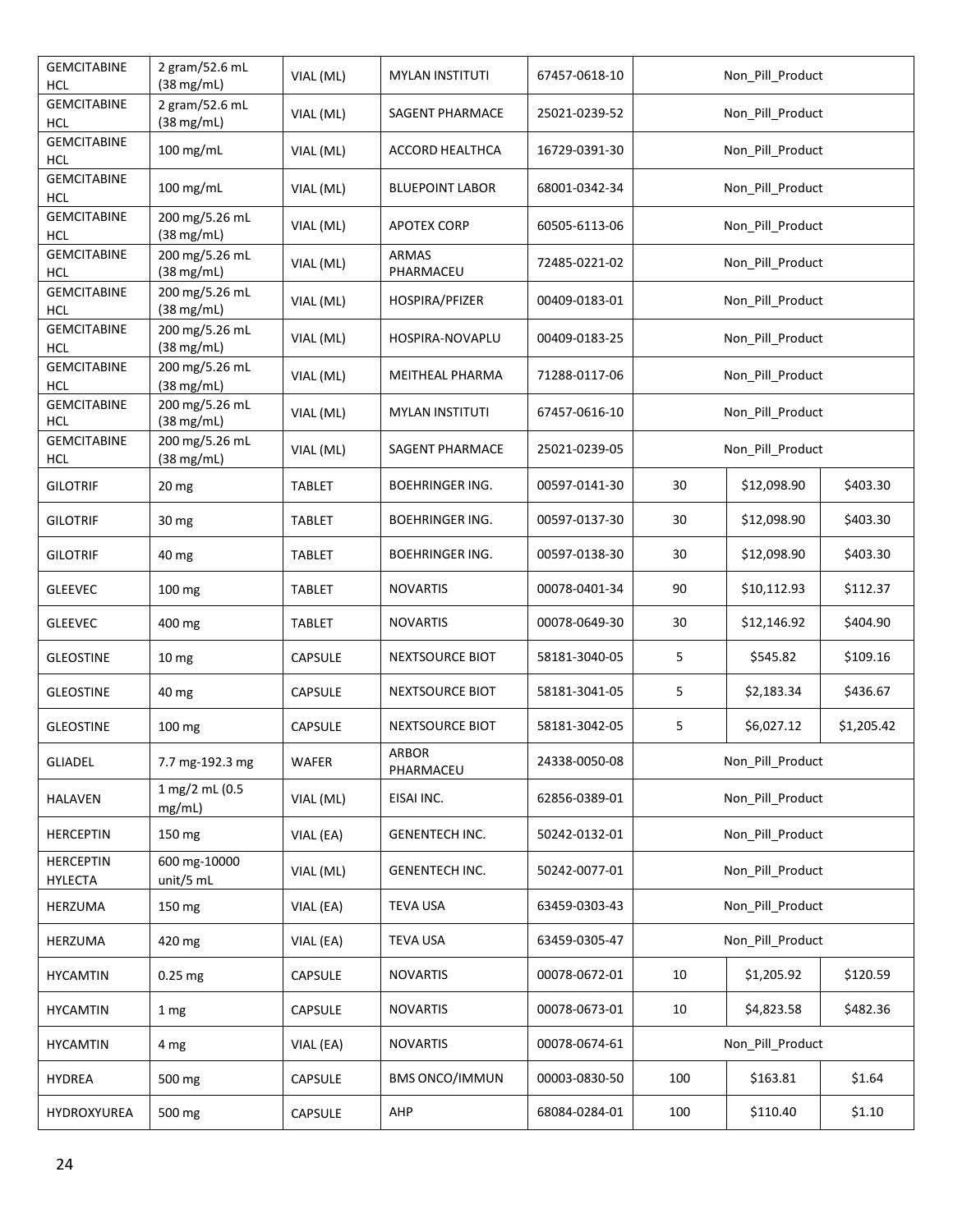| | | | | | | | |
|---|---|---|---|---|---|---|---|
| GEMCITABINE HCL | 2 gram/52.6 mL (38 mg/mL) | VIAL (ML) | MYLAN INSTITUTI | 67457-0618-10 | Non_Pill_Product | | |
| GEMCITABINE HCL | 2 gram/52.6 mL (38 mg/mL) | VIAL (ML) | SAGENT PHARMACE | 25021-0239-52 | Non_Pill_Product | | |
| GEMCITABINE HCL | 100 mg/mL | VIAL (ML) | ACCORD HEALTHCA | 16729-0391-30 | Non_Pill_Product | | |
| GEMCITABINE HCL | 100 mg/mL | VIAL (ML) | BLUEPOINT LABOR | 68001-0342-34 | Non_Pill_Product | | |
| GEMCITABINE HCL | 200 mg/5.26 mL (38 mg/mL) | VIAL (ML) | APOTEX CORP | 60505-6113-06 | Non_Pill_Product | | |
| GEMCITABINE HCL | 200 mg/5.26 mL (38 mg/mL) | VIAL (ML) | ARMAS PHARMACEU | 72485-0221-02 | Non_Pill_Product | | |
| GEMCITABINE HCL | 200 mg/5.26 mL (38 mg/mL) | VIAL (ML) | HOSPIRA/PFIZER | 00409-0183-01 | Non_Pill_Product | | |
| GEMCITABINE HCL | 200 mg/5.26 mL (38 mg/mL) | VIAL (ML) | HOSPIRA-NOVAPLU | 00409-0183-25 | Non_Pill_Product | | |
| GEMCITABINE HCL | 200 mg/5.26 mL (38 mg/mL) | VIAL (ML) | MEITHEAL PHARMA | 71288-0117-06 | Non_Pill_Product | | |
| GEMCITABINE HCL | 200 mg/5.26 mL (38 mg/mL) | VIAL (ML) | MYLAN INSTITUTI | 67457-0616-10 | Non_Pill_Product | | |
| GEMCITABINE HCL | 200 mg/5.26 mL (38 mg/mL) | VIAL (ML) | SAGENT PHARMACE | 25021-0239-05 | Non_Pill_Product | | |
| GILOTRIF | 20 mg | TABLET | BOEHRINGER ING. | 00597-0141-30 | 30 | $12,098.90 | $403.30 |
| GILOTRIF | 30 mg | TABLET | BOEHRINGER ING. | 00597-0137-30 | 30 | $12,098.90 | $403.30 |
| GILOTRIF | 40 mg | TABLET | BOEHRINGER ING. | 00597-0138-30 | 30 | $12,098.90 | $403.30 |
| GLEEVEC | 100 mg | TABLET | NOVARTIS | 00078-0401-34 | 90 | $10,112.93 | $112.37 |
| GLEEVEC | 400 mg | TABLET | NOVARTIS | 00078-0649-30 | 30 | $12,146.92 | $404.90 |
| GLEOSTINE | 10 mg | CAPSULE | NEXTSOURCE BIOT | 58181-3040-05 | 5 | $545.82 | $109.16 |
| GLEOSTINE | 40 mg | CAPSULE | NEXTSOURCE BIOT | 58181-3041-05 | 5 | $2,183.34 | $436.67 |
| GLEOSTINE | 100 mg | CAPSULE | NEXTSOURCE BIOT | 58181-3042-05 | 5 | $6,027.12 | $1,205.42 |
| GLIADEL | 7.7 mg-192.3 mg | WAFER | ARBOR PHARMACEU | 24338-0050-08 | Non_Pill_Product | | |
| HALAVEN | 1 mg/2 mL (0.5 mg/mL) | VIAL (ML) | EISAI INC. | 62856-0389-01 | Non_Pill_Product | | |
| HERCEPTIN | 150 mg | VIAL (EA) | GENENTECH INC. | 50242-0132-01 | Non_Pill_Product | | |
| HERCEPTIN HYLECTA | 600 mg-10000 unit/5 mL | VIAL (ML) | GENENTECH INC. | 50242-0077-01 | Non_Pill_Product | | |
| HERZUMA | 150 mg | VIAL (EA) | TEVA USA | 63459-0303-43 | Non_Pill_Product | | |
| HERZUMA | 420 mg | VIAL (EA) | TEVA USA | 63459-0305-47 | Non_Pill_Product | | |
| HYCAMTIN | 0.25 mg | CAPSULE | NOVARTIS | 00078-0672-01 | 10 | $1,205.92 | $120.59 |
| HYCAMTIN | 1 mg | CAPSULE | NOVARTIS | 00078-0673-01 | 10 | $4,823.58 | $482.36 |
| HYCAMTIN | 4 mg | VIAL (EA) | NOVARTIS | 00078-0674-61 | Non_Pill_Product | | |
| HYDREA | 500 mg | CAPSULE | BMS ONCO/IMMUN | 00003-0830-50 | 100 | $163.81 | $1.64 |
| HYDROXYUREA | 500 mg | CAPSULE | AHP | 68084-0284-01 | 100 | $110.40 | $1.10 |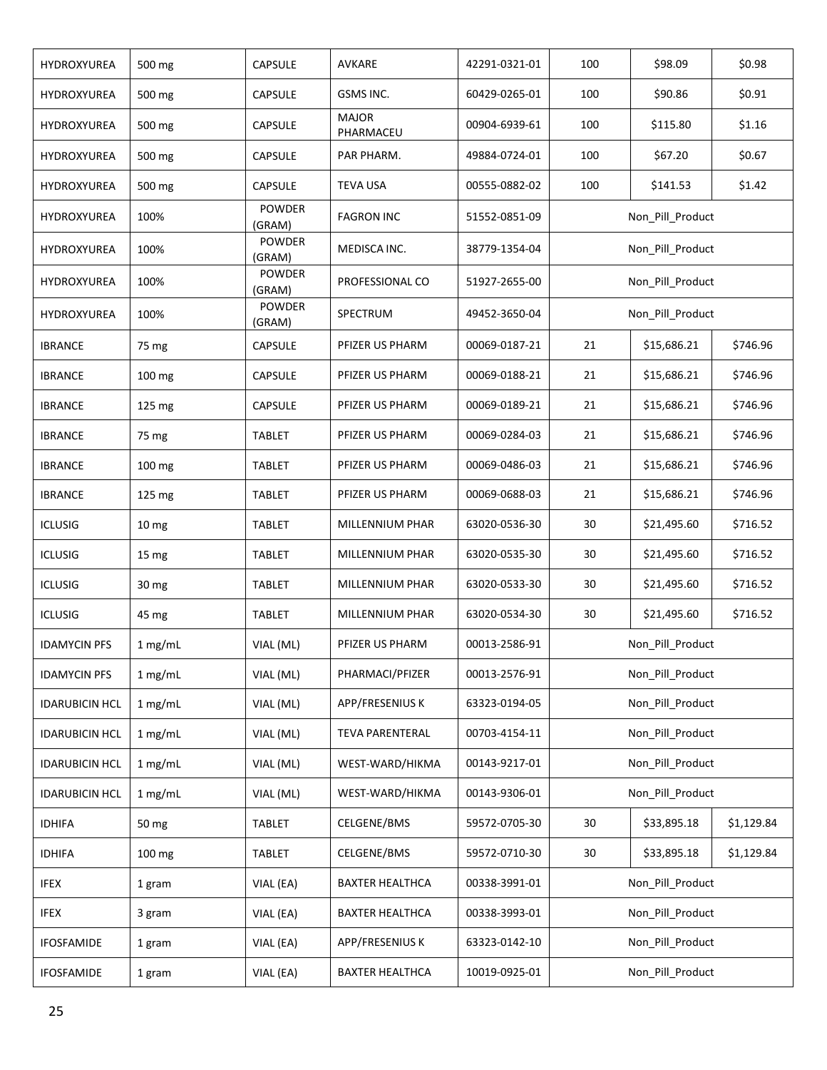| HYDROXYUREA | 500 mg | CAPSULE | AVKARE | 42291-0321-01 | 100 | $98.09 | $0.98 |
|---|---|---|---|---|---|---|---|
| HYDROXYUREA | 500 mg | CAPSULE | GSMS INC. | 60429-0265-01 | 100 | $90.86 | $0.91 |
| HYDROXYUREA | 500 mg | CAPSULE | MAJOR PHARMACEU | 00904-6939-61 | 100 | $115.80 | $1.16 |
| HYDROXYUREA | 500 mg | CAPSULE | PAR PHARM. | 49884-0724-01 | 100 | $67.20 | $0.67 |
| HYDROXYUREA | 500 mg | CAPSULE | TEVA USA | 00555-0882-02 | 100 | $141.53 | $1.42 |
| HYDROXYUREA | 100% | POWDER (GRAM) | FAGRON INC | 51552-0851-09 | Non_Pill_Product | | |
| HYDROXYUREA | 100% | POWDER (GRAM) | MEDISCA INC. | 38779-1354-04 | Non_Pill_Product | | |
| HYDROXYUREA | 100% | POWDER (GRAM) | PROFESSIONAL CO | 51927-2655-00 | Non_Pill_Product | | |
| HYDROXYUREA | 100% | POWDER (GRAM) | SPECTRUM | 49452-3650-04 | Non_Pill_Product | | |
| IBRANCE | 75 mg | CAPSULE | PFIZER US PHARM | 00069-0187-21 | 21 | $15,686.21 | $746.96 |
| IBRANCE | 100 mg | CAPSULE | PFIZER US PHARM | 00069-0188-21 | 21 | $15,686.21 | $746.96 |
| IBRANCE | 125 mg | CAPSULE | PFIZER US PHARM | 00069-0189-21 | 21 | $15,686.21 | $746.96 |
| IBRANCE | 75 mg | TABLET | PFIZER US PHARM | 00069-0284-03 | 21 | $15,686.21 | $746.96 |
| IBRANCE | 100 mg | TABLET | PFIZER US PHARM | 00069-0486-03 | 21 | $15,686.21 | $746.96 |
| IBRANCE | 125 mg | TABLET | PFIZER US PHARM | 00069-0688-03 | 21 | $15,686.21 | $746.96 |
| ICLUSIG | 10 mg | TABLET | MILLENNIUM PHAR | 63020-0536-30 | 30 | $21,495.60 | $716.52 |
| ICLUSIG | 15 mg | TABLET | MILLENNIUM PHAR | 63020-0535-30 | 30 | $21,495.60 | $716.52 |
| ICLUSIG | 30 mg | TABLET | MILLENNIUM PHAR | 63020-0533-30 | 30 | $21,495.60 | $716.52 |
| ICLUSIG | 45 mg | TABLET | MILLENNIUM PHAR | 63020-0534-30 | 30 | $21,495.60 | $716.52 |
| IDAMYCIN PFS | 1 mg/mL | VIAL (ML) | PFIZER US PHARM | 00013-2586-91 | Non_Pill_Product | | |
| IDAMYCIN PFS | 1 mg/mL | VIAL (ML) | PHARMACI/PFIZER | 00013-2576-91 | Non_Pill_Product | | |
| IDARUBICIN HCL | 1 mg/mL | VIAL (ML) | APP/FRESENIUS K | 63323-0194-05 | Non_Pill_Product | | |
| IDARUBICIN HCL | 1 mg/mL | VIAL (ML) | TEVA PARENTERAL | 00703-4154-11 | Non_Pill_Product | | |
| IDARUBICIN HCL | 1 mg/mL | VIAL (ML) | WEST-WARD/HIKMA | 00143-9217-01 | Non_Pill_Product | | |
| IDARUBICIN HCL | 1 mg/mL | VIAL (ML) | WEST-WARD/HIKMA | 00143-9306-01 | Non_Pill_Product | | |
| IDHIFA | 50 mg | TABLET | CELGENE/BMS | 59572-0705-30 | 30 | $33,895.18 | $1,129.84 |
| IDHIFA | 100 mg | TABLET | CELGENE/BMS | 59572-0710-30 | 30 | $33,895.18 | $1,129.84 |
| IFEX | 1 gram | VIAL (EA) | BAXTER HEALTHCA | 00338-3991-01 | Non_Pill_Product | | |
| IFEX | 3 gram | VIAL (EA) | BAXTER HEALTHCA | 00338-3993-01 | Non_Pill_Product | | |
| IFOSFAMIDE | 1 gram | VIAL (EA) | APP/FRESENIUS K | 63323-0142-10 | Non_Pill_Product | | |
| IFOSFAMIDE | 1 gram | VIAL (EA) | BAXTER HEALTHCA | 10019-0925-01 | Non_Pill_Product | | |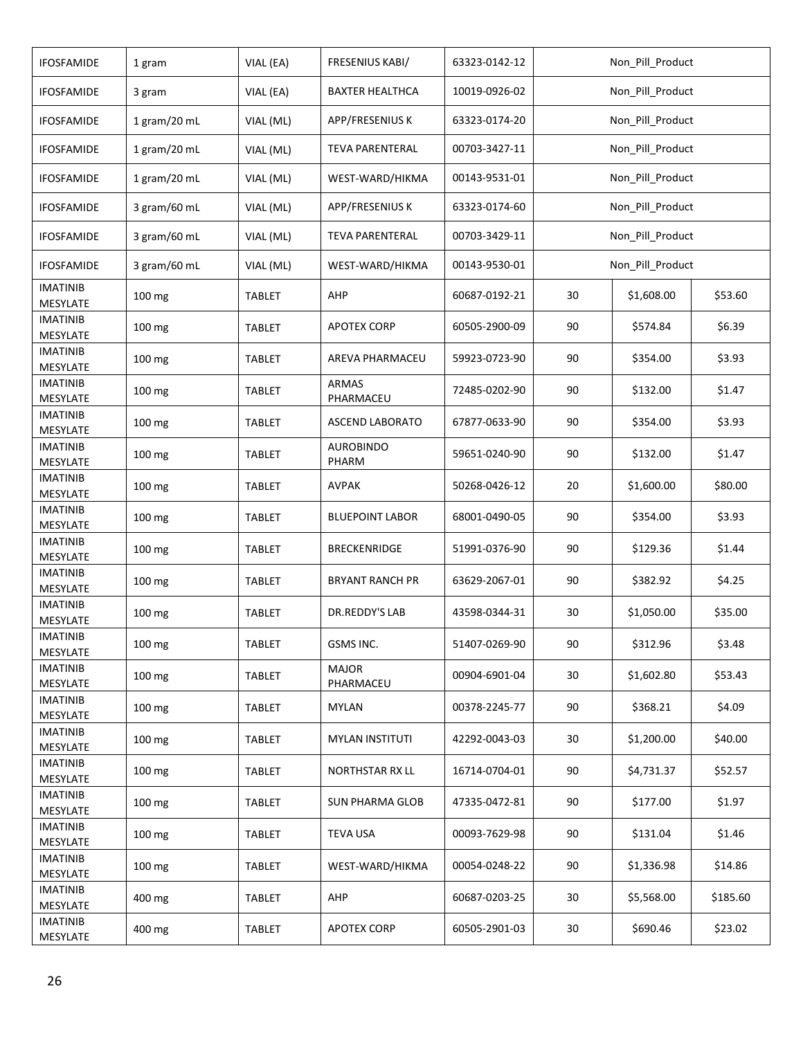| IFOSFAMIDE | 1 gram | VIAL (EA) | FRESENIUS KABI/ | 63323-0142-12 | Non_Pill_Product | | |
|---|---|---|---|---|---|---|---|
| IFOSFAMIDE | 3 gram | VIAL (EA) | BAXTER HEALTHCA | 10019-0926-02 | Non_Pill_Product | | |
| IFOSFAMIDE | 1 gram/20 mL | VIAL (ML) | APP/FRESENIUS K | 63323-0174-20 | Non_Pill_Product | | |
| IFOSFAMIDE | 1 gram/20 mL | VIAL (ML) | TEVA PARENTERAL | 00703-3427-11 | Non_Pill_Product | | |
| IFOSFAMIDE | 1 gram/20 mL | VIAL (ML) | WEST-WARD/HIKMA | 00143-9531-01 | Non_Pill_Product | | |
| IFOSFAMIDE | 3 gram/60 mL | VIAL (ML) | APP/FRESENIUS K | 63323-0174-60 | Non_Pill_Product | | |
| IFOSFAMIDE | 3 gram/60 mL | VIAL (ML) | TEVA PARENTERAL | 00703-3429-11 | Non_Pill_Product | | |
| IFOSFAMIDE | 3 gram/60 mL | VIAL (ML) | WEST-WARD/HIKMA | 00143-9530-01 | Non_Pill_Product | | |
| IMATINIB MESYLATE | 100 mg | TABLET | AHP | 60687-0192-21 | 30 | $1,608.00 | $53.60 |
| IMATINIB MESYLATE | 100 mg | TABLET | APOTEX CORP | 60505-2900-09 | 90 | $574.84 | $6.39 |
| IMATINIB MESYLATE | 100 mg | TABLET | AREVA PHARMACEU | 59923-0723-90 | 90 | $354.00 | $3.93 |
| IMATINIB MESYLATE | 100 mg | TABLET | ARMAS PHARMACEU | 72485-0202-90 | 90 | $132.00 | $1.47 |
| IMATINIB MESYLATE | 100 mg | TABLET | ASCEND LABORATO | 67877-0633-90 | 90 | $354.00 | $3.93 |
| IMATINIB MESYLATE | 100 mg | TABLET | AUROBINDO PHARM | 59651-0240-90 | 90 | $132.00 | $1.47 |
| IMATINIB MESYLATE | 100 mg | TABLET | AVPAK | 50268-0426-12 | 20 | $1,600.00 | $80.00 |
| IMATINIB MESYLATE | 100 mg | TABLET | BLUEPOINT LABOR | 68001-0490-05 | 90 | $354.00 | $3.93 |
| IMATINIB MESYLATE | 100 mg | TABLET | BRECKENRIDGE | 51991-0376-90 | 90 | $129.36 | $1.44 |
| IMATINIB MESYLATE | 100 mg | TABLET | BRYANT RANCH PR | 63629-2067-01 | 90 | $382.92 | $4.25 |
| IMATINIB MESYLATE | 100 mg | TABLET | DR.REDDY'S LAB | 43598-0344-31 | 30 | $1,050.00 | $35.00 |
| IMATINIB MESYLATE | 100 mg | TABLET | GSMS INC. | 51407-0269-90 | 90 | $312.96 | $3.48 |
| IMATINIB MESYLATE | 100 mg | TABLET | MAJOR PHARMACEU | 00904-6901-04 | 30 | $1,602.80 | $53.43 |
| IMATINIB MESYLATE | 100 mg | TABLET | MYLAN | 00378-2245-77 | 90 | $368.21 | $4.09 |
| IMATINIB MESYLATE | 100 mg | TABLET | MYLAN INSTITUTI | 42292-0043-03 | 30 | $1,200.00 | $40.00 |
| IMATINIB MESYLATE | 100 mg | TABLET | NORTHSTAR RX LL | 16714-0704-01 | 90 | $4,731.37 | $52.57 |
| IMATINIB MESYLATE | 100 mg | TABLET | SUN PHARMA GLOB | 47335-0472-81 | 90 | $177.00 | $1.97 |
| IMATINIB MESYLATE | 100 mg | TABLET | TEVA USA | 00093-7629-98 | 90 | $131.04 | $1.46 |
| IMATINIB MESYLATE | 100 mg | TABLET | WEST-WARD/HIKMA | 00054-0248-22 | 90 | $1,336.98 | $14.86 |
| IMATINIB MESYLATE | 400 mg | TABLET | AHP | 60687-0203-25 | 30 | $5,568.00 | $185.60 |
| IMATINIB MESYLATE | 400 mg | TABLET | APOTEX CORP | 60505-2901-03 | 30 | $690.46 | $23.02 |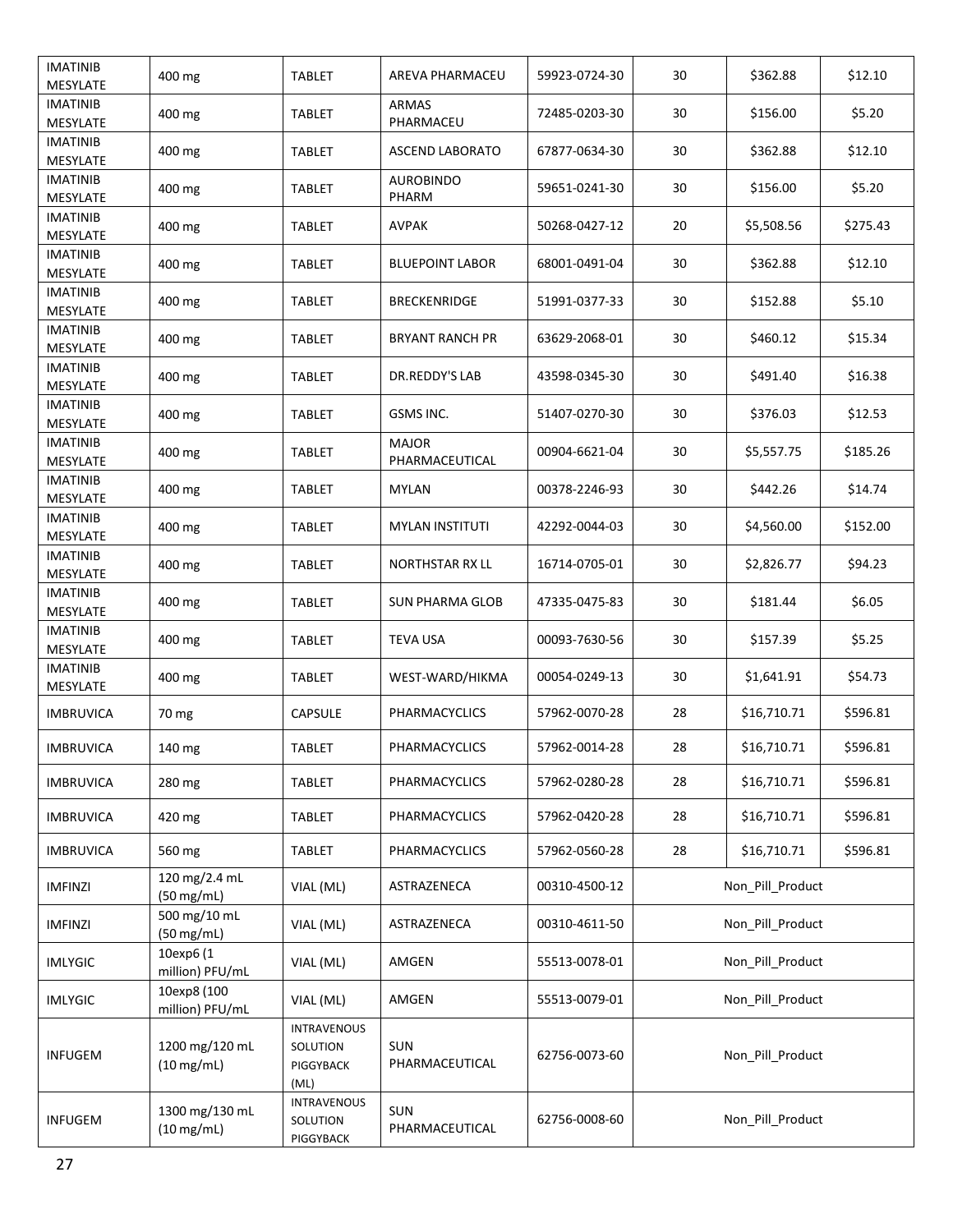| IMATINIB MESYLATE | 400 mg | TABLET | AREVA PHARMACEU | 59923-0724-30 | 30 | $362.88 | $12.10 |
|---|---|---|---|---|---|---|---|
| IMATINIB MESYLATE | 400 mg | TABLET | ARMAS PHARMACEU | 72485-0203-30 | 30 | $156.00 | $5.20 |
| IMATINIB MESYLATE | 400 mg | TABLET | ASCEND LABORATO | 67877-0634-30 | 30 | $362.88 | $12.10 |
| IMATINIB MESYLATE | 400 mg | TABLET | AUROBINDO PHARM | 59651-0241-30 | 30 | $156.00 | $5.20 |
| IMATINIB MESYLATE | 400 mg | TABLET | AVPAK | 50268-0427-12 | 20 | $5,508.56 | $275.43 |
| IMATINIB MESYLATE | 400 mg | TABLET | BLUEPOINT LABOR | 68001-0491-04 | 30 | $362.88 | $12.10 |
| IMATINIB MESYLATE | 400 mg | TABLET | BRECKENRIDGE | 51991-0377-33 | 30 | $152.88 | $5.10 |
| IMATINIB MESYLATE | 400 mg | TABLET | BRYANT RANCH PR | 63629-2068-01 | 30 | $460.12 | $15.34 |
| IMATINIB MESYLATE | 400 mg | TABLET | DR.REDDY'S LAB | 43598-0345-30 | 30 | $491.40 | $16.38 |
| IMATINIB MESYLATE | 400 mg | TABLET | GSMS INC. | 51407-0270-30 | 30 | $376.03 | $12.53 |
| IMATINIB MESYLATE | 400 mg | TABLET | MAJOR PHARMACEUTICAL | 00904-6621-04 | 30 | $5,557.75 | $185.26 |
| IMATINIB MESYLATE | 400 mg | TABLET | MYLAN | 00378-2246-93 | 30 | $442.26 | $14.74 |
| IMATINIB MESYLATE | 400 mg | TABLET | MYLAN INSTITUTI | 42292-0044-03 | 30 | $4,560.00 | $152.00 |
| IMATINIB MESYLATE | 400 mg | TABLET | NORTHSTAR RX LL | 16714-0705-01 | 30 | $2,826.77 | $94.23 |
| IMATINIB MESYLATE | 400 mg | TABLET | SUN PHARMA GLOB | 47335-0475-83 | 30 | $181.44 | $6.05 |
| IMATINIB MESYLATE | 400 mg | TABLET | TEVA USA | 00093-7630-56 | 30 | $157.39 | $5.25 |
| IMATINIB MESYLATE | 400 mg | TABLET | WEST-WARD/HIKMA | 00054-0249-13 | 30 | $1,641.91 | $54.73 |
| IMBRUVICA | 70 mg | CAPSULE | PHARMACYCLICS | 57962-0070-28 | 28 | $16,710.71 | $596.81 |
| IMBRUVICA | 140 mg | TABLET | PHARMACYCLICS | 57962-0014-28 | 28 | $16,710.71 | $596.81 |
| IMBRUVICA | 280 mg | TABLET | PHARMACYCLICS | 57962-0280-28 | 28 | $16,710.71 | $596.81 |
| IMBRUVICA | 420 mg | TABLET | PHARMACYCLICS | 57962-0420-28 | 28 | $16,710.71 | $596.81 |
| IMBRUVICA | 560 mg | TABLET | PHARMACYCLICS | 57962-0560-28 | 28 | $16,710.71 | $596.81 |
| IMFINZI | 120 mg/2.4 mL (50 mg/mL) | VIAL (ML) | ASTRAZENECA | 00310-4500-12 | Non_Pill_Product | | |
| IMFINZI | 500 mg/10 mL (50 mg/mL) | VIAL (ML) | ASTRAZENECA | 00310-4611-50 | Non_Pill_Product | | |
| IMLYGIC | 10exp6 (1 million) PFU/mL | VIAL (ML) | AMGEN | 55513-0078-01 | Non_Pill_Product | | |
| IMLYGIC | 10exp8 (100 million) PFU/mL | VIAL (ML) | AMGEN | 55513-0079-01 | Non_Pill_Product | | |
| INFUGEM | 1200 mg/120 mL (10 mg/mL) | INTRAVENOUS SOLUTION PIGGYBACK (ML) | SUN PHARMACEUTICAL | 62756-0073-60 | Non_Pill_Product | | |
| INFUGEM | 1300 mg/130 mL (10 mg/mL) | INTRAVENOUS SOLUTION PIGGYBACK | SUN PHARMACEUTICAL | 62756-0008-60 | Non_Pill_Product | | |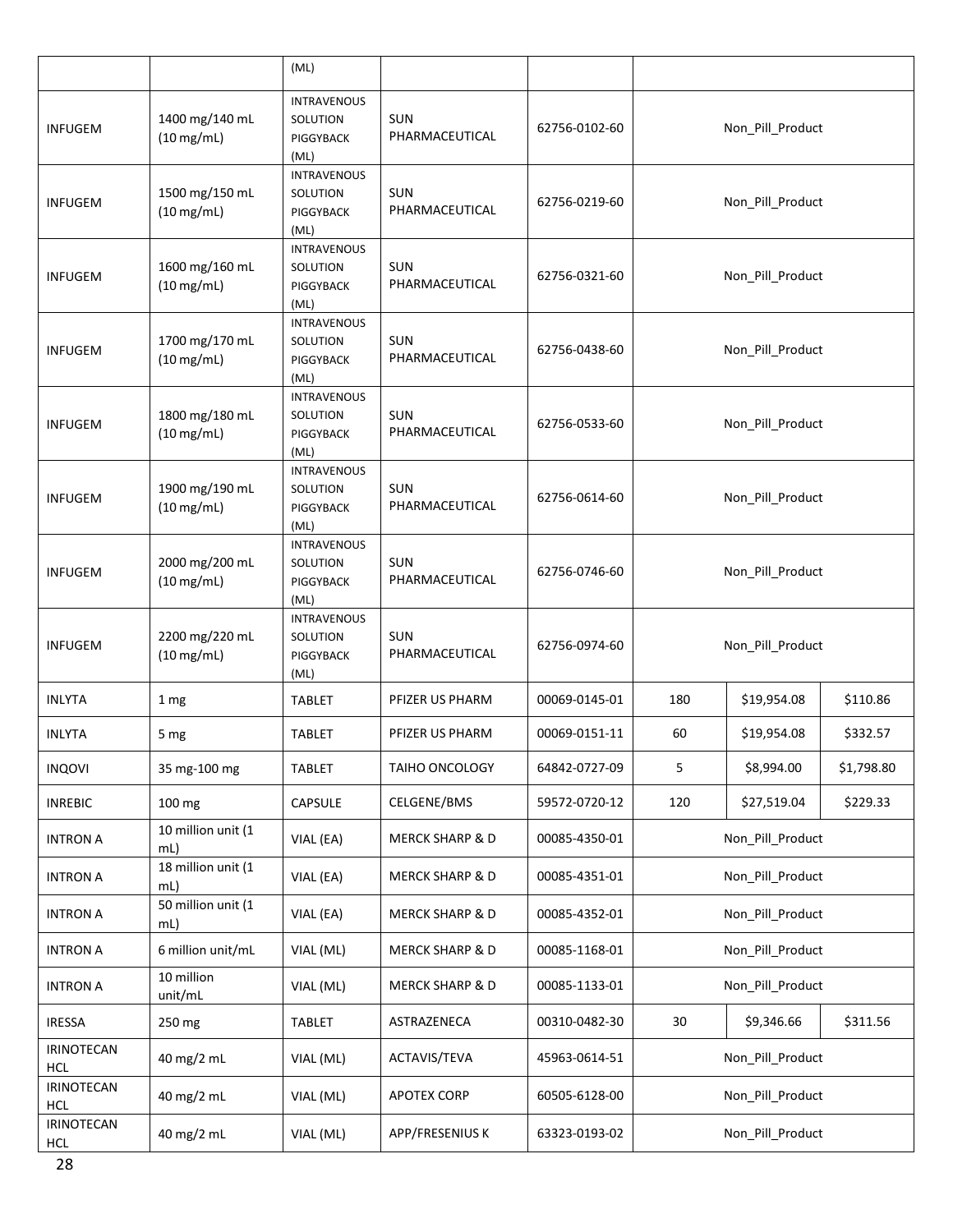| | | (ML) | | | | | |
|---|---|---|---|---|---|---|---|
| INFUGEM | 1400 mg/140 mL (10 mg/mL) | INTRAVENOUS SOLUTION PIGGYBACK (ML) | SUN PHARMACEUTICAL | 62756-0102-60 | Non_Pill_Product | | |
| INFUGEM | 1500 mg/150 mL (10 mg/mL) | INTRAVENOUS SOLUTION PIGGYBACK (ML) | SUN PHARMACEUTICAL | 62756-0219-60 | Non_Pill_Product | | |
| INFUGEM | 1600 mg/160 mL (10 mg/mL) | INTRAVENOUS SOLUTION PIGGYBACK (ML) | SUN PHARMACEUTICAL | 62756-0321-60 | Non_Pill_Product | | |
| INFUGEM | 1700 mg/170 mL (10 mg/mL) | INTRAVENOUS SOLUTION PIGGYBACK (ML) | SUN PHARMACEUTICAL | 62756-0438-60 | Non_Pill_Product | | |
| INFUGEM | 1800 mg/180 mL (10 mg/mL) | INTRAVENOUS SOLUTION PIGGYBACK (ML) | SUN PHARMACEUTICAL | 62756-0533-60 | Non_Pill_Product | | |
| INFUGEM | 1900 mg/190 mL (10 mg/mL) | INTRAVENOUS SOLUTION PIGGYBACK (ML) | SUN PHARMACEUTICAL | 62756-0614-60 | Non_Pill_Product | | |
| INFUGEM | 2000 mg/200 mL (10 mg/mL) | INTRAVENOUS SOLUTION PIGGYBACK (ML) | SUN PHARMACEUTICAL | 62756-0746-60 | Non_Pill_Product | | |
| INFUGEM | 2200 mg/220 mL (10 mg/mL) | INTRAVENOUS SOLUTION PIGGYBACK (ML) | SUN PHARMACEUTICAL | 62756-0974-60 | Non_Pill_Product | | |
| INLYTA | 1 mg | TABLET | PFIZER US PHARM | 00069-0145-01 | 180 | $19,954.08 | $110.86 |
| INLYTA | 5 mg | TABLET | PFIZER US PHARM | 00069-0151-11 | 60 | $19,954.08 | $332.57 |
| INQOVI | 35 mg-100 mg | TABLET | TAIHO ONCOLOGY | 64842-0727-09 | 5 | $8,994.00 | $1,798.80 |
| INREBIC | 100 mg | CAPSULE | CELGENE/BMS | 59572-0720-12 | 120 | $27,519.04 | $229.33 |
| INTRON A | 10 million unit (1 mL) | VIAL (EA) | MERCK SHARP & D | 00085-4350-01 | Non_Pill_Product | | |
| INTRON A | 18 million unit (1 mL) | VIAL (EA) | MERCK SHARP & D | 00085-4351-01 | Non_Pill_Product | | |
| INTRON A | 50 million unit (1 mL) | VIAL (EA) | MERCK SHARP & D | 00085-4352-01 | Non_Pill_Product | | |
| INTRON A | 6 million unit/mL | VIAL (ML) | MERCK SHARP & D | 00085-1168-01 | Non_Pill_Product | | |
| INTRON A | 10 million unit/mL | VIAL (ML) | MERCK SHARP & D | 00085-1133-01 | Non_Pill_Product | | |
| IRESSA | 250 mg | TABLET | ASTRAZENECA | 00310-0482-30 | 30 | $9,346.66 | $311.56 |
| IRINOTECAN HCL | 40 mg/2 mL | VIAL (ML) | ACTAVIS/TEVA | 45963-0614-51 | Non_Pill_Product | | |
| IRINOTECAN HCL | 40 mg/2 mL | VIAL (ML) | APOTEX CORP | 60505-6128-00 | Non_Pill_Product | | |
| IRINOTECAN HCL | 40 mg/2 mL | VIAL (ML) | APP/FRESENIUS K | 63323-0193-02 | Non_Pill_Product | | |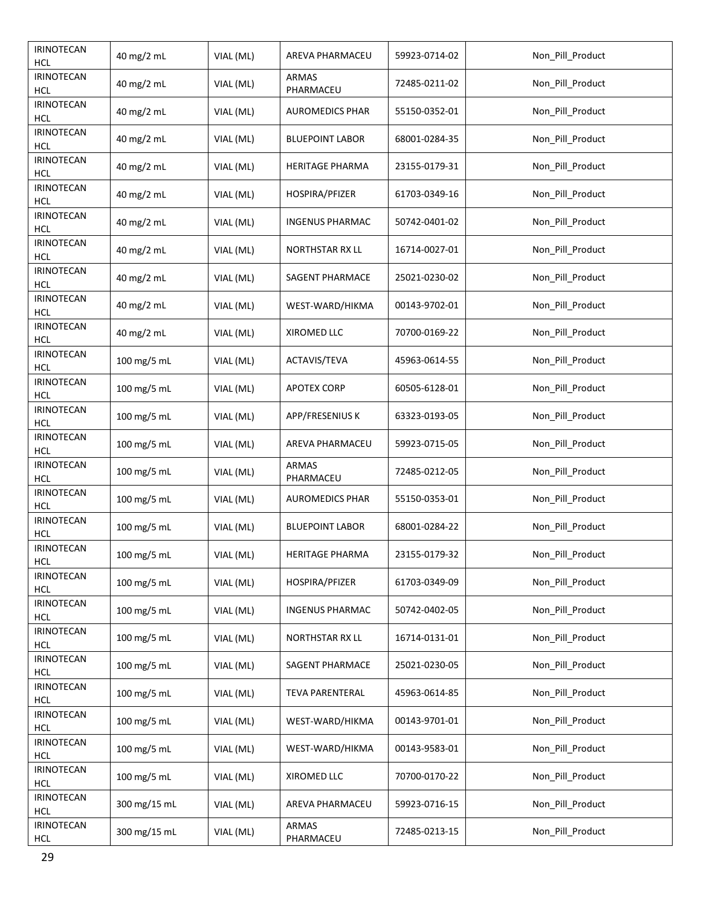| | | | | | |
|---|---|---|---|---|---|
| IRINOTECAN HCL | 40 mg/2 mL | VIAL (ML) | AREVA PHARMACEU | 59923-0714-02 | Non_Pill_Product |
| IRINOTECAN HCL | 40 mg/2 mL | VIAL (ML) | ARMAS PHARMACEU | 72485-0211-02 | Non_Pill_Product |
| IRINOTECAN HCL | 40 mg/2 mL | VIAL (ML) | AUROMEDICS PHAR | 55150-0352-01 | Non_Pill_Product |
| IRINOTECAN HCL | 40 mg/2 mL | VIAL (ML) | BLUEPOINT LABOR | 68001-0284-35 | Non_Pill_Product |
| IRINOTECAN HCL | 40 mg/2 mL | VIAL (ML) | HERITAGE PHARMA | 23155-0179-31 | Non_Pill_Product |
| IRINOTECAN HCL | 40 mg/2 mL | VIAL (ML) | HOSPIRA/PFIZER | 61703-0349-16 | Non_Pill_Product |
| IRINOTECAN HCL | 40 mg/2 mL | VIAL (ML) | INGENUS PHARMAC | 50742-0401-02 | Non_Pill_Product |
| IRINOTECAN HCL | 40 mg/2 mL | VIAL (ML) | NORTHSTAR RX LL | 16714-0027-01 | Non_Pill_Product |
| IRINOTECAN HCL | 40 mg/2 mL | VIAL (ML) | SAGENT PHARMACE | 25021-0230-02 | Non_Pill_Product |
| IRINOTECAN HCL | 40 mg/2 mL | VIAL (ML) | WEST-WARD/HIKMA | 00143-9702-01 | Non_Pill_Product |
| IRINOTECAN HCL | 40 mg/2 mL | VIAL (ML) | XIROMED LLC | 70700-0169-22 | Non_Pill_Product |
| IRINOTECAN HCL | 100 mg/5 mL | VIAL (ML) | ACTAVIS/TEVA | 45963-0614-55 | Non_Pill_Product |
| IRINOTECAN HCL | 100 mg/5 mL | VIAL (ML) | APOTEX CORP | 60505-6128-01 | Non_Pill_Product |
| IRINOTECAN HCL | 100 mg/5 mL | VIAL (ML) | APP/FRESENIUS K | 63323-0193-05 | Non_Pill_Product |
| IRINOTECAN HCL | 100 mg/5 mL | VIAL (ML) | AREVA PHARMACEU | 59923-0715-05 | Non_Pill_Product |
| IRINOTECAN HCL | 100 mg/5 mL | VIAL (ML) | ARMAS PHARMACEU | 72485-0212-05 | Non_Pill_Product |
| IRINOTECAN HCL | 100 mg/5 mL | VIAL (ML) | AUROMEDICS PHAR | 55150-0353-01 | Non_Pill_Product |
| IRINOTECAN HCL | 100 mg/5 mL | VIAL (ML) | BLUEPOINT LABOR | 68001-0284-22 | Non_Pill_Product |
| IRINOTECAN HCL | 100 mg/5 mL | VIAL (ML) | HERITAGE PHARMA | 23155-0179-32 | Non_Pill_Product |
| IRINOTECAN HCL | 100 mg/5 mL | VIAL (ML) | HOSPIRA/PFIZER | 61703-0349-09 | Non_Pill_Product |
| IRINOTECAN HCL | 100 mg/5 mL | VIAL (ML) | INGENUS PHARMAC | 50742-0402-05 | Non_Pill_Product |
| IRINOTECAN HCL | 100 mg/5 mL | VIAL (ML) | NORTHSTAR RX LL | 16714-0131-01 | Non_Pill_Product |
| IRINOTECAN HCL | 100 mg/5 mL | VIAL (ML) | SAGENT PHARMACE | 25021-0230-05 | Non_Pill_Product |
| IRINOTECAN HCL | 100 mg/5 mL | VIAL (ML) | TEVA PARENTERAL | 45963-0614-85 | Non_Pill_Product |
| IRINOTECAN HCL | 100 mg/5 mL | VIAL (ML) | WEST-WARD/HIKMA | 00143-9701-01 | Non_Pill_Product |
| IRINOTECAN HCL | 100 mg/5 mL | VIAL (ML) | WEST-WARD/HIKMA | 00143-9583-01 | Non_Pill_Product |
| IRINOTECAN HCL | 100 mg/5 mL | VIAL (ML) | XIROMED LLC | 70700-0170-22 | Non_Pill_Product |
| IRINOTECAN HCL | 300 mg/15 mL | VIAL (ML) | AREVA PHARMACEU | 59923-0716-15 | Non_Pill_Product |
| IRINOTECAN HCL | 300 mg/15 mL | VIAL (ML) | ARMAS PHARMACEU | 72485-0213-15 | Non_Pill_Product |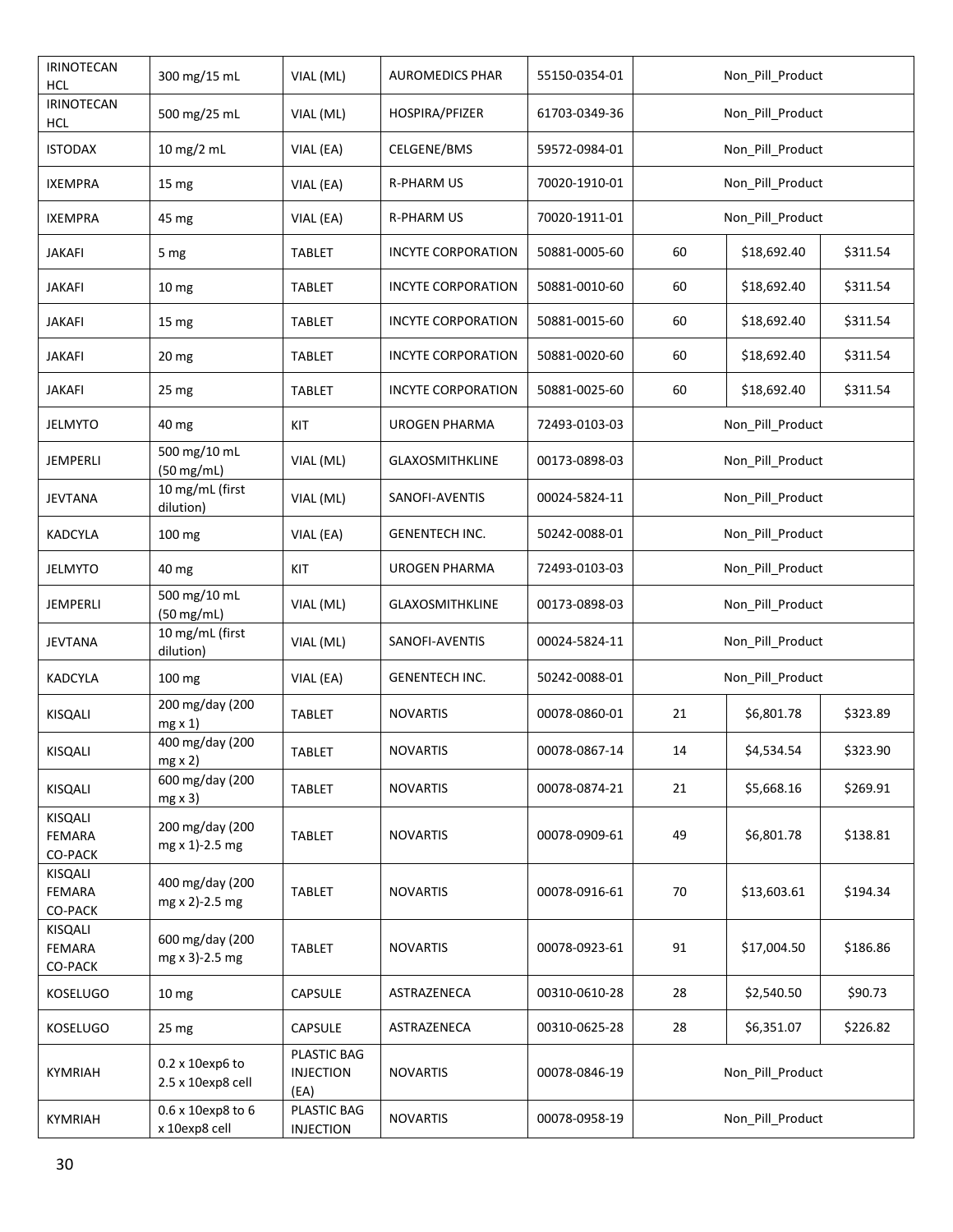| IRINOTECAN HCL | 300 mg/15 mL | VIAL (ML) | AUROMEDICS PHAR | 55150-0354-01 | Non_Pill_Product | | |
|---|---|---|---|---|---|---|---|
| IRINOTECAN HCL | 500 mg/25 mL | VIAL (ML) | HOSPIRA/PFIZER | 61703-0349-36 | Non_Pill_Product | | |
| ISTODAX | 10 mg/2 mL | VIAL (EA) | CELGENE/BMS | 59572-0984-01 | Non_Pill_Product | | |
| IXEMPRA | 15 mg | VIAL (EA) | R-PHARM US | 70020-1910-01 | Non_Pill_Product | | |
| IXEMPRA | 45 mg | VIAL (EA) | R-PHARM US | 70020-1911-01 | Non_Pill_Product | | |
| JAKAFI | 5 mg | TABLET | INCYTE CORPORATION | 50881-0005-60 | 60 | $18,692.40 | $311.54 |
| JAKAFI | 10 mg | TABLET | INCYTE CORPORATION | 50881-0010-60 | 60 | $18,692.40 | $311.54 |
| JAKAFI | 15 mg | TABLET | INCYTE CORPORATION | 50881-0015-60 | 60 | $18,692.40 | $311.54 |
| JAKAFI | 20 mg | TABLET | INCYTE CORPORATION | 50881-0020-60 | 60 | $18,692.40 | $311.54 |
| JAKAFI | 25 mg | TABLET | INCYTE CORPORATION | 50881-0025-60 | 60 | $18,692.40 | $311.54 |
| JELMYTO | 40 mg | KIT | UROGEN PHARMA | 72493-0103-03 | Non_Pill_Product | | |
| JEMPERLI | 500 mg/10 mL (50 mg/mL) | VIAL (ML) | GLAXOSMITHKLINE | 00173-0898-03 | Non_Pill_Product | | |
| JEVTANA | 10 mg/mL (first dilution) | VIAL (ML) | SANOFI-AVENTIS | 00024-5824-11 | Non_Pill_Product | | |
| KADCYLA | 100 mg | VIAL (EA) | GENENTECH INC. | 50242-0088-01 | Non_Pill_Product | | |
| JELMYTO | 40 mg | KIT | UROGEN PHARMA | 72493-0103-03 | Non_Pill_Product | | |
| JEMPERLI | 500 mg/10 mL (50 mg/mL) | VIAL (ML) | GLAXOSMITHKLINE | 00173-0898-03 | Non_Pill_Product | | |
| JEVTANA | 10 mg/mL (first dilution) | VIAL (ML) | SANOFI-AVENTIS | 00024-5824-11 | Non_Pill_Product | | |
| KADCYLA | 100 mg | VIAL (EA) | GENENTECH INC. | 50242-0088-01 | Non_Pill_Product | | |
| KISQALI | 200 mg/day (200 mg x 1) | TABLET | NOVARTIS | 00078-0860-01 | 21 | $6,801.78 | $323.89 |
| KISQALI | 400 mg/day (200 mg x 2) | TABLET | NOVARTIS | 00078-0867-14 | 14 | $4,534.54 | $323.90 |
| KISQALI | 600 mg/day (200 mg x 3) | TABLET | NOVARTIS | 00078-0874-21 | 21 | $5,668.16 | $269.91 |
| KISQALI FEMARA CO-PACK | 200 mg/day (200 mg x 1)-2.5 mg | TABLET | NOVARTIS | 00078-0909-61 | 49 | $6,801.78 | $138.81 |
| KISQALI FEMARA CO-PACK | 400 mg/day (200 mg x 2)-2.5 mg | TABLET | NOVARTIS | 00078-0916-61 | 70 | $13,603.61 | $194.34 |
| KISQALI FEMARA CO-PACK | 600 mg/day (200 mg x 3)-2.5 mg | TABLET | NOVARTIS | 00078-0923-61 | 91 | $17,004.50 | $186.86 |
| KOSELUGO | 10 mg | CAPSULE | ASTRAZENECA | 00310-0610-28 | 28 | $2,540.50 | $90.73 |
| KOSELUGO | 25 mg | CAPSULE | ASTRAZENECA | 00310-0625-28 | 28 | $6,351.07 | $226.82 |
| KYMRIAH | 0.2 x 10exp6 to 2.5 x 10exp8 cell | PLASTIC BAG INJECTION (EA) | NOVARTIS | 00078-0846-19 | Non_Pill_Product | | |
| KYMRIAH | 0.6 x 10exp8 to 6 x 10exp8 cell | PLASTIC BAG INJECTION | NOVARTIS | 00078-0958-19 | Non_Pill_Product | | |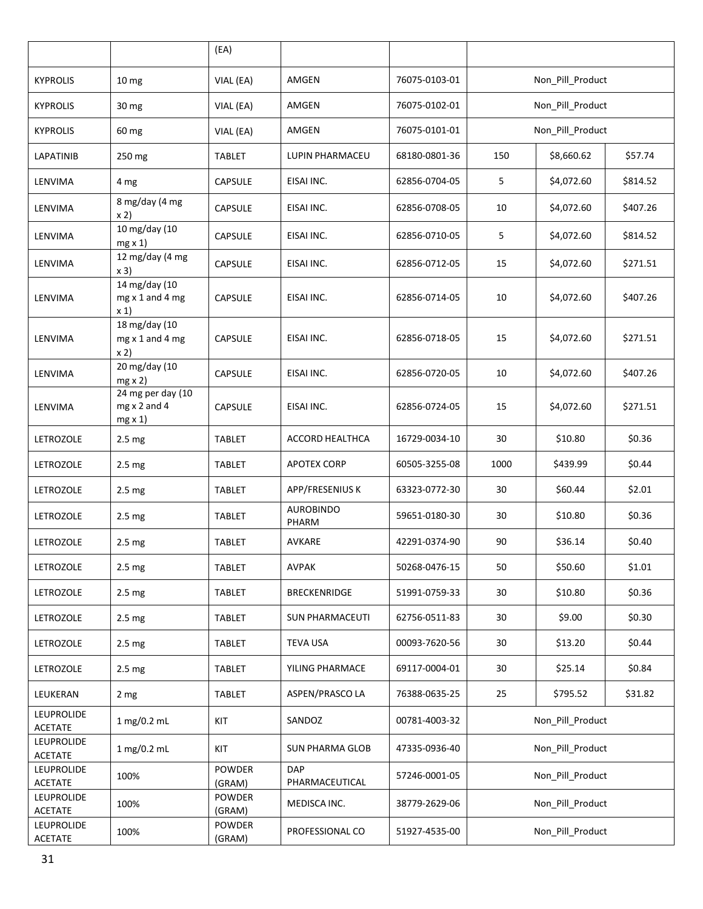| | | (EA) | | | | | |
|---|---|---|---|---|---|---|---|
| KYPROLIS | 10 mg | VIAL (EA) | AMGEN | 76075-0103-01 | Non_Pill_Product | | |
| KYPROLIS | 30 mg | VIAL (EA) | AMGEN | 76075-0102-01 | Non_Pill_Product | | |
| KYPROLIS | 60 mg | VIAL (EA) | AMGEN | 76075-0101-01 | Non_Pill_Product | | |
| LAPATINIB | 250 mg | TABLET | LUPIN PHARMACEU | 68180-0801-36 | 150 | $8,660.62 | $57.74 |
| LENVIMA | 4 mg | CAPSULE | EISAI INC. | 62856-0704-05 | 5 | $4,072.60 | $814.52 |
| LENVIMA | 8 mg/day (4 mg x 2) | CAPSULE | EISAI INC. | 62856-0708-05 | 10 | $4,072.60 | $407.26 |
| LENVIMA | 10 mg/day (10 mg x 1) | CAPSULE | EISAI INC. | 62856-0710-05 | 5 | $4,072.60 | $814.52 |
| LENVIMA | 12 mg/day (4 mg x 3) | CAPSULE | EISAI INC. | 62856-0712-05 | 15 | $4,072.60 | $271.51 |
| LENVIMA | 14 mg/day (10 mg x 1 and 4 mg x 1) | CAPSULE | EISAI INC. | 62856-0714-05 | 10 | $4,072.60 | $407.26 |
| LENVIMA | 18 mg/day (10 mg x 1 and 4 mg x 2) | CAPSULE | EISAI INC. | 62856-0718-05 | 15 | $4,072.60 | $271.51 |
| LENVIMA | 20 mg/day (10 mg x 2) | CAPSULE | EISAI INC. | 62856-0720-05 | 10 | $4,072.60 | $407.26 |
| LENVIMA | 24 mg per day (10 mg x 2 and 4 mg x 1) | CAPSULE | EISAI INC. | 62856-0724-05 | 15 | $4,072.60 | $271.51 |
| LETROZOLE | 2.5 mg | TABLET | ACCORD HEALTHCA | 16729-0034-10 | 30 | $10.80 | $0.36 |
| LETROZOLE | 2.5 mg | TABLET | APOTEX CORP | 60505-3255-08 | 1000 | $439.99 | $0.44 |
| LETROZOLE | 2.5 mg | TABLET | APP/FRESENIUS K | 63323-0772-30 | 30 | $60.44 | $2.01 |
| LETROZOLE | 2.5 mg | TABLET | AUROBINDO PHARM | 59651-0180-30 | 30 | $10.80 | $0.36 |
| LETROZOLE | 2.5 mg | TABLET | AVKARE | 42291-0374-90 | 90 | $36.14 | $0.40 |
| LETROZOLE | 2.5 mg | TABLET | AVPAK | 50268-0476-15 | 50 | $50.60 | $1.01 |
| LETROZOLE | 2.5 mg | TABLET | BRECKENRIDGE | 51991-0759-33 | 30 | $10.80 | $0.36 |
| LETROZOLE | 2.5 mg | TABLET | SUN PHARMACEUTI | 62756-0511-83 | 30 | $9.00 | $0.30 |
| LETROZOLE | 2.5 mg | TABLET | TEVA USA | 00093-7620-56 | 30 | $13.20 | $0.44 |
| LETROZOLE | 2.5 mg | TABLET | YILING PHARMACE | 69117-0004-01 | 30 | $25.14 | $0.84 |
| LEUKERAN | 2 mg | TABLET | ASPEN/PRASCO LA | 76388-0635-25 | 25 | $795.52 | $31.82 |
| LEUPROLIDE ACETATE | 1 mg/0.2 mL | KIT | SANDOZ | 00781-4003-32 | Non_Pill_Product | | |
| LEUPROLIDE ACETATE | 1 mg/0.2 mL | KIT | SUN PHARMA GLOB | 47335-0936-40 | Non_Pill_Product | | |
| LEUPROLIDE ACETATE | 100% | POWDER (GRAM) | DAP PHARMACEUTICAL | 57246-0001-05 | Non_Pill_Product | | |
| LEUPROLIDE ACETATE | 100% | POWDER (GRAM) | MEDISCA INC. | 38779-2629-06 | Non_Pill_Product | | |
| LEUPROLIDE ACETATE | 100% | POWDER (GRAM) | PROFESSIONAL CO | 51927-4535-00 | Non_Pill_Product | | |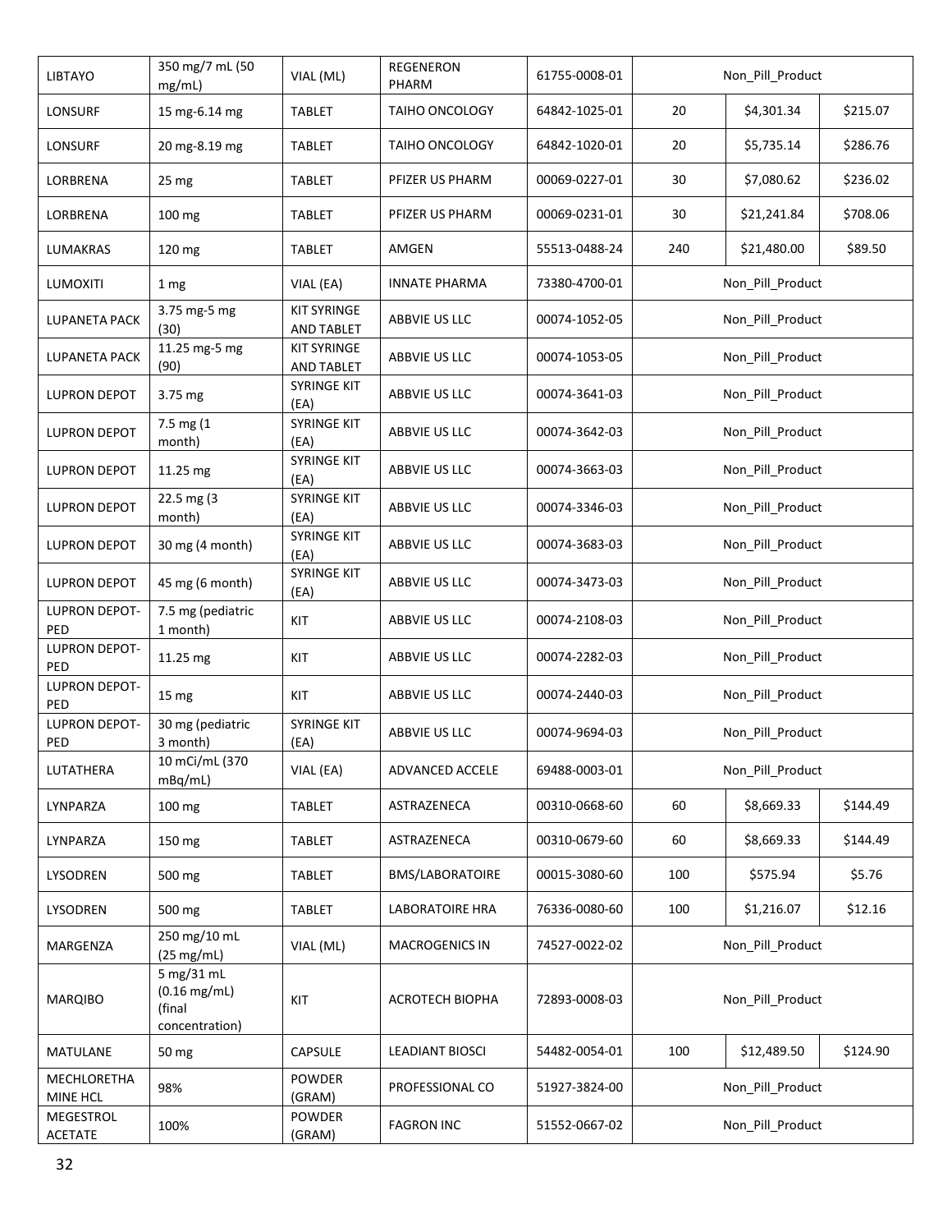| LIBTAYO | 350 mg/7 mL (50 mg/mL) | VIAL (ML) | REGENERON PHARM | 61755-0008-01 | Non_Pill_Product | | |
|---|---|---|---|---|---|---|---|
| LONSURF | 15 mg-6.14 mg | TABLET | TAIHO ONCOLOGY | 64842-1025-01 | 20 | $4,301.34 | $215.07 |
| LONSURF | 20 mg-8.19 mg | TABLET | TAIHO ONCOLOGY | 64842-1020-01 | 20 | $5,735.14 | $286.76 |
| LORBRENA | 25 mg | TABLET | PFIZER US PHARM | 00069-0227-01 | 30 | $7,080.62 | $236.02 |
| LORBRENA | 100 mg | TABLET | PFIZER US PHARM | 00069-0231-01 | 30 | $21,241.84 | $708.06 |
| LUMAKRAS | 120 mg | TABLET | AMGEN | 55513-0488-24 | 240 | $21,480.00 | $89.50 |
| LUMOXITI | 1 mg | VIAL (EA) | INNATE PHARMA | 73380-4700-01 | Non_Pill_Product | | |
| LUPANETA PACK | 3.75 mg-5 mg (30) | KIT SYRINGE AND TABLET | ABBVIE US LLC | 00074-1052-05 | Non_Pill_Product | | |
| LUPANETA PACK | 11.25 mg-5 mg (90) | KIT SYRINGE AND TABLET | ABBVIE US LLC | 00074-1053-05 | Non_Pill_Product | | |
| LUPRON DEPOT | 3.75 mg | SYRINGE KIT (EA) | ABBVIE US LLC | 00074-3641-03 | Non_Pill_Product | | |
| LUPRON DEPOT | 7.5 mg (1 month) | SYRINGE KIT (EA) | ABBVIE US LLC | 00074-3642-03 | Non_Pill_Product | | |
| LUPRON DEPOT | 11.25 mg | SYRINGE KIT (EA) | ABBVIE US LLC | 00074-3663-03 | Non_Pill_Product | | |
| LUPRON DEPOT | 22.5 mg (3 month) | SYRINGE KIT (EA) | ABBVIE US LLC | 00074-3346-03 | Non_Pill_Product | | |
| LUPRON DEPOT | 30 mg (4 month) | SYRINGE KIT (EA) | ABBVIE US LLC | 00074-3683-03 | Non_Pill_Product | | |
| LUPRON DEPOT | 45 mg (6 month) | SYRINGE KIT (EA) | ABBVIE US LLC | 00074-3473-03 | Non_Pill_Product | | |
| LUPRON DEPOT-PED | 7.5 mg (pediatric 1 month) | KIT | ABBVIE US LLC | 00074-2108-03 | Non_Pill_Product | | |
| LUPRON DEPOT-PED | 11.25 mg | KIT | ABBVIE US LLC | 00074-2282-03 | Non_Pill_Product | | |
| LUPRON DEPOT-PED | 15 mg | KIT | ABBVIE US LLC | 00074-2440-03 | Non_Pill_Product | | |
| LUPRON DEPOT-PED | 30 mg (pediatric 3 month) | SYRINGE KIT (EA) | ABBVIE US LLC | 00074-9694-03 | Non_Pill_Product | | |
| LUTATHERA | 10 mCi/mL (370 mBq/mL) | VIAL (EA) | ADVANCED ACCELE | 69488-0003-01 | Non_Pill_Product | | |
| LYNPARZA | 100 mg | TABLET | ASTRAZENECA | 00310-0668-60 | 60 | $8,669.33 | $144.49 |
| LYNPARZA | 150 mg | TABLET | ASTRAZENECA | 00310-0679-60 | 60 | $8,669.33 | $144.49 |
| LYSODREN | 500 mg | TABLET | BMS/LABORATOIRE | 00015-3080-60 | 100 | $575.94 | $5.76 |
| LYSODREN | 500 mg | TABLET | LABORATOIRE HRA | 76336-0080-60 | 100 | $1,216.07 | $12.16 |
| MARGENZA | 250 mg/10 mL (25 mg/mL) | VIAL (ML) | MACROGENICS IN | 74527-0022-02 | Non_Pill_Product | | |
| MARQIBO | 5 mg/31 mL (0.16 mg/mL) (final concentration) | KIT | ACROTECH BIOPHA | 72893-0008-03 | Non_Pill_Product | | |
| MATULANE | 50 mg | CAPSULE | LEADIANT BIOSCI | 54482-0054-01 | 100 | $12,489.50 | $124.90 |
| MECHLORETHAMINE HCL | 98% | POWDER (GRAM) | PROFESSIONAL CO | 51927-3824-00 | Non_Pill_Product | | |
| MEGESTROL ACETATE | 100% | POWDER (GRAM) | FAGRON INC | 51552-0667-02 | Non_Pill_Product | | |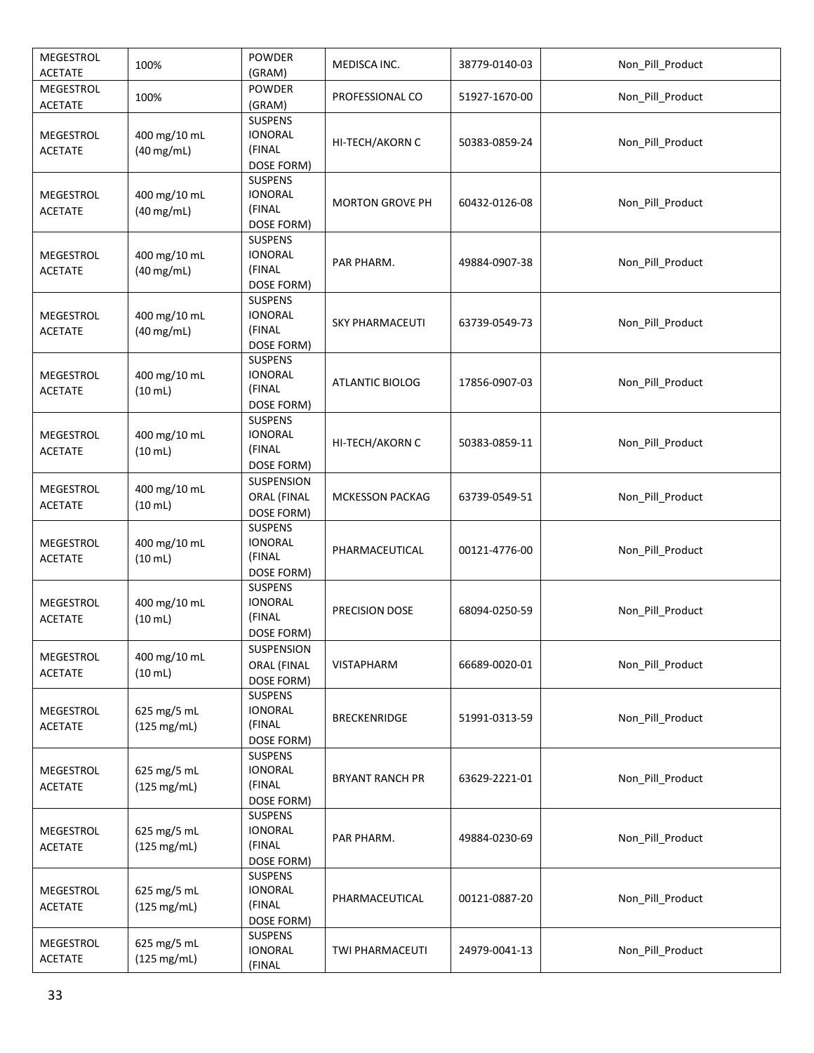| MEGESTROL ACETATE | 100% | POWDER (GRAM) | MEDISCA INC. | 38779-0140-03 | Non_Pill_Product |
|---|---|---|---|---|---|
| MEGESTROL ACETATE | 100% | POWDER (GRAM) | PROFESSIONAL CO | 51927-1670-00 | Non_Pill_Product |
| MEGESTROL ACETATE | 400 mg/10 mL (40 mg/mL) | SUSPENS IONORAL (FINAL DOSE FORM) | HI-TECH/AKORN C | 50383-0859-24 | Non_Pill_Product |
| MEGESTROL ACETATE | 400 mg/10 mL (40 mg/mL) | SUSPENS IONORAL (FINAL DOSE FORM) | MORTON GROVE PH | 60432-0126-08 | Non_Pill_Product |
| MEGESTROL ACETATE | 400 mg/10 mL (40 mg/mL) | SUSPENS IONORAL (FINAL DOSE FORM) | PAR PHARM. | 49884-0907-38 | Non_Pill_Product |
| MEGESTROL ACETATE | 400 mg/10 mL (40 mg/mL) | SUSPENS IONORAL (FINAL DOSE FORM) | SKY PHARMACEUTI | 63739-0549-73 | Non_Pill_Product |
| MEGESTROL ACETATE | 400 mg/10 mL (10 mL) | SUSPENS IONORAL (FINAL DOSE FORM) | ATLANTIC BIOLOG | 17856-0907-03 | Non_Pill_Product |
| MEGESTROL ACETATE | 400 mg/10 mL (10 mL) | SUSPENS IONORAL (FINAL DOSE FORM) | HI-TECH/AKORN C | 50383-0859-11 | Non_Pill_Product |
| MEGESTROL ACETATE | 400 mg/10 mL (10 mL) | SUSPENSION ORAL (FINAL DOSE FORM) | MCKESSON PACKAG | 63739-0549-51 | Non_Pill_Product |
| MEGESTROL ACETATE | 400 mg/10 mL (10 mL) | SUSPENS IONORAL (FINAL DOSE FORM) | PHARMACEUTICAL | 00121-4776-00 | Non_Pill_Product |
| MEGESTROL ACETATE | 400 mg/10 mL (10 mL) | SUSPENS IONORAL (FINAL DOSE FORM) | PRECISION DOSE | 68094-0250-59 | Non_Pill_Product |
| MEGESTROL ACETATE | 400 mg/10 mL (10 mL) | SUSPENSION ORAL (FINAL DOSE FORM) | VISTAPHARM | 66689-0020-01 | Non_Pill_Product |
| MEGESTROL ACETATE | 625 mg/5 mL (125 mg/mL) | SUSPENS IONORAL (FINAL DOSE FORM) | BRECKENRIDGE | 51991-0313-59 | Non_Pill_Product |
| MEGESTROL ACETATE | 625 mg/5 mL (125 mg/mL) | SUSPENS IONORAL (FINAL DOSE FORM) | BRYANT RANCH PR | 63629-2221-01 | Non_Pill_Product |
| MEGESTROL ACETATE | 625 mg/5 mL (125 mg/mL) | SUSPENS IONORAL (FINAL DOSE FORM) | PAR PHARM. | 49884-0230-69 | Non_Pill_Product |
| MEGESTROL ACETATE | 625 mg/5 mL (125 mg/mL) | SUSPENS IONORAL (FINAL DOSE FORM) | PHARMACEUTICAL | 00121-0887-20 | Non_Pill_Product |
| MEGESTROL ACETATE | 625 mg/5 mL (125 mg/mL) | SUSPENS IONORAL (FINAL | TWI PHARMACEUTI | 24979-0041-13 | Non_Pill_Product |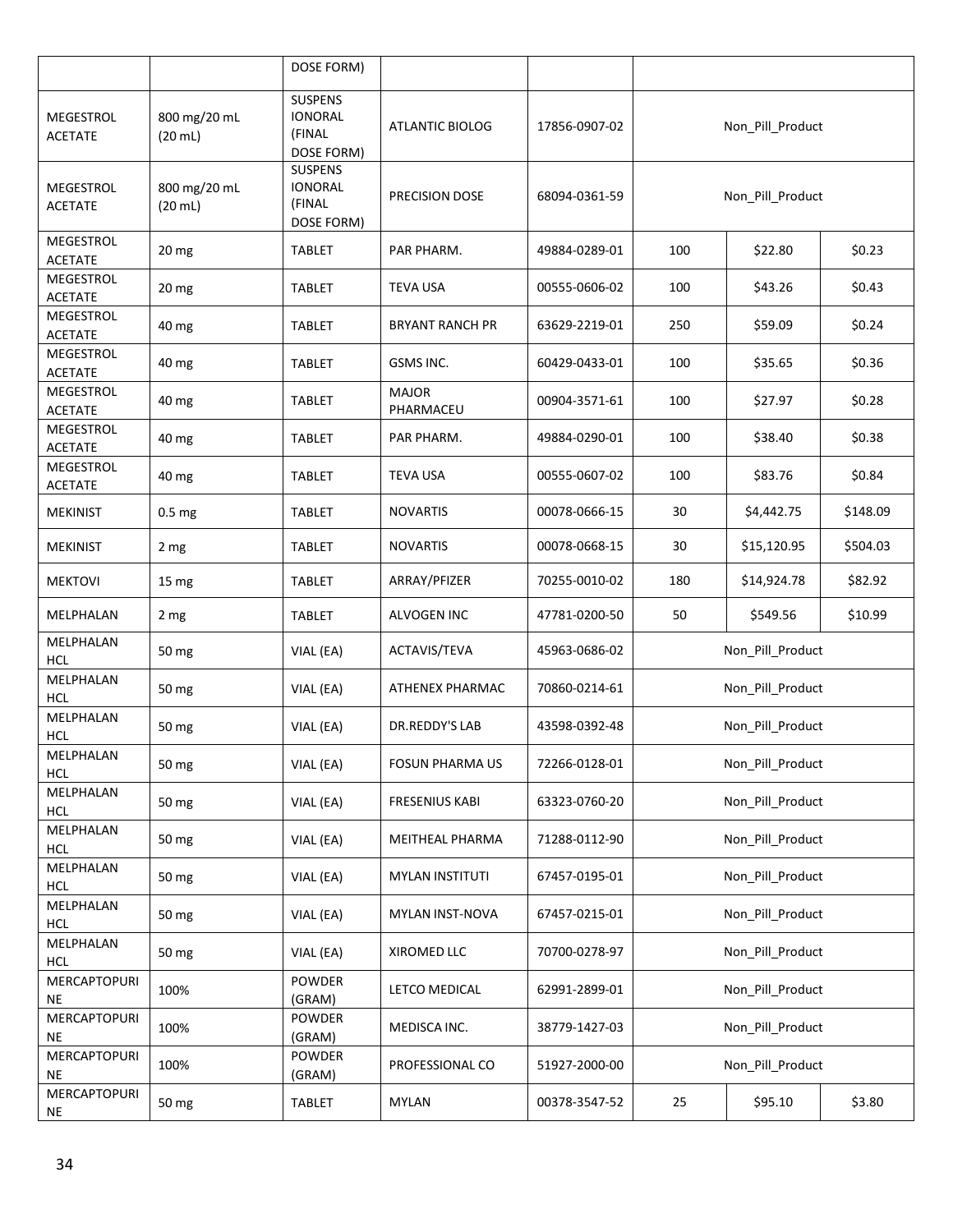| | | DOSE FORM) | | | | | |
|---|---|---|---|---|---|---|---|
| MEGESTROL ACETATE | 800 mg/20 mL (20 mL) | SUSPENSIONORAL (FINAL DOSE FORM) | ATLANTIC BIOLOG | 17856-0907-02 | Non_Pill_Product | | |
| MEGESTROL ACETATE | 800 mg/20 mL (20 mL) | SUSPENSIONORAL (FINAL DOSE FORM) | PRECISION DOSE | 68094-0361-59 | Non_Pill_Product | | |
| MEGESTROL ACETATE | 20 mg | TABLET | PAR PHARM. | 49884-0289-01 | 100 | $22.80 | $0.23 |
| MEGESTROL ACETATE | 20 mg | TABLET | TEVA USA | 00555-0606-02 | 100 | $43.26 | $0.43 |
| MEGESTROL ACETATE | 40 mg | TABLET | BRYANT RANCH PR | 63629-2219-01 | 250 | $59.09 | $0.24 |
| MEGESTROL ACETATE | 40 mg | TABLET | GSMS INC. | 60429-0433-01 | 100 | $35.65 | $0.36 |
| MEGESTROL ACETATE | 40 mg | TABLET | MAJOR PHARMACEU | 00904-3571-61 | 100 | $27.97 | $0.28 |
| MEGESTROL ACETATE | 40 mg | TABLET | PAR PHARM. | 49884-0290-01 | 100 | $38.40 | $0.38 |
| MEGESTROL ACETATE | 40 mg | TABLET | TEVA USA | 00555-0607-02 | 100 | $83.76 | $0.84 |
| MEKINIST | 0.5 mg | TABLET | NOVARTIS | 00078-0666-15 | 30 | $4,442.75 | $148.09 |
| MEKINIST | 2 mg | TABLET | NOVARTIS | 00078-0668-15 | 30 | $15,120.95 | $504.03 |
| MEKTOVI | 15 mg | TABLET | ARRAY/PFIZER | 70255-0010-02 | 180 | $14,924.78 | $82.92 |
| MELPHALAN | 2 mg | TABLET | ALVOGEN INC | 47781-0200-50 | 50 | $549.56 | $10.99 |
| MELPHALAN HCL | 50 mg | VIAL (EA) | ACTAVIS/TEVA | 45963-0686-02 | Non_Pill_Product | | |
| MELPHALAN HCL | 50 mg | VIAL (EA) | ATHENEX PHARMAC | 70860-0214-61 | Non_Pill_Product | | |
| MELPHALAN HCL | 50 mg | VIAL (EA) | DR.REDDY'S LAB | 43598-0392-48 | Non_Pill_Product | | |
| MELPHALAN HCL | 50 mg | VIAL (EA) | FOSUN PHARMA US | 72266-0128-01 | Non_Pill_Product | | |
| MELPHALAN HCL | 50 mg | VIAL (EA) | FRESENIUS KABI | 63323-0760-20 | Non_Pill_Product | | |
| MELPHALAN HCL | 50 mg | VIAL (EA) | MEITHEAL PHARMA | 71288-0112-90 | Non_Pill_Product | | |
| MELPHALAN HCL | 50 mg | VIAL (EA) | MYLAN INSTITUTI | 67457-0195-01 | Non_Pill_Product | | |
| MELPHALAN HCL | 50 mg | VIAL (EA) | MYLAN INST-NOVA | 67457-0215-01 | Non_Pill_Product | | |
| MELPHALAN HCL | 50 mg | VIAL (EA) | XIROMED LLC | 70700-0278-97 | Non_Pill_Product | | |
| MERCAPTOPURINE | 100% | POWDER (GRAM) | LETCO MEDICAL | 62991-2899-01 | Non_Pill_Product | | |
| MERCAPTOPURINE | 100% | POWDER (GRAM) | MEDISCA INC. | 38779-1427-03 | Non_Pill_Product | | |
| MERCAPTOPURINE | 100% | POWDER (GRAM) | PROFESSIONAL CO | 51927-2000-00 | Non_Pill_Product | | |
| MERCAPTOPURINE | 50 mg | TABLET | MYLAN | 00378-3547-52 | 25 | $95.10 | $3.80 |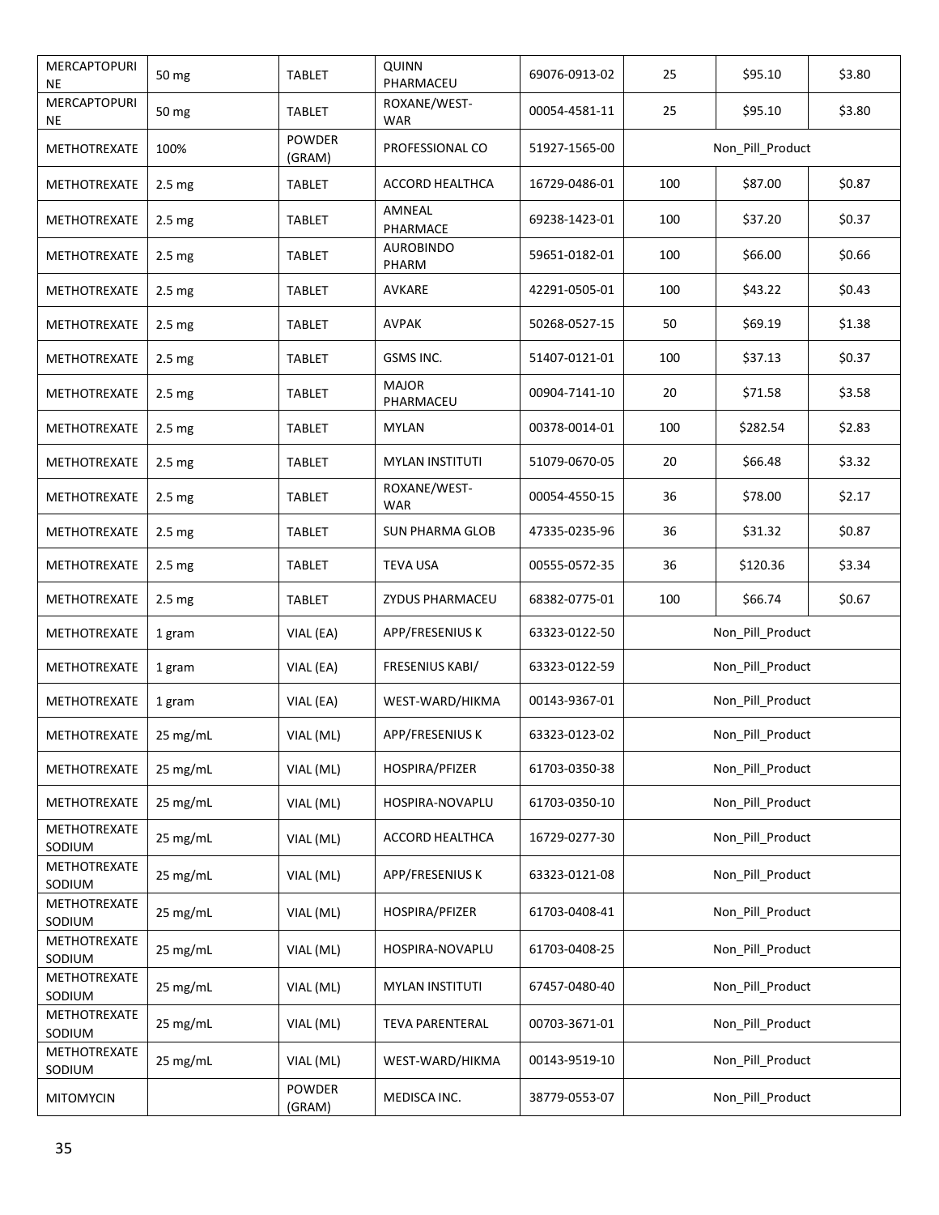| | | | | | | | |
|---|---|---|---|---|---|---|---|
| MERCAPTOPURINE | 50 mg | TABLET | QUINN PHARMACEU | 69076-0913-02 | 25 | $95.10 | $3.80 |
| MERCAPTOPURINE | 50 mg | TABLET | ROXANE/WEST-WAR | 00054-4581-11 | 25 | $95.10 | $3.80 |
| METHOTREXATE | 100% | POWDER (GRAM) | PROFESSIONAL CO | 51927-1565-00 | Non_Pill_Product | | |
| METHOTREXATE | 2.5 mg | TABLET | ACCORD HEALTHCA | 16729-0486-01 | 100 | $87.00 | $0.87 |
| METHOTREXATE | 2.5 mg | TABLET | AMNEAL PHARMACE | 69238-1423-01 | 100 | $37.20 | $0.37 |
| METHOTREXATE | 2.5 mg | TABLET | AUROBINDO PHARM | 59651-0182-01 | 100 | $66.00 | $0.66 |
| METHOTREXATE | 2.5 mg | TABLET | AVKARE | 42291-0505-01 | 100 | $43.22 | $0.43 |
| METHOTREXATE | 2.5 mg | TABLET | AVPAK | 50268-0527-15 | 50 | $69.19 | $1.38 |
| METHOTREXATE | 2.5 mg | TABLET | GSMS INC. | 51407-0121-01 | 100 | $37.13 | $0.37 |
| METHOTREXATE | 2.5 mg | TABLET | MAJOR PHARMACEU | 00904-7141-10 | 20 | $71.58 | $3.58 |
| METHOTREXATE | 2.5 mg | TABLET | MYLAN | 00378-0014-01 | 100 | $282.54 | $2.83 |
| METHOTREXATE | 2.5 mg | TABLET | MYLAN INSTITUTI | 51079-0670-05 | 20 | $66.48 | $3.32 |
| METHOTREXATE | 2.5 mg | TABLET | ROXANE/WEST-WAR | 00054-4550-15 | 36 | $78.00 | $2.17 |
| METHOTREXATE | 2.5 mg | TABLET | SUN PHARMA GLOB | 47335-0235-96 | 36 | $31.32 | $0.87 |
| METHOTREXATE | 2.5 mg | TABLET | TEVA USA | 00555-0572-35 | 36 | $120.36 | $3.34 |
| METHOTREXATE | 2.5 mg | TABLET | ZYDUS PHARMACEU | 68382-0775-01 | 100 | $66.74 | $0.67 |
| METHOTREXATE | 1 gram | VIAL (EA) | APP/FRESENIUS K | 63323-0122-50 | Non_Pill_Product | | |
| METHOTREXATE | 1 gram | VIAL (EA) | FRESENIUS KABI/ | 63323-0122-59 | Non_Pill_Product | | |
| METHOTREXATE | 1 gram | VIAL (EA) | WEST-WARD/HIKMA | 00143-9367-01 | Non_Pill_Product | | |
| METHOTREXATE | 25 mg/mL | VIAL (ML) | APP/FRESENIUS K | 63323-0123-02 | Non_Pill_Product | | |
| METHOTREXATE | 25 mg/mL | VIAL (ML) | HOSPIRA/PFIZER | 61703-0350-38 | Non_Pill_Product | | |
| METHOTREXATE | 25 mg/mL | VIAL (ML) | HOSPIRA-NOVAPLU | 61703-0350-10 | Non_Pill_Product | | |
| METHOTREXATE SODIUM | 25 mg/mL | VIAL (ML) | ACCORD HEALTHCA | 16729-0277-30 | Non_Pill_Product | | |
| METHOTREXATE SODIUM | 25 mg/mL | VIAL (ML) | APP/FRESENIUS K | 63323-0121-08 | Non_Pill_Product | | |
| METHOTREXATE SODIUM | 25 mg/mL | VIAL (ML) | HOSPIRA/PFIZER | 61703-0408-41 | Non_Pill_Product | | |
| METHOTREXATE SODIUM | 25 mg/mL | VIAL (ML) | HOSPIRA-NOVAPLU | 61703-0408-25 | Non_Pill_Product | | |
| METHOTREXATE SODIUM | 25 mg/mL | VIAL (ML) | MYLAN INSTITUTI | 67457-0480-40 | Non_Pill_Product | | |
| METHOTREXATE SODIUM | 25 mg/mL | VIAL (ML) | TEVA PARENTERAL | 00703-3671-01 | Non_Pill_Product | | |
| METHOTREXATE SODIUM | 25 mg/mL | VIAL (ML) | WEST-WARD/HIKMA | 00143-9519-10 | Non_Pill_Product | | |
| MITOMYCIN | | POWDER (GRAM) | MEDISCA INC. | 38779-0553-07 | Non_Pill_Product | | |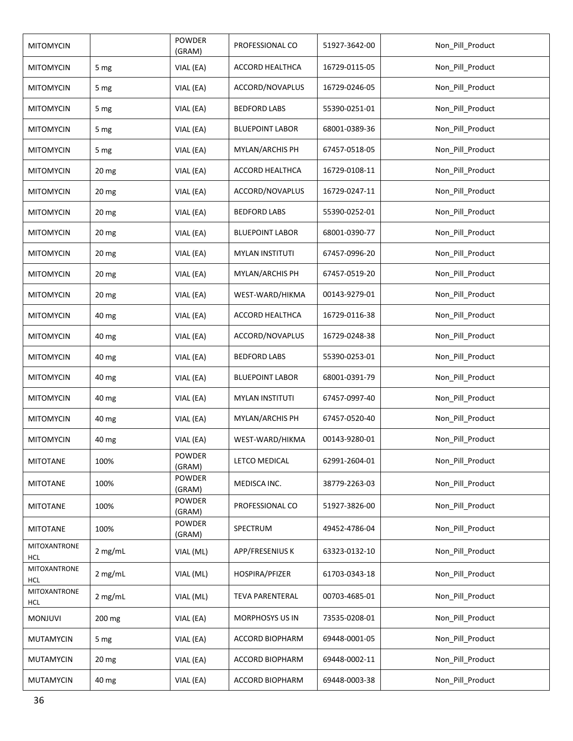| MITOMYCIN | | POWDER (GRAM) | PROFESSIONAL CO | 51927-3642-00 | Non_Pill_Product |
|---|---|---|---|---|---|
| MITOMYCIN | 5 mg | VIAL (EA) | ACCORD HEALTHCA | 16729-0115-05 | Non_Pill_Product |
| MITOMYCIN | 5 mg | VIAL (EA) | ACCORD/NOVAPLUS | 16729-0246-05 | Non_Pill_Product |
| MITOMYCIN | 5 mg | VIAL (EA) | BEDFORD LABS | 55390-0251-01 | Non_Pill_Product |
| MITOMYCIN | 5 mg | VIAL (EA) | BLUEPOINT LABOR | 68001-0389-36 | Non_Pill_Product |
| MITOMYCIN | 5 mg | VIAL (EA) | MYLAN/ARCHIS PH | 67457-0518-05 | Non_Pill_Product |
| MITOMYCIN | 20 mg | VIAL (EA) | ACCORD HEALTHCA | 16729-0108-11 | Non_Pill_Product |
| MITOMYCIN | 20 mg | VIAL (EA) | ACCORD/NOVAPLUS | 16729-0247-11 | Non_Pill_Product |
| MITOMYCIN | 20 mg | VIAL (EA) | BEDFORD LABS | 55390-0252-01 | Non_Pill_Product |
| MITOMYCIN | 20 mg | VIAL (EA) | BLUEPOINT LABOR | 68001-0390-77 | Non_Pill_Product |
| MITOMYCIN | 20 mg | VIAL (EA) | MYLAN INSTITUTI | 67457-0996-20 | Non_Pill_Product |
| MITOMYCIN | 20 mg | VIAL (EA) | MYLAN/ARCHIS PH | 67457-0519-20 | Non_Pill_Product |
| MITOMYCIN | 20 mg | VIAL (EA) | WEST-WARD/HIKMA | 00143-9279-01 | Non_Pill_Product |
| MITOMYCIN | 40 mg | VIAL (EA) | ACCORD HEALTHCA | 16729-0116-38 | Non_Pill_Product |
| MITOMYCIN | 40 mg | VIAL (EA) | ACCORD/NOVAPLUS | 16729-0248-38 | Non_Pill_Product |
| MITOMYCIN | 40 mg | VIAL (EA) | BEDFORD LABS | 55390-0253-01 | Non_Pill_Product |
| MITOMYCIN | 40 mg | VIAL (EA) | BLUEPOINT LABOR | 68001-0391-79 | Non_Pill_Product |
| MITOMYCIN | 40 mg | VIAL (EA) | MYLAN INSTITUTI | 67457-0997-40 | Non_Pill_Product |
| MITOMYCIN | 40 mg | VIAL (EA) | MYLAN/ARCHIS PH | 67457-0520-40 | Non_Pill_Product |
| MITOMYCIN | 40 mg | VIAL (EA) | WEST-WARD/HIKMA | 00143-9280-01 | Non_Pill_Product |
| MITOTANE | 100% | POWDER (GRAM) | LETCO MEDICAL | 62991-2604-01 | Non_Pill_Product |
| MITOTANE | 100% | POWDER (GRAM) | MEDISCA INC. | 38779-2263-03 | Non_Pill_Product |
| MITOTANE | 100% | POWDER (GRAM) | PROFESSIONAL CO | 51927-3826-00 | Non_Pill_Product |
| MITOTANE | 100% | POWDER (GRAM) | SPECTRUM | 49452-4786-04 | Non_Pill_Product |
| MITOXANTRONE HCL | 2 mg/mL | VIAL (ML) | APP/FRESENIUS K | 63323-0132-10 | Non_Pill_Product |
| MITOXANTRONE HCL | 2 mg/mL | VIAL (ML) | HOSPIRA/PFIZER | 61703-0343-18 | Non_Pill_Product |
| MITOXANTRONE HCL | 2 mg/mL | VIAL (ML) | TEVA PARENTERAL | 00703-4685-01 | Non_Pill_Product |
| MONJUVI | 200 mg | VIAL (EA) | MORPHOSYS US IN | 73535-0208-01 | Non_Pill_Product |
| MUTAMYCIN | 5 mg | VIAL (EA) | ACCORD BIOPHARM | 69448-0001-05 | Non_Pill_Product |
| MUTAMYCIN | 20 mg | VIAL (EA) | ACCORD BIOPHARM | 69448-0002-11 | Non_Pill_Product |
| MUTAMYCIN | 40 mg | VIAL (EA) | ACCORD BIOPHARM | 69448-0003-38 | Non_Pill_Product |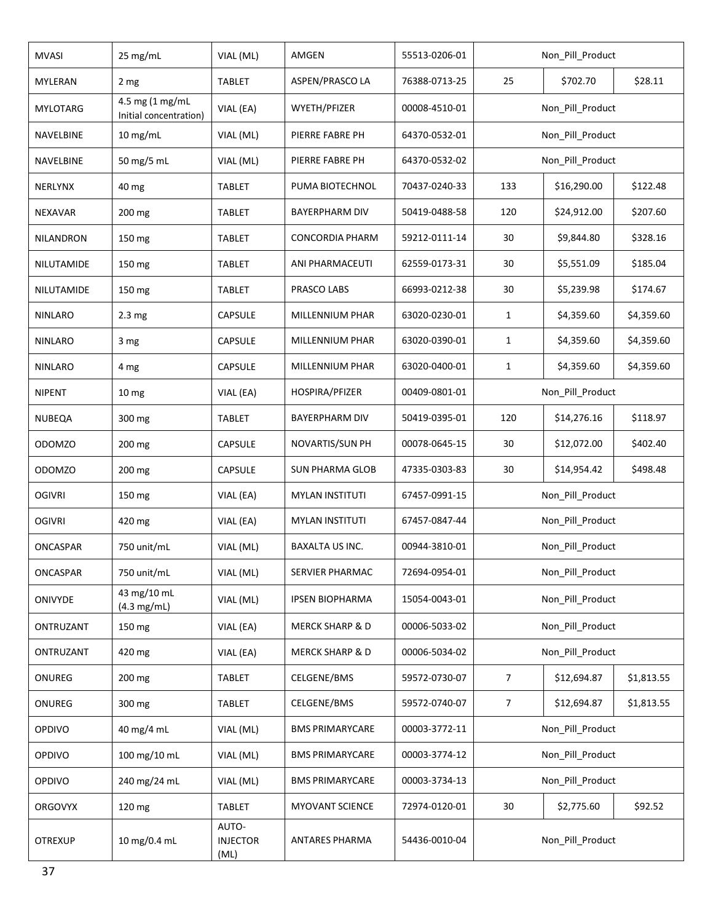| MVASI | 25 mg/mL | VIAL (ML) | AMGEN | 55513-0206-01 | Non_Pill_Product | | |
|---|---|---|---|---|---|---|---|
| MYLERAN | 2 mg | TABLET | ASPEN/PRASCO LA | 76388-0713-25 | 25 | $702.70 | $28.11 |
| MYLOTARG | 4.5 mg (1 mg/mL Initial concentration) | VIAL (EA) | WYETH/PFIZER | 00008-4510-01 | Non_Pill_Product | | |
| NAVELBINE | 10 mg/mL | VIAL (ML) | PIERRE FABRE PH | 64370-0532-01 | Non_Pill_Product | | |
| NAVELBINE | 50 mg/5 mL | VIAL (ML) | PIERRE FABRE PH | 64370-0532-02 | Non_Pill_Product | | |
| NERLYNX | 40 mg | TABLET | PUMA BIOTECHNOL | 70437-0240-33 | 133 | $16,290.00 | $122.48 |
| NEXAVAR | 200 mg | TABLET | BAYERPHARM DIV | 50419-0488-58 | 120 | $24,912.00 | $207.60 |
| NILANDRON | 150 mg | TABLET | CONCORDIA PHARM | 59212-0111-14 | 30 | $9,844.80 | $328.16 |
| NILUTAMIDE | 150 mg | TABLET | ANI PHARMACEUTI | 62559-0173-31 | 30 | $5,551.09 | $185.04 |
| NILUTAMIDE | 150 mg | TABLET | PRASCO LABS | 66993-0212-38 | 30 | $5,239.98 | $174.67 |
| NINLARO | 2.3 mg | CAPSULE | MILLENNIUM PHAR | 63020-0230-01 | 1 | $4,359.60 | $4,359.60 |
| NINLARO | 3 mg | CAPSULE | MILLENNIUM PHAR | 63020-0390-01 | 1 | $4,359.60 | $4,359.60 |
| NINLARO | 4 mg | CAPSULE | MILLENNIUM PHAR | 63020-0400-01 | 1 | $4,359.60 | $4,359.60 |
| NIPENT | 10 mg | VIAL (EA) | HOSPIRA/PFIZER | 00409-0801-01 | Non_Pill_Product | | |
| NUBEQA | 300 mg | TABLET | BAYERPHARM DIV | 50419-0395-01 | 120 | $14,276.16 | $118.97 |
| ODOMZO | 200 mg | CAPSULE | NOVARTIS/SUN PH | 00078-0645-15 | 30 | $12,072.00 | $402.40 |
| ODOMZO | 200 mg | CAPSULE | SUN PHARMA GLOB | 47335-0303-83 | 30 | $14,954.42 | $498.48 |
| OGIVRI | 150 mg | VIAL (EA) | MYLAN INSTITUTI | 67457-0991-15 | Non_Pill_Product | | |
| OGIVRI | 420 mg | VIAL (EA) | MYLAN INSTITUTI | 67457-0847-44 | Non_Pill_Product | | |
| ONCASPAR | 750 unit/mL | VIAL (ML) | BAXALTA US INC. | 00944-3810-01 | Non_Pill_Product | | |
| ONCASPAR | 750 unit/mL | VIAL (ML) | SERVIER PHARMAC | 72694-0954-01 | Non_Pill_Product | | |
| ONIVYDE | 43 mg/10 mL (4.3 mg/mL) | VIAL (ML) | IPSEN BIOPHARMA | 15054-0043-01 | Non_Pill_Product | | |
| ONTRUZANT | 150 mg | VIAL (EA) | MERCK SHARP & D | 00006-5033-02 | Non_Pill_Product | | |
| ONTRUZANT | 420 mg | VIAL (EA) | MERCK SHARP & D | 00006-5034-02 | Non_Pill_Product | | |
| ONUREG | 200 mg | TABLET | CELGENE/BMS | 59572-0730-07 | 7 | $12,694.87 | $1,813.55 |
| ONUREG | 300 mg | TABLET | CELGENE/BMS | 59572-0740-07 | 7 | $12,694.87 | $1,813.55 |
| OPDIVO | 40 mg/4 mL | VIAL (ML) | BMS PRIMARYCARE | 00003-3772-11 | Non_Pill_Product | | |
| OPDIVO | 100 mg/10 mL | VIAL (ML) | BMS PRIMARYCARE | 00003-3774-12 | Non_Pill_Product | | |
| OPDIVO | 240 mg/24 mL | VIAL (ML) | BMS PRIMARYCARE | 00003-3734-13 | Non_Pill_Product | | |
| ORGOVYX | 120 mg | TABLET | MYOVANT SCIENCE | 72974-0120-01 | 30 | $2,775.60 | $92.52 |
| OTREXUP | 10 mg/0.4 mL | AUTO-INJECTOR (ML) | ANTARES PHARMA | 54436-0010-04 | Non_Pill_Product | | |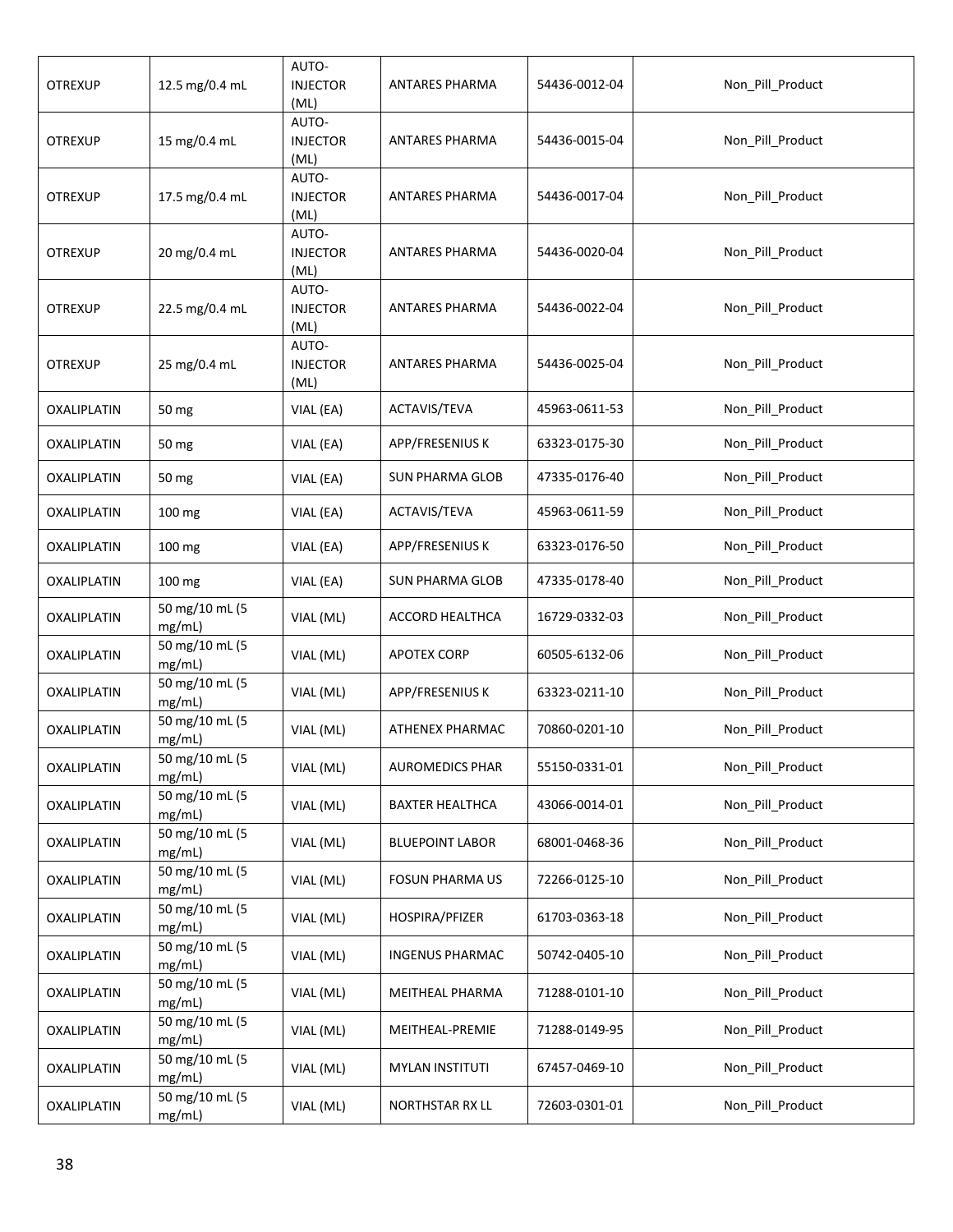| OTREXUP | 12.5 mg/0.4 mL | AUTO-INJECTOR (ML) | ANTARES PHARMA | 54436-0012-04 | Non_Pill_Product |
|---|---|---|---|---|---|
| OTREXUP | 15 mg/0.4 mL | AUTO-INJECTOR (ML) | ANTARES PHARMA | 54436-0015-04 | Non_Pill_Product |
| OTREXUP | 17.5 mg/0.4 mL | AUTO-INJECTOR (ML) | ANTARES PHARMA | 54436-0017-04 | Non_Pill_Product |
| OTREXUP | 20 mg/0.4 mL | AUTO-INJECTOR (ML) | ANTARES PHARMA | 54436-0020-04 | Non_Pill_Product |
| OTREXUP | 22.5 mg/0.4 mL | AUTO-INJECTOR (ML) | ANTARES PHARMA | 54436-0022-04 | Non_Pill_Product |
| OTREXUP | 25 mg/0.4 mL | AUTO-INJECTOR (ML) | ANTARES PHARMA | 54436-0025-04 | Non_Pill_Product |
| OXALIPLATIN | 50 mg | VIAL (EA) | ACTAVIS/TEVA | 45963-0611-53 | Non_Pill_Product |
| OXALIPLATIN | 50 mg | VIAL (EA) | APP/FRESENIUS K | 63323-0175-30 | Non_Pill_Product |
| OXALIPLATIN | 50 mg | VIAL (EA) | SUN PHARMA GLOB | 47335-0176-40 | Non_Pill_Product |
| OXALIPLATIN | 100 mg | VIAL (EA) | ACTAVIS/TEVA | 45963-0611-59 | Non_Pill_Product |
| OXALIPLATIN | 100 mg | VIAL (EA) | APP/FRESENIUS K | 63323-0176-50 | Non_Pill_Product |
| OXALIPLATIN | 100 mg | VIAL (EA) | SUN PHARMA GLOB | 47335-0178-40 | Non_Pill_Product |
| OXALIPLATIN | 50 mg/10 mL (5 mg/mL) | VIAL (ML) | ACCORD HEALTHCA | 16729-0332-03 | Non_Pill_Product |
| OXALIPLATIN | 50 mg/10 mL (5 mg/mL) | VIAL (ML) | APOTEX CORP | 60505-6132-06 | Non_Pill_Product |
| OXALIPLATIN | 50 mg/10 mL (5 mg/mL) | VIAL (ML) | APP/FRESENIUS K | 63323-0211-10 | Non_Pill_Product |
| OXALIPLATIN | 50 mg/10 mL (5 mg/mL) | VIAL (ML) | ATHENEX PHARMAC | 70860-0201-10 | Non_Pill_Product |
| OXALIPLATIN | 50 mg/10 mL (5 mg/mL) | VIAL (ML) | AUROMEDICS PHAR | 55150-0331-01 | Non_Pill_Product |
| OXALIPLATIN | 50 mg/10 mL (5 mg/mL) | VIAL (ML) | BAXTER HEALTHCA | 43066-0014-01 | Non_Pill_Product |
| OXALIPLATIN | 50 mg/10 mL (5 mg/mL) | VIAL (ML) | BLUEPOINT LABOR | 68001-0468-36 | Non_Pill_Product |
| OXALIPLATIN | 50 mg/10 mL (5 mg/mL) | VIAL (ML) | FOSUN PHARMA US | 72266-0125-10 | Non_Pill_Product |
| OXALIPLATIN | 50 mg/10 mL (5 mg/mL) | VIAL (ML) | HOSPIRA/PFIZER | 61703-0363-18 | Non_Pill_Product |
| OXALIPLATIN | 50 mg/10 mL (5 mg/mL) | VIAL (ML) | INGENUS PHARMAC | 50742-0405-10 | Non_Pill_Product |
| OXALIPLATIN | 50 mg/10 mL (5 mg/mL) | VIAL (ML) | MEITHEAL PHARMA | 71288-0101-10 | Non_Pill_Product |
| OXALIPLATIN | 50 mg/10 mL (5 mg/mL) | VIAL (ML) | MEITHEAL-PREMIE | 71288-0149-95 | Non_Pill_Product |
| OXALIPLATIN | 50 mg/10 mL (5 mg/mL) | VIAL (ML) | MYLAN INSTITUTI | 67457-0469-10 | Non_Pill_Product |
| OXALIPLATIN | 50 mg/10 mL (5 mg/mL) | VIAL (ML) | NORTHSTAR RX LL | 72603-0301-01 | Non_Pill_Product |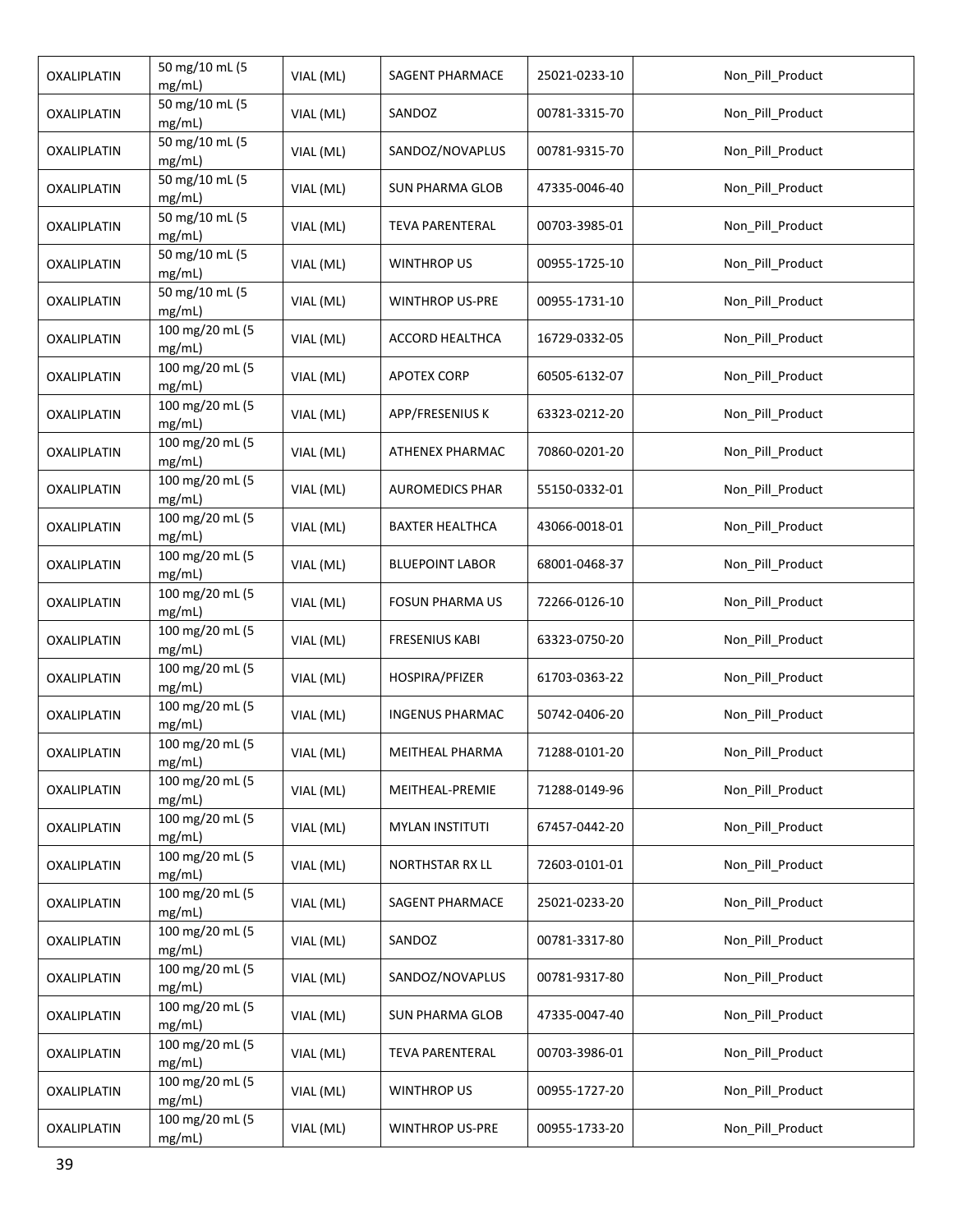| OXALIPLATIN | 50 mg/10 mL (5 mg/mL) | VIAL (ML) | SAGENT PHARMACE | 25021-0233-10 | Non_Pill_Product |
|---|---|---|---|---|---|
| OXALIPLATIN | 50 mg/10 mL (5 mg/mL) | VIAL (ML) | SANDOZ | 00781-3315-70 | Non_Pill_Product |
| OXALIPLATIN | 50 mg/10 mL (5 mg/mL) | VIAL (ML) | SANDOZ/NOVAPLUS | 00781-9315-70 | Non_Pill_Product |
| OXALIPLATIN | 50 mg/10 mL (5 mg/mL) | VIAL (ML) | SUN PHARMA GLOB | 47335-0046-40 | Non_Pill_Product |
| OXALIPLATIN | 50 mg/10 mL (5 mg/mL) | VIAL (ML) | TEVA PARENTERAL | 00703-3985-01 | Non_Pill_Product |
| OXALIPLATIN | 50 mg/10 mL (5 mg/mL) | VIAL (ML) | WINTHROP US | 00955-1725-10 | Non_Pill_Product |
| OXALIPLATIN | 50 mg/10 mL (5 mg/mL) | VIAL (ML) | WINTHROP US-PRE | 00955-1731-10 | Non_Pill_Product |
| OXALIPLATIN | 100 mg/20 mL (5 mg/mL) | VIAL (ML) | ACCORD HEALTHCA | 16729-0332-05 | Non_Pill_Product |
| OXALIPLATIN | 100 mg/20 mL (5 mg/mL) | VIAL (ML) | APOTEX CORP | 60505-6132-07 | Non_Pill_Product |
| OXALIPLATIN | 100 mg/20 mL (5 mg/mL) | VIAL (ML) | APP/FRESENIUS K | 63323-0212-20 | Non_Pill_Product |
| OXALIPLATIN | 100 mg/20 mL (5 mg/mL) | VIAL (ML) | ATHENEX PHARMAC | 70860-0201-20 | Non_Pill_Product |
| OXALIPLATIN | 100 mg/20 mL (5 mg/mL) | VIAL (ML) | AUROMEDICS PHAR | 55150-0332-01 | Non_Pill_Product |
| OXALIPLATIN | 100 mg/20 mL (5 mg/mL) | VIAL (ML) | BAXTER HEALTHCA | 43066-0018-01 | Non_Pill_Product |
| OXALIPLATIN | 100 mg/20 mL (5 mg/mL) | VIAL (ML) | BLUEPOINT LABOR | 68001-0468-37 | Non_Pill_Product |
| OXALIPLATIN | 100 mg/20 mL (5 mg/mL) | VIAL (ML) | FOSUN PHARMA US | 72266-0126-10 | Non_Pill_Product |
| OXALIPLATIN | 100 mg/20 mL (5 mg/mL) | VIAL (ML) | FRESENIUS KABI | 63323-0750-20 | Non_Pill_Product |
| OXALIPLATIN | 100 mg/20 mL (5 mg/mL) | VIAL (ML) | HOSPIRA/PFIZER | 61703-0363-22 | Non_Pill_Product |
| OXALIPLATIN | 100 mg/20 mL (5 mg/mL) | VIAL (ML) | INGENUS PHARMAC | 50742-0406-20 | Non_Pill_Product |
| OXALIPLATIN | 100 mg/20 mL (5 mg/mL) | VIAL (ML) | MEITHEAL PHARMA | 71288-0101-20 | Non_Pill_Product |
| OXALIPLATIN | 100 mg/20 mL (5 mg/mL) | VIAL (ML) | MEITHEAL-PREMIE | 71288-0149-96 | Non_Pill_Product |
| OXALIPLATIN | 100 mg/20 mL (5 mg/mL) | VIAL (ML) | MYLAN INSTITUTI | 67457-0442-20 | Non_Pill_Product |
| OXALIPLATIN | 100 mg/20 mL (5 mg/mL) | VIAL (ML) | NORTHSTAR RX LL | 72603-0101-01 | Non_Pill_Product |
| OXALIPLATIN | 100 mg/20 mL (5 mg/mL) | VIAL (ML) | SAGENT PHARMACE | 25021-0233-20 | Non_Pill_Product |
| OXALIPLATIN | 100 mg/20 mL (5 mg/mL) | VIAL (ML) | SANDOZ | 00781-3317-80 | Non_Pill_Product |
| OXALIPLATIN | 100 mg/20 mL (5 mg/mL) | VIAL (ML) | SANDOZ/NOVAPLUS | 00781-9317-80 | Non_Pill_Product |
| OXALIPLATIN | 100 mg/20 mL (5 mg/mL) | VIAL (ML) | SUN PHARMA GLOB | 47335-0047-40 | Non_Pill_Product |
| OXALIPLATIN | 100 mg/20 mL (5 mg/mL) | VIAL (ML) | TEVA PARENTERAL | 00703-3986-01 | Non_Pill_Product |
| OXALIPLATIN | 100 mg/20 mL (5 mg/mL) | VIAL (ML) | WINTHROP US | 00955-1727-20 | Non_Pill_Product |
| OXALIPLATIN | 100 mg/20 mL (5 mg/mL) | VIAL (ML) | WINTHROP US-PRE | 00955-1733-20 | Non_Pill_Product |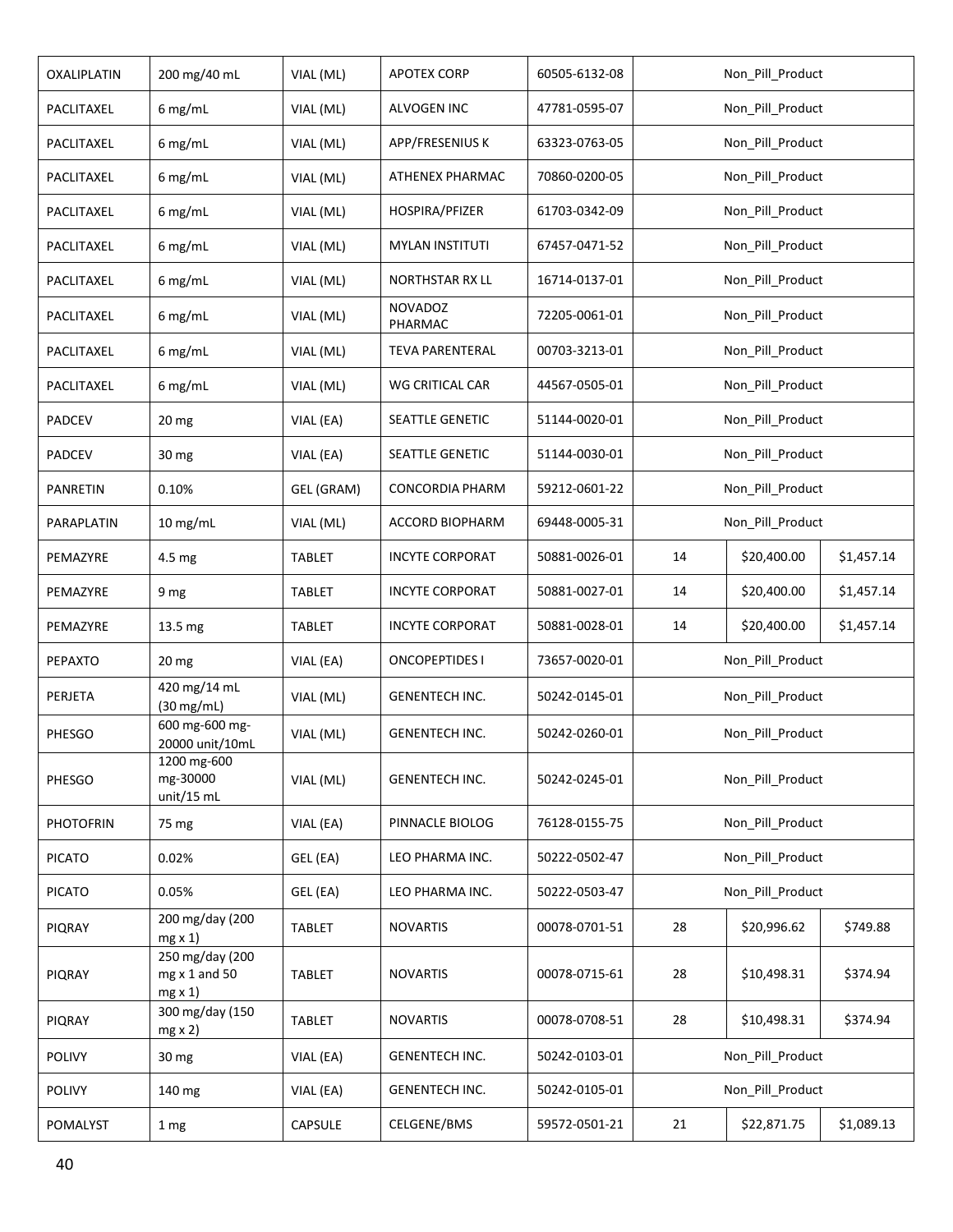| | | | | | | | |
|---|---|---|---|---|---|---|---|
| OXALIPLATIN | 200 mg/40 mL | VIAL (ML) | APOTEX CORP | 60505-6132-08 | Non_Pill_Product | | |
| PACLITAXEL | 6 mg/mL | VIAL (ML) | ALVOGEN INC | 47781-0595-07 | Non_Pill_Product | | |
| PACLITAXEL | 6 mg/mL | VIAL (ML) | APP/FRESENIUS K | 63323-0763-05 | Non_Pill_Product | | |
| PACLITAXEL | 6 mg/mL | VIAL (ML) | ATHENEX PHARMAC | 70860-0200-05 | Non_Pill_Product | | |
| PACLITAXEL | 6 mg/mL | VIAL (ML) | HOSPIRA/PFIZER | 61703-0342-09 | Non_Pill_Product | | |
| PACLITAXEL | 6 mg/mL | VIAL (ML) | MYLAN INSTITUTI | 67457-0471-52 | Non_Pill_Product | | |
| PACLITAXEL | 6 mg/mL | VIAL (ML) | NORTHSTAR RX LL | 16714-0137-01 | Non_Pill_Product | | |
| PACLITAXEL | 6 mg/mL | VIAL (ML) | NOVADOZ PHARMAC | 72205-0061-01 | Non_Pill_Product | | |
| PACLITAXEL | 6 mg/mL | VIAL (ML) | TEVA PARENTERAL | 00703-3213-01 | Non_Pill_Product | | |
| PACLITAXEL | 6 mg/mL | VIAL (ML) | WG CRITICAL CAR | 44567-0505-01 | Non_Pill_Product | | |
| PADCEV | 20 mg | VIAL (EA) | SEATTLE GENETIC | 51144-0020-01 | Non_Pill_Product | | |
| PADCEV | 30 mg | VIAL (EA) | SEATTLE GENETIC | 51144-0030-01 | Non_Pill_Product | | |
| PANRETIN | 0.10% | GEL (GRAM) | CONCORDIA PHARM | 59212-0601-22 | Non_Pill_Product | | |
| PARAPLATIN | 10 mg/mL | VIAL (ML) | ACCORD BIOPHARM | 69448-0005-31 | Non_Pill_Product | | |
| PEMAZYRE | 4.5 mg | TABLET | INCYTE CORPORAT | 50881-0026-01 | 14 | $20,400.00 | $1,457.14 |
| PEMAZYRE | 9 mg | TABLET | INCYTE CORPORAT | 50881-0027-01 | 14 | $20,400.00 | $1,457.14 |
| PEMAZYRE | 13.5 mg | TABLET | INCYTE CORPORAT | 50881-0028-01 | 14 | $20,400.00 | $1,457.14 |
| PEPAXTO | 20 mg | VIAL (EA) | ONCOPEPTIDES I | 73657-0020-01 | Non_Pill_Product | | |
| PERJETA | 420 mg/14 mL (30 mg/mL) | VIAL (ML) | GENENTECH INC. | 50242-0145-01 | Non_Pill_Product | | |
| PHESGO | 600 mg-600 mg-20000 unit/10mL | VIAL (ML) | GENENTECH INC. | 50242-0260-01 | Non_Pill_Product | | |
| PHESGO | 1200 mg-600 mg-30000 unit/15 mL | VIAL (ML) | GENENTECH INC. | 50242-0245-01 | Non_Pill_Product | | |
| PHOTOFRIN | 75 mg | VIAL (EA) | PINNACLE BIOLOG | 76128-0155-75 | Non_Pill_Product | | |
| PICATO | 0.02% | GEL (EA) | LEO PHARMA INC. | 50222-0502-47 | Non_Pill_Product | | |
| PICATO | 0.05% | GEL (EA) | LEO PHARMA INC. | 50222-0503-47 | Non_Pill_Product | | |
| PIQRAY | 200 mg/day (200 mg x 1) | TABLET | NOVARTIS | 00078-0701-51 | 28 | $20,996.62 | $749.88 |
| PIQRAY | 250 mg/day (200 mg x 1 and 50 mg x 1) | TABLET | NOVARTIS | 00078-0715-61 | 28 | $10,498.31 | $374.94 |
| PIQRAY | 300 mg/day (150 mg x 2) | TABLET | NOVARTIS | 00078-0708-51 | 28 | $10,498.31 | $374.94 |
| POLIVY | 30 mg | VIAL (EA) | GENENTECH INC. | 50242-0103-01 | Non_Pill_Product | | |
| POLIVY | 140 mg | VIAL (EA) | GENENTECH INC. | 50242-0105-01 | Non_Pill_Product | | |
| POMALYST | 1 mg | CAPSULE | CELGENE/BMS | 59572-0501-21 | 21 | $22,871.75 | $1,089.13 |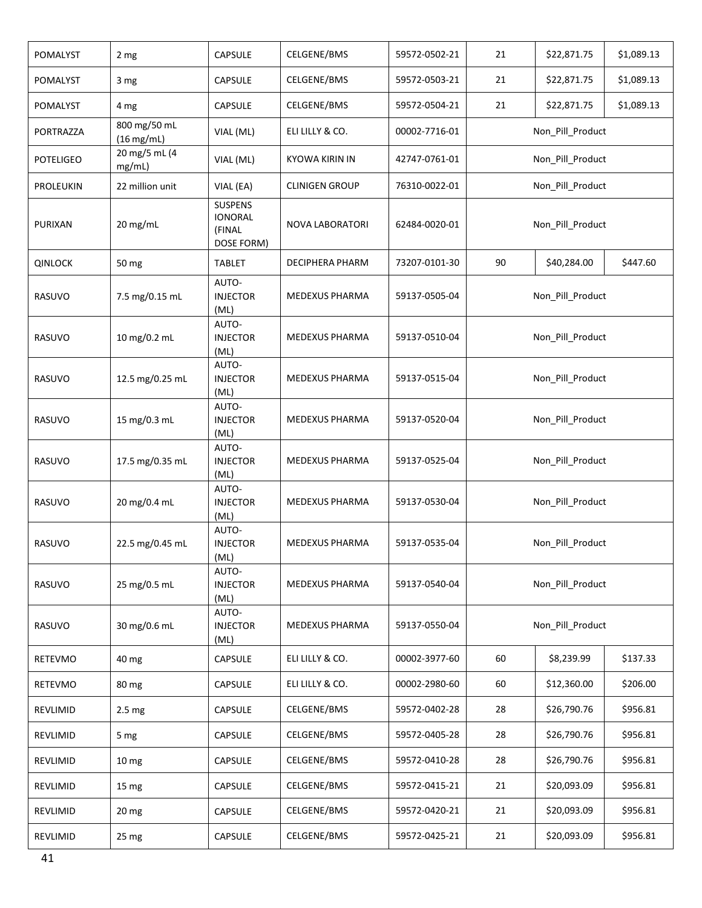| | | | | | | | |
|---|---|---|---|---|---|---|---|
| POMALYST | 2 mg | CAPSULE | CELGENE/BMS | 59572-0502-21 | 21 | $22,871.75 | $1,089.13 |
| POMALYST | 3 mg | CAPSULE | CELGENE/BMS | 59572-0503-21 | 21 | $22,871.75 | $1,089.13 |
| POMALYST | 4 mg | CAPSULE | CELGENE/BMS | 59572-0504-21 | 21 | $22,871.75 | $1,089.13 |
| PORTRAZZA | 800 mg/50 mL (16 mg/mL) | VIAL (ML) | ELI LILLY & CO. | 00002-7716-01 | Non_Pill_Product | | |
| POTELIGEO | 20 mg/5 mL (4 mg/mL) | VIAL (ML) | KYOWA KIRIN IN | 42747-0761-01 | Non_Pill_Product | | |
| PROLEUKIN | 22 million unit | VIAL (EA) | CLINIGEN GROUP | 76310-0022-01 | Non_Pill_Product | | |
| PURIXAN | 20 mg/mL | SUSPENS IONORAL (FINAL DOSE FORM) | NOVA LABORATORI | 62484-0020-01 | Non_Pill_Product | | |
| QINLOCK | 50 mg | TABLET | DECIPHERA PHARM | 73207-0101-30 | 90 | $40,284.00 | $447.60 |
| RASUVO | 7.5 mg/0.15 mL | AUTO-INJECTOR (ML) | MEDEXUS PHARMA | 59137-0505-04 | Non_Pill_Product | | |
| RASUVO | 10 mg/0.2 mL | AUTO-INJECTOR (ML) | MEDEXUS PHARMA | 59137-0510-04 | Non_Pill_Product | | |
| RASUVO | 12.5 mg/0.25 mL | AUTO-INJECTOR (ML) | MEDEXUS PHARMA | 59137-0515-04 | Non_Pill_Product | | |
| RASUVO | 15 mg/0.3 mL | AUTO-INJECTOR (ML) | MEDEXUS PHARMA | 59137-0520-04 | Non_Pill_Product | | |
| RASUVO | 17.5 mg/0.35 mL | AUTO-INJECTOR (ML) | MEDEXUS PHARMA | 59137-0525-04 | Non_Pill_Product | | |
| RASUVO | 20 mg/0.4 mL | AUTO-INJECTOR (ML) | MEDEXUS PHARMA | 59137-0530-04 | Non_Pill_Product | | |
| RASUVO | 22.5 mg/0.45 mL | AUTO-INJECTOR (ML) | MEDEXUS PHARMA | 59137-0535-04 | Non_Pill_Product | | |
| RASUVO | 25 mg/0.5 mL | AUTO-INJECTOR (ML) | MEDEXUS PHARMA | 59137-0540-04 | Non_Pill_Product | | |
| RASUVO | 30 mg/0.6 mL | AUTO-INJECTOR (ML) | MEDEXUS PHARMA | 59137-0550-04 | Non_Pill_Product | | |
| RETEVMO | 40 mg | CAPSULE | ELI LILLY & CO. | 00002-3977-60 | 60 | $8,239.99 | $137.33 |
| RETEVMO | 80 mg | CAPSULE | ELI LILLY & CO. | 00002-2980-60 | 60 | $12,360.00 | $206.00 |
| REVLIMID | 2.5 mg | CAPSULE | CELGENE/BMS | 59572-0402-28 | 28 | $26,790.76 | $956.81 |
| REVLIMID | 5 mg | CAPSULE | CELGENE/BMS | 59572-0405-28 | 28 | $26,790.76 | $956.81 |
| REVLIMID | 10 mg | CAPSULE | CELGENE/BMS | 59572-0410-28 | 28 | $26,790.76 | $956.81 |
| REVLIMID | 15 mg | CAPSULE | CELGENE/BMS | 59572-0415-21 | 21 | $20,093.09 | $956.81 |
| REVLIMID | 20 mg | CAPSULE | CELGENE/BMS | 59572-0420-21 | 21 | $20,093.09 | $956.81 |
| REVLIMID | 25 mg | CAPSULE | CELGENE/BMS | 59572-0425-21 | 21 | $20,093.09 | $956.81 |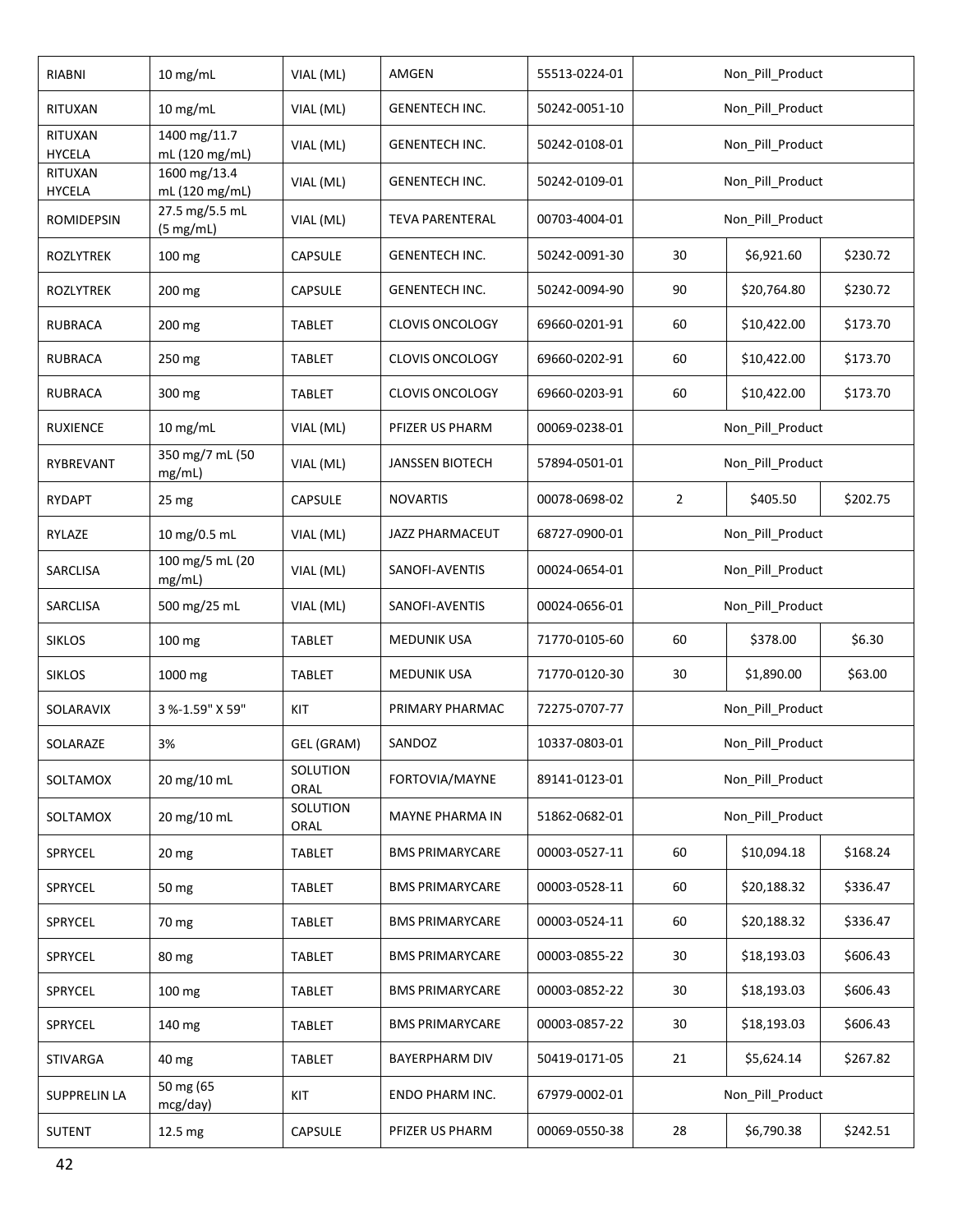| | | | | | | | |
|---|---|---|---|---|---|---|---|
| RIABNI | 10 mg/mL | VIAL (ML) | AMGEN | 55513-0224-01 | Non_Pill_Product | | |
| RITUXAN | 10 mg/mL | VIAL (ML) | GENENTECH INC. | 50242-0051-10 | Non_Pill_Product | | |
| RITUXAN HYCELA | 1400 mg/11.7 mL (120 mg/mL) | VIAL (ML) | GENENTECH INC. | 50242-0108-01 | Non_Pill_Product | | |
| RITUXAN HYCELA | 1600 mg/13.4 mL (120 mg/mL) | VIAL (ML) | GENENTECH INC. | 50242-0109-01 | Non_Pill_Product | | |
| ROMIDEPSIN | 27.5 mg/5.5 mL (5 mg/mL) | VIAL (ML) | TEVA PARENTERAL | 00703-4004-01 | Non_Pill_Product | | |
| ROZLYTREK | 100 mg | CAPSULE | GENENTECH INC. | 50242-0091-30 | 30 | $6,921.60 | $230.72 |
| ROZLYTREK | 200 mg | CAPSULE | GENENTECH INC. | 50242-0094-90 | 90 | $20,764.80 | $230.72 |
| RUBRACA | 200 mg | TABLET | CLOVIS ONCOLOGY | 69660-0201-91 | 60 | $10,422.00 | $173.70 |
| RUBRACA | 250 mg | TABLET | CLOVIS ONCOLOGY | 69660-0202-91 | 60 | $10,422.00 | $173.70 |
| RUBRACA | 300 mg | TABLET | CLOVIS ONCOLOGY | 69660-0203-91 | 60 | $10,422.00 | $173.70 |
| RUXIENCE | 10 mg/mL | VIAL (ML) | PFIZER US PHARM | 00069-0238-01 | Non_Pill_Product | | |
| RYBREVANT | 350 mg/7 mL (50 mg/mL) | VIAL (ML) | JANSSEN BIOTECH | 57894-0501-01 | Non_Pill_Product | | |
| RYDAPT | 25 mg | CAPSULE | NOVARTIS | 00078-0698-02 | 2 | $405.50 | $202.75 |
| RYLAZE | 10 mg/0.5 mL | VIAL (ML) | JAZZ PHARMACEUT | 68727-0900-01 | Non_Pill_Product | | |
| SARCLISA | 100 mg/5 mL (20 mg/mL) | VIAL (ML) | SANOFI-AVENTIS | 00024-0654-01 | Non_Pill_Product | | |
| SARCLISA | 500 mg/25 mL | VIAL (ML) | SANOFI-AVENTIS | 00024-0656-01 | Non_Pill_Product | | |
| SIKLOS | 100 mg | TABLET | MEDUNIK USA | 71770-0105-60 | 60 | $378.00 | $6.30 |
| SIKLOS | 1000 mg | TABLET | MEDUNIK USA | 71770-0120-30 | 30 | $1,890.00 | $63.00 |
| SOLARAVIX | 3 %-1.59" X 59" | KIT | PRIMARY PHARMAC | 72275-0707-77 | Non_Pill_Product | | |
| SOLARAZE | 3% | GEL (GRAM) | SANDOZ | 10337-0803-01 | Non_Pill_Product | | |
| SOLTAMOX | 20 mg/10 mL | SOLUTION ORAL | FORTOVIA/MAYNE | 89141-0123-01 | Non_Pill_Product | | |
| SOLTAMOX | 20 mg/10 mL | SOLUTION ORAL | MAYNE PHARMA IN | 51862-0682-01 | Non_Pill_Product | | |
| SPRYCEL | 20 mg | TABLET | BMS PRIMARYCARE | 00003-0527-11 | 60 | $10,094.18 | $168.24 |
| SPRYCEL | 50 mg | TABLET | BMS PRIMARYCARE | 00003-0528-11 | 60 | $20,188.32 | $336.47 |
| SPRYCEL | 70 mg | TABLET | BMS PRIMARYCARE | 00003-0524-11 | 60 | $20,188.32 | $336.47 |
| SPRYCEL | 80 mg | TABLET | BMS PRIMARYCARE | 00003-0855-22 | 30 | $18,193.03 | $606.43 |
| SPRYCEL | 100 mg | TABLET | BMS PRIMARYCARE | 00003-0852-22 | 30 | $18,193.03 | $606.43 |
| SPRYCEL | 140 mg | TABLET | BMS PRIMARYCARE | 00003-0857-22 | 30 | $18,193.03 | $606.43 |
| STIVARGA | 40 mg | TABLET | BAYERPHARM DIV | 50419-0171-05 | 21 | $5,624.14 | $267.82 |
| SUPPRELIN LA | 50 mg (65 mcg/day) | KIT | ENDO PHARM INC. | 67979-0002-01 | Non_Pill_Product | | |
| SUTENT | 12.5 mg | CAPSULE | PFIZER US PHARM | 00069-0550-38 | 28 | $6,790.38 | $242.51 |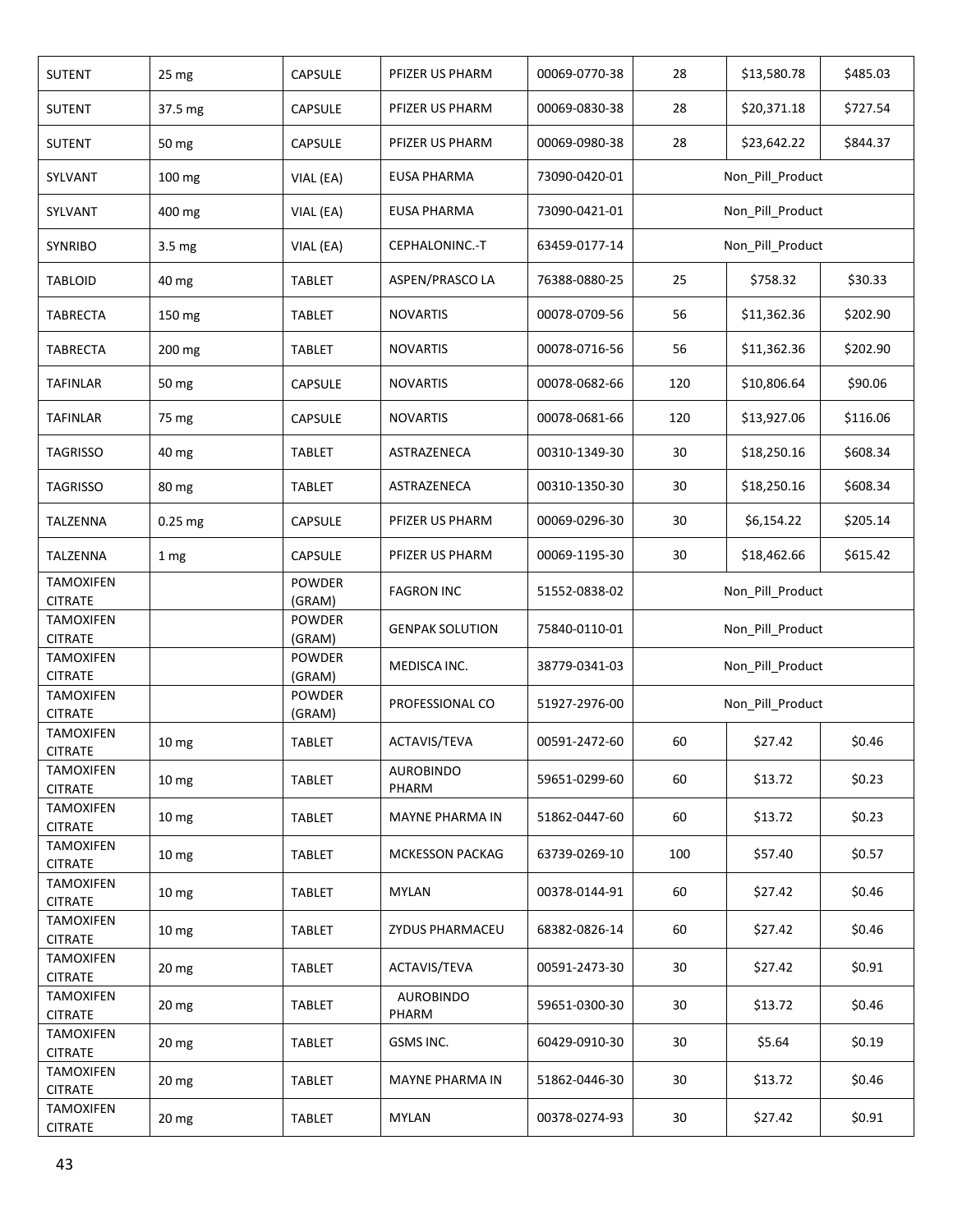| | | | | | | | |
|---|---|---|---|---|---|---|---|
| SUTENT | 25 mg | CAPSULE | PFIZER US PHARM | 00069-0770-38 | 28 | $13,580.78 | $485.03 |
| SUTENT | 37.5 mg | CAPSULE | PFIZER US PHARM | 00069-0830-38 | 28 | $20,371.18 | $727.54 |
| SUTENT | 50 mg | CAPSULE | PFIZER US PHARM | 00069-0980-38 | 28 | $23,642.22 | $844.37 |
| SYLVANT | 100 mg | VIAL (EA) | EUSA PHARMA | 73090-0420-01 | Non_Pill_Product | | |
| SYLVANT | 400 mg | VIAL (EA) | EUSA PHARMA | 73090-0421-01 | Non_Pill_Product | | |
| SYNRIBO | 3.5 mg | VIAL (EA) | CEPHALONINC.-T | 63459-0177-14 | Non_Pill_Product | | |
| TABLOID | 40 mg | TABLET | ASPEN/PRASCO LA | 76388-0880-25 | 25 | $758.32 | $30.33 |
| TABRECTA | 150 mg | TABLET | NOVARTIS | 00078-0709-56 | 56 | $11,362.36 | $202.90 |
| TABRECTA | 200 mg | TABLET | NOVARTIS | 00078-0716-56 | 56 | $11,362.36 | $202.90 |
| TAFINLAR | 50 mg | CAPSULE | NOVARTIS | 00078-0682-66 | 120 | $10,806.64 | $90.06 |
| TAFINLAR | 75 mg | CAPSULE | NOVARTIS | 00078-0681-66 | 120 | $13,927.06 | $116.06 |
| TAGRISSO | 40 mg | TABLET | ASTRAZENECA | 00310-1349-30 | 30 | $18,250.16 | $608.34 |
| TAGRISSO | 80 mg | TABLET | ASTRAZENECA | 00310-1350-30 | 30 | $18,250.16 | $608.34 |
| TALZENNA | 0.25 mg | CAPSULE | PFIZER US PHARM | 00069-0296-30 | 30 | $6,154.22 | $205.14 |
| TALZENNA | 1 mg | CAPSULE | PFIZER US PHARM | 00069-1195-30 | 30 | $18,462.66 | $615.42 |
| TAMOXIFEN CITRATE | | POWDER (GRAM) | FAGRON INC | 51552-0838-02 | Non_Pill_Product | | |
| TAMOXIFEN CITRATE | | POWDER (GRAM) | GENPAK SOLUTION | 75840-0110-01 | Non_Pill_Product | | |
| TAMOXIFEN CITRATE | | POWDER (GRAM) | MEDISCA INC. | 38779-0341-03 | Non_Pill_Product | | |
| TAMOXIFEN CITRATE | | POWDER (GRAM) | PROFESSIONAL CO | 51927-2976-00 | Non_Pill_Product | | |
| TAMOXIFEN CITRATE | 10 mg | TABLET | ACTAVIS/TEVA | 00591-2472-60 | 60 | $27.42 | $0.46 |
| TAMOXIFEN CITRATE | 10 mg | TABLET | AUROBINDO PHARM | 59651-0299-60 | 60 | $13.72 | $0.23 |
| TAMOXIFEN CITRATE | 10 mg | TABLET | MAYNE PHARMA IN | 51862-0447-60 | 60 | $13.72 | $0.23 |
| TAMOXIFEN CITRATE | 10 mg | TABLET | MCKESSON PACKAG | 63739-0269-10 | 100 | $57.40 | $0.57 |
| TAMOXIFEN CITRATE | 10 mg | TABLET | MYLAN | 00378-0144-91 | 60 | $27.42 | $0.46 |
| TAMOXIFEN CITRATE | 10 mg | TABLET | ZYDUS PHARMACEU | 68382-0826-14 | 60 | $27.42 | $0.46 |
| TAMOXIFEN CITRATE | 20 mg | TABLET | ACTAVIS/TEVA | 00591-2473-30 | 30 | $27.42 | $0.91 |
| TAMOXIFEN CITRATE | 20 mg | TABLET | AUROBINDO PHARM | 59651-0300-30 | 30 | $13.72 | $0.46 |
| TAMOXIFEN CITRATE | 20 mg | TABLET | GSMS INC. | 60429-0910-30 | 30 | $5.64 | $0.19 |
| TAMOXIFEN CITRATE | 20 mg | TABLET | MAYNE PHARMA IN | 51862-0446-30 | 30 | $13.72 | $0.46 |
| TAMOXIFEN CITRATE | 20 mg | TABLET | MYLAN | 00378-0274-93 | 30 | $27.42 | $0.91 |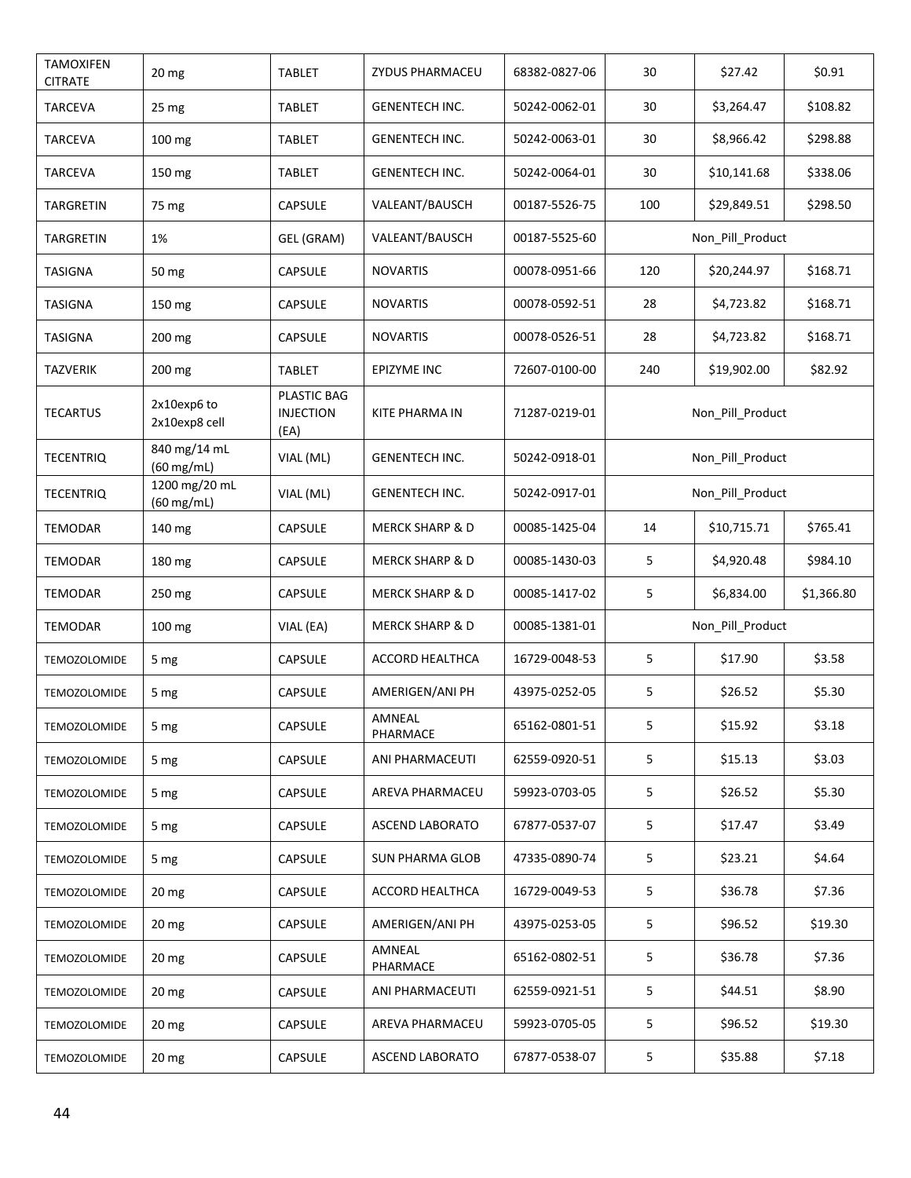| | | | | | | | |
|---|---|---|---|---|---|---|---|
| TAMOXIFEN CITRATE | 20 mg | TABLET | ZYDUS PHARMACEU | 68382-0827-06 | 30 | $27.42 | $0.91 |
| TARCEVA | 25 mg | TABLET | GENENTECH INC. | 50242-0062-01 | 30 | $3,264.47 | $108.82 |
| TARCEVA | 100 mg | TABLET | GENENTECH INC. | 50242-0063-01 | 30 | $8,966.42 | $298.88 |
| TARCEVA | 150 mg | TABLET | GENENTECH INC. | 50242-0064-01 | 30 | $10,141.68 | $338.06 |
| TARGRETIN | 75 mg | CAPSULE | VALEANT/BAUSCH | 00187-5526-75 | 100 | $29,849.51 | $298.50 |
| TARGRETIN | 1% | GEL (GRAM) | VALEANT/BAUSCH | 00187-5525-60 | Non_Pill_Product | | |
| TASIGNA | 50 mg | CAPSULE | NOVARTIS | 00078-0951-66 | 120 | $20,244.97 | $168.71 |
| TASIGNA | 150 mg | CAPSULE | NOVARTIS | 00078-0592-51 | 28 | $4,723.82 | $168.71 |
| TASIGNA | 200 mg | CAPSULE | NOVARTIS | 00078-0526-51 | 28 | $4,723.82 | $168.71 |
| TAZVERIK | 200 mg | TABLET | EPIZYME INC | 72607-0100-00 | 240 | $19,902.00 | $82.92 |
| TECARTUS | 2x10exp6 to 2x10exp8 cell | PLASTIC BAG INJECTION (EA) | KITE PHARMA IN | 71287-0219-01 | Non_Pill_Product | | |
| TECENTRIQ | 840 mg/14 mL (60 mg/mL) | VIAL (ML) | GENENTECH INC. | 50242-0918-01 | Non_Pill_Product | | |
| TECENTRIQ | 1200 mg/20 mL (60 mg/mL) | VIAL (ML) | GENENTECH INC. | 50242-0917-01 | Non_Pill_Product | | |
| TEMODAR | 140 mg | CAPSULE | MERCK SHARP & D | 00085-1425-04 | 14 | $10,715.71 | $765.41 |
| TEMODAR | 180 mg | CAPSULE | MERCK SHARP & D | 00085-1430-03 | 5 | $4,920.48 | $984.10 |
| TEMODAR | 250 mg | CAPSULE | MERCK SHARP & D | 00085-1417-02 | 5 | $6,834.00 | $1,366.80 |
| TEMODAR | 100 mg | VIAL (EA) | MERCK SHARP & D | 00085-1381-01 | Non_Pill_Product | | |
| TEMOZOLOMIDE | 5 mg | CAPSULE | ACCORD HEALTHCA | 16729-0048-53 | 5 | $17.90 | $3.58 |
| TEMOZOLOMIDE | 5 mg | CAPSULE | AMERIGEN/ANI PH | 43975-0252-05 | 5 | $26.52 | $5.30 |
| TEMOZOLOMIDE | 5 mg | CAPSULE | AMNEAL PHARMACE | 65162-0801-51 | 5 | $15.92 | $3.18 |
| TEMOZOLOMIDE | 5 mg | CAPSULE | ANI PHARMACEUTI | 62559-0920-51 | 5 | $15.13 | $3.03 |
| TEMOZOLOMIDE | 5 mg | CAPSULE | AREVA PHARMACEU | 59923-0703-05 | 5 | $26.52 | $5.30 |
| TEMOZOLOMIDE | 5 mg | CAPSULE | ASCEND LABORATO | 67877-0537-07 | 5 | $17.47 | $3.49 |
| TEMOZOLOMIDE | 5 mg | CAPSULE | SUN PHARMA GLOB | 47335-0890-74 | 5 | $23.21 | $4.64 |
| TEMOZOLOMIDE | 20 mg | CAPSULE | ACCORD HEALTHCA | 16729-0049-53 | 5 | $36.78 | $7.36 |
| TEMOZOLOMIDE | 20 mg | CAPSULE | AMERIGEN/ANI PH | 43975-0253-05 | 5 | $96.52 | $19.30 |
| TEMOZOLOMIDE | 20 mg | CAPSULE | AMNEAL PHARMACE | 65162-0802-51 | 5 | $36.78 | $7.36 |
| TEMOZOLOMIDE | 20 mg | CAPSULE | ANI PHARMACEUTI | 62559-0921-51 | 5 | $44.51 | $8.90 |
| TEMOZOLOMIDE | 20 mg | CAPSULE | AREVA PHARMACEU | 59923-0705-05 | 5 | $96.52 | $19.30 |
| TEMOZOLOMIDE | 20 mg | CAPSULE | ASCEND LABORATO | 67877-0538-07 | 5 | $35.88 | $7.18 |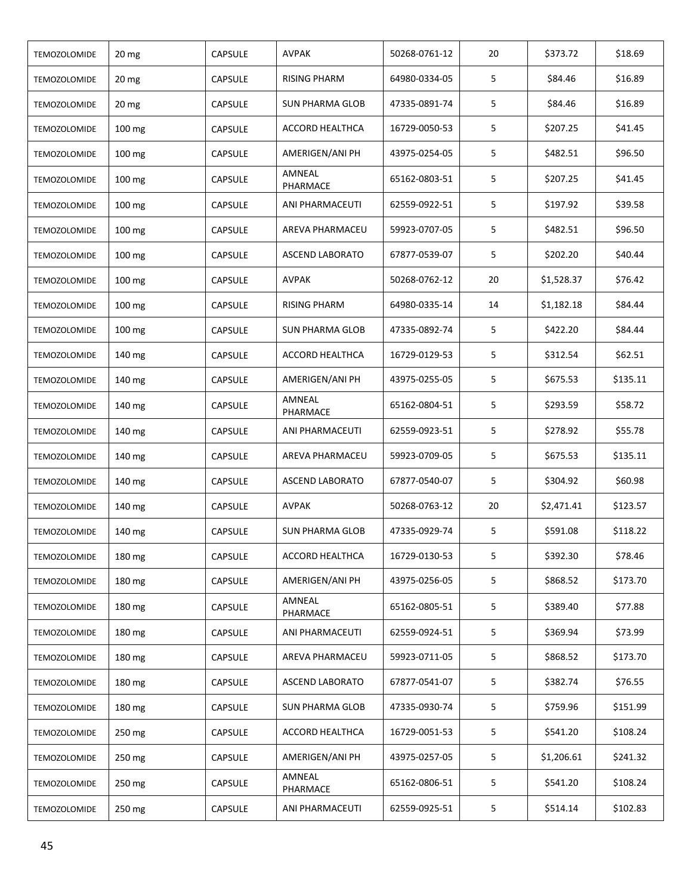| TEMOZOLOMIDE | 20 mg | CAPSULE | AVPAK | 50268-0761-12 | 20 | $373.72 | $18.69 |
|---|---|---|---|---|---|---|---|
| TEMOZOLOMIDE | 20 mg | CAPSULE | RISING PHARM | 64980-0334-05 | 5 | $84.46 | $16.89 |
| TEMOZOLOMIDE | 20 mg | CAPSULE | SUN PHARMA GLOB | 47335-0891-74 | 5 | $84.46 | $16.89 |
| TEMOZOLOMIDE | 100 mg | CAPSULE | ACCORD HEALTHCA | 16729-0050-53 | 5 | $207.25 | $41.45 |
| TEMOZOLOMIDE | 100 mg | CAPSULE | AMERIGEN/ANI PH | 43975-0254-05 | 5 | $482.51 | $96.50 |
| TEMOZOLOMIDE | 100 mg | CAPSULE | AMNEAL PHARMACE | 65162-0803-51 | 5 | $207.25 | $41.45 |
| TEMOZOLOMIDE | 100 mg | CAPSULE | ANI PHARMACEUTI | 62559-0922-51 | 5 | $197.92 | $39.58 |
| TEMOZOLOMIDE | 100 mg | CAPSULE | AREVA PHARMACEU | 59923-0707-05 | 5 | $482.51 | $96.50 |
| TEMOZOLOMIDE | 100 mg | CAPSULE | ASCEND LABORATO | 67877-0539-07 | 5 | $202.20 | $40.44 |
| TEMOZOLOMIDE | 100 mg | CAPSULE | AVPAK | 50268-0762-12 | 20 | $1,528.37 | $76.42 |
| TEMOZOLOMIDE | 100 mg | CAPSULE | RISING PHARM | 64980-0335-14 | 14 | $1,182.18 | $84.44 |
| TEMOZOLOMIDE | 100 mg | CAPSULE | SUN PHARMA GLOB | 47335-0892-74 | 5 | $422.20 | $84.44 |
| TEMOZOLOMIDE | 140 mg | CAPSULE | ACCORD HEALTHCA | 16729-0129-53 | 5 | $312.54 | $62.51 |
| TEMOZOLOMIDE | 140 mg | CAPSULE | AMERIGEN/ANI PH | 43975-0255-05 | 5 | $675.53 | $135.11 |
| TEMOZOLOMIDE | 140 mg | CAPSULE | AMNEAL PHARMACE | 65162-0804-51 | 5 | $293.59 | $58.72 |
| TEMOZOLOMIDE | 140 mg | CAPSULE | ANI PHARMACEUTI | 62559-0923-51 | 5 | $278.92 | $55.78 |
| TEMOZOLOMIDE | 140 mg | CAPSULE | AREVA PHARMACEU | 59923-0709-05 | 5 | $675.53 | $135.11 |
| TEMOZOLOMIDE | 140 mg | CAPSULE | ASCEND LABORATO | 67877-0540-07 | 5 | $304.92 | $60.98 |
| TEMOZOLOMIDE | 140 mg | CAPSULE | AVPAK | 50268-0763-12 | 20 | $2,471.41 | $123.57 |
| TEMOZOLOMIDE | 140 mg | CAPSULE | SUN PHARMA GLOB | 47335-0929-74 | 5 | $591.08 | $118.22 |
| TEMOZOLOMIDE | 180 mg | CAPSULE | ACCORD HEALTHCA | 16729-0130-53 | 5 | $392.30 | $78.46 |
| TEMOZOLOMIDE | 180 mg | CAPSULE | AMERIGEN/ANI PH | 43975-0256-05 | 5 | $868.52 | $173.70 |
| TEMOZOLOMIDE | 180 mg | CAPSULE | AMNEAL PHARMACE | 65162-0805-51 | 5 | $389.40 | $77.88 |
| TEMOZOLOMIDE | 180 mg | CAPSULE | ANI PHARMACEUTI | 62559-0924-51 | 5 | $369.94 | $73.99 |
| TEMOZOLOMIDE | 180 mg | CAPSULE | AREVA PHARMACEU | 59923-0711-05 | 5 | $868.52 | $173.70 |
| TEMOZOLOMIDE | 180 mg | CAPSULE | ASCEND LABORATO | 67877-0541-07 | 5 | $382.74 | $76.55 |
| TEMOZOLOMIDE | 180 mg | CAPSULE | SUN PHARMA GLOB | 47335-0930-74 | 5 | $759.96 | $151.99 |
| TEMOZOLOMIDE | 250 mg | CAPSULE | ACCORD HEALTHCA | 16729-0051-53 | 5 | $541.20 | $108.24 |
| TEMOZOLOMIDE | 250 mg | CAPSULE | AMERIGEN/ANI PH | 43975-0257-05 | 5 | $1,206.61 | $241.32 |
| TEMOZOLOMIDE | 250 mg | CAPSULE | AMNEAL PHARMACE | 65162-0806-51 | 5 | $541.20 | $108.24 |
| TEMOZOLOMIDE | 250 mg | CAPSULE | ANI PHARMACEUTI | 62559-0925-51 | 5 | $514.14 | $102.83 |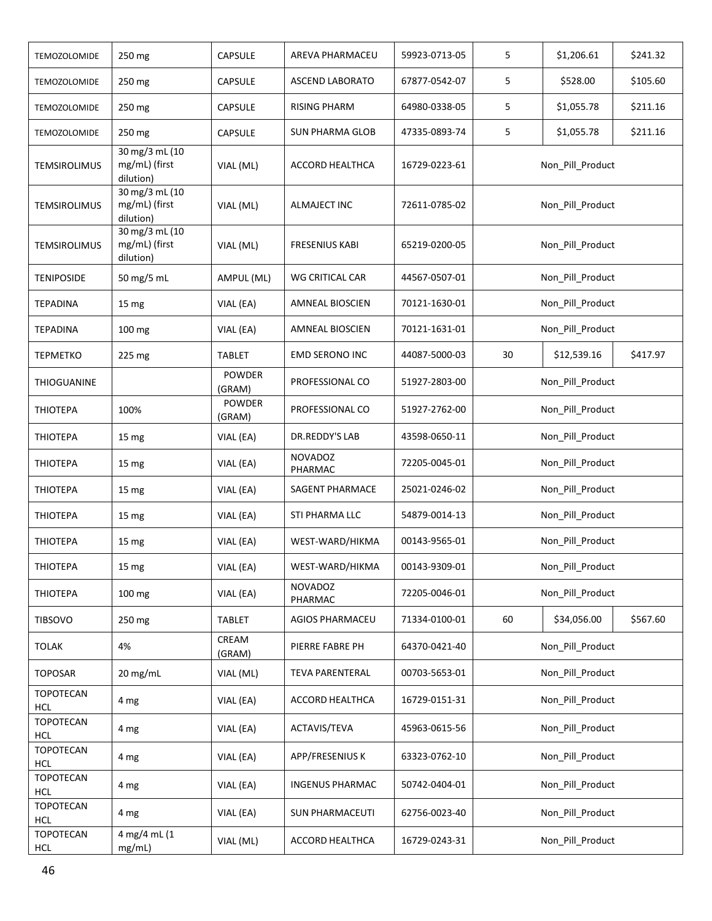| TEMOZOLOMIDE | 250 mg | CAPSULE | AREVA PHARMACEU | 59923-0713-05 | 5 | $1,206.61 | $241.32 |
|---|---|---|---|---|---|---|---|
| TEMOZOLOMIDE | 250 mg | CAPSULE | ASCEND LABORATO | 67877-0542-07 | 5 | $528.00 | $105.60 |
| TEMOZOLOMIDE | 250 mg | CAPSULE | RISING PHARM | 64980-0338-05 | 5 | $1,055.78 | $211.16 |
| TEMOZOLOMIDE | 250 mg | CAPSULE | SUN PHARMA GLOB | 47335-0893-74 | 5 | $1,055.78 | $211.16 |
| TEMSIROLIMUS | 30 mg/3 mL (10 mg/mL) (first dilution) | VIAL (ML) | ACCORD HEALTHCA | 16729-0223-61 | Non_Pill_Product | | |
| TEMSIROLIMUS | 30 mg/3 mL (10 mg/mL) (first dilution) | VIAL (ML) | ALMAJECT INC | 72611-0785-02 | Non_Pill_Product | | |
| TEMSIROLIMUS | 30 mg/3 mL (10 mg/mL) (first dilution) | VIAL (ML) | FRESENIUS KABI | 65219-0200-05 | Non_Pill_Product | | |
| TENIPOSIDE | 50 mg/5 mL | AMPUL (ML) | WG CRITICAL CAR | 44567-0507-01 | Non_Pill_Product | | |
| TEPADINA | 15 mg | VIAL (EA) | AMNEAL BIOSCIEN | 70121-1630-01 | Non_Pill_Product | | |
| TEPADINA | 100 mg | VIAL (EA) | AMNEAL BIOSCIEN | 70121-1631-01 | Non_Pill_Product | | |
| TEPMETKO | 225 mg | TABLET | EMD SERONO INC | 44087-5000-03 | 30 | $12,539.16 | $417.97 |
| THIOGUANINE | | POWDER (GRAM) | PROFESSIONAL CO | 51927-2803-00 | Non_Pill_Product | | |
| THIOTEPA | 100% | POWDER (GRAM) | PROFESSIONAL CO | 51927-2762-00 | Non_Pill_Product | | |
| THIOTEPA | 15 mg | VIAL (EA) | DR.REDDY'S LAB | 43598-0650-11 | Non_Pill_Product | | |
| THIOTEPA | 15 mg | VIAL (EA) | NOVADOZ PHARMAC | 72205-0045-01 | Non_Pill_Product | | |
| THIOTEPA | 15 mg | VIAL (EA) | SAGENT PHARMACE | 25021-0246-02 | Non_Pill_Product | | |
| THIOTEPA | 15 mg | VIAL (EA) | STI PHARMA LLC | 54879-0014-13 | Non_Pill_Product | | |
| THIOTEPA | 15 mg | VIAL (EA) | WEST-WARD/HIKMA | 00143-9565-01 | Non_Pill_Product | | |
| THIOTEPA | 15 mg | VIAL (EA) | WEST-WARD/HIKMA | 00143-9309-01 | Non_Pill_Product | | |
| THIOTEPA | 100 mg | VIAL (EA) | NOVADOZ PHARMAC | 72205-0046-01 | Non_Pill_Product | | |
| TIBSOVO | 250 mg | TABLET | AGIOS PHARMACEU | 71334-0100-01 | 60 | $34,056.00 | $567.60 |
| TOLAK | 4% | CREAM (GRAM) | PIERRE FABRE PH | 64370-0421-40 | Non_Pill_Product | | |
| TOPOSAR | 20 mg/mL | VIAL (ML) | TEVA PARENTERAL | 00703-5653-01 | Non_Pill_Product | | |
| TOPOTECAN HCL | 4 mg | VIAL (EA) | ACCORD HEALTHCA | 16729-0151-31 | Non_Pill_Product | | |
| TOPOTECAN HCL | 4 mg | VIAL (EA) | ACTAVIS/TEVA | 45963-0615-56 | Non_Pill_Product | | |
| TOPOTECAN HCL | 4 mg | VIAL (EA) | APP/FRESENIUS K | 63323-0762-10 | Non_Pill_Product | | |
| TOPOTECAN HCL | 4 mg | VIAL (EA) | INGENUS PHARMAC | 50742-0404-01 | Non_Pill_Product | | |
| TOPOTECAN HCL | 4 mg | VIAL (EA) | SUN PHARMACEUTI | 62756-0023-40 | Non_Pill_Product | | |
| TOPOTECAN HCL | 4 mg/4 mL (1 mg/mL) | VIAL (ML) | ACCORD HEALTHCA | 16729-0243-31 | Non_Pill_Product | | |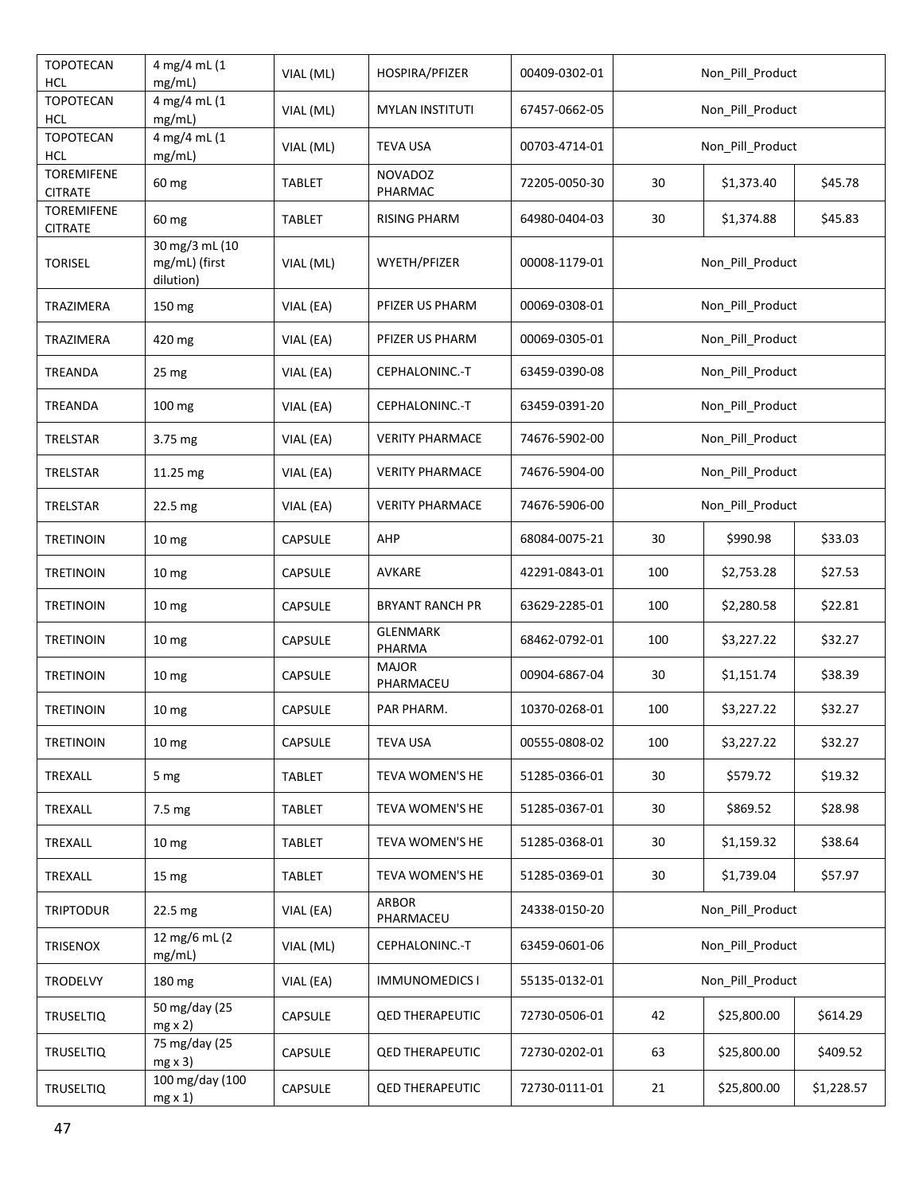| | | | | | | | |
|---|---|---|---|---|---|---|---|
| TOPOTECAN HCL | 4 mg/4 mL (1 mg/mL) | VIAL (ML) | HOSPIRA/PFIZER | 00409-0302-01 | Non_Pill_Product | | |
| TOPOTECAN HCL | 4 mg/4 mL (1 mg/mL) | VIAL (ML) | MYLAN INSTITUTI | 67457-0662-05 | Non_Pill_Product | | |
| TOPOTECAN HCL | 4 mg/4 mL (1 mg/mL) | VIAL (ML) | TEVA USA | 00703-4714-01 | Non_Pill_Product | | |
| TOREMIFENE CITRATE | 60 mg | TABLET | NOVADOZ PHARMAC | 72205-0050-30 | 30 | $1,373.40 | $45.78 |
| TOREMIFENE CITRATE | 60 mg | TABLET | RISING PHARM | 64980-0404-03 | 30 | $1,374.88 | $45.83 |
| TORISEL | 30 mg/3 mL (10 mg/mL) (first dilution) | VIAL (ML) | WYETH/PFIZER | 00008-1179-01 | Non_Pill_Product | | |
| TRAZIMERA | 150 mg | VIAL (EA) | PFIZER US PHARM | 00069-0308-01 | Non_Pill_Product | | |
| TRAZIMERA | 420 mg | VIAL (EA) | PFIZER US PHARM | 00069-0305-01 | Non_Pill_Product | | |
| TREANDA | 25 mg | VIAL (EA) | CEPHALONINC.-T | 63459-0390-08 | Non_Pill_Product | | |
| TREANDA | 100 mg | VIAL (EA) | CEPHALONINC.-T | 63459-0391-20 | Non_Pill_Product | | |
| TRELSTAR | 3.75 mg | VIAL (EA) | VERITY PHARMACE | 74676-5902-00 | Non_Pill_Product | | |
| TRELSTAR | 11.25 mg | VIAL (EA) | VERITY PHARMACE | 74676-5904-00 | Non_Pill_Product | | |
| TRELSTAR | 22.5 mg | VIAL (EA) | VERITY PHARMACE | 74676-5906-00 | Non_Pill_Product | | |
| TRETINOIN | 10 mg | CAPSULE | AHP | 68084-0075-21 | 30 | $990.98 | $33.03 |
| TRETINOIN | 10 mg | CAPSULE | AVKARE | 42291-0843-01 | 100 | $2,753.28 | $27.53 |
| TRETINOIN | 10 mg | CAPSULE | BRYANT RANCH PR | 63629-2285-01 | 100 | $2,280.58 | $22.81 |
| TRETINOIN | 10 mg | CAPSULE | GLENMARK PHARMA | 68462-0792-01 | 100 | $3,227.22 | $32.27 |
| TRETINOIN | 10 mg | CAPSULE | MAJOR PHARMACEU | 00904-6867-04 | 30 | $1,151.74 | $38.39 |
| TRETINOIN | 10 mg | CAPSULE | PAR PHARM. | 10370-0268-01 | 100 | $3,227.22 | $32.27 |
| TRETINOIN | 10 mg | CAPSULE | TEVA USA | 00555-0808-02 | 100 | $3,227.22 | $32.27 |
| TREXALL | 5 mg | TABLET | TEVA WOMEN'S HE | 51285-0366-01 | 30 | $579.72 | $19.32 |
| TREXALL | 7.5 mg | TABLET | TEVA WOMEN'S HE | 51285-0367-01 | 30 | $869.52 | $28.98 |
| TREXALL | 10 mg | TABLET | TEVA WOMEN'S HE | 51285-0368-01 | 30 | $1,159.32 | $38.64 |
| TREXALL | 15 mg | TABLET | TEVA WOMEN'S HE | 51285-0369-01 | 30 | $1,739.04 | $57.97 |
| TRIPTODUR | 22.5 mg | VIAL (EA) | ARBOR PHARMACEU | 24338-0150-20 | Non_Pill_Product | | |
| TRISENOX | 12 mg/6 mL (2 mg/mL) | VIAL (ML) | CEPHALONINC.-T | 63459-0601-06 | Non_Pill_Product | | |
| TRODELVY | 180 mg | VIAL (EA) | IMMUNOMEDICS I | 55135-0132-01 | Non_Pill_Product | | |
| TRUSELTIQ | 50 mg/day (25 mg x 2) | CAPSULE | QED THERAPEUTIC | 72730-0506-01 | 42 | $25,800.00 | $614.29 |
| TRUSELTIQ | 75 mg/day (25 mg x 3) | CAPSULE | QED THERAPEUTIC | 72730-0202-01 | 63 | $25,800.00 | $409.52 |
| TRUSELTIQ | 100 mg/day (100 mg x 1) | CAPSULE | QED THERAPEUTIC | 72730-0111-01 | 21 | $25,800.00 | $1,228.57 |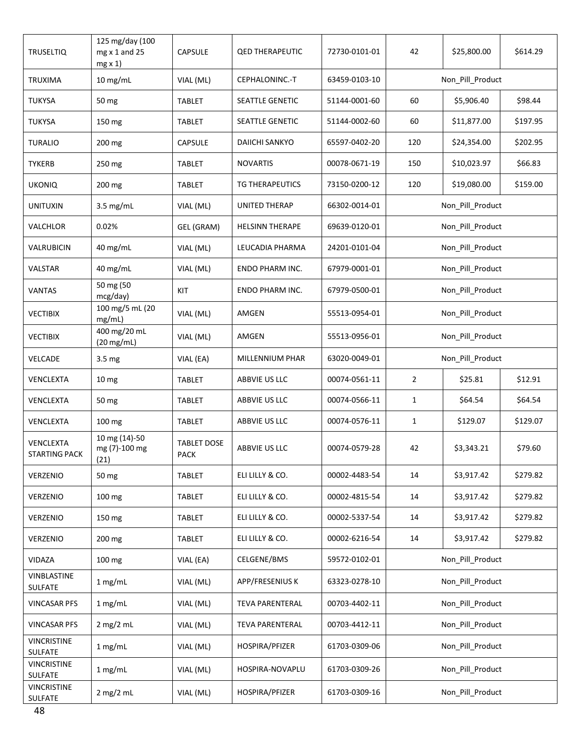| TRUSELTIQ | 125 mg/day (100 mg x 1 and 25 mg x 1) | CAPSULE | QED THERAPEUTIC | 72730-0101-01 | 42 | $25,800.00 | $614.29 |
|---|---|---|---|---|---|---|---|
| TRUXIMA | 10 mg/mL | VIAL (ML) | CEPHALONINC.-T | 63459-0103-10 | Non_Pill_Product | | |
| TUKYSA | 50 mg | TABLET | SEATTLE GENETIC | 51144-0001-60 | 60 | $5,906.40 | $98.44 |
| TUKYSA | 150 mg | TABLET | SEATTLE GENETIC | 51144-0002-60 | 60 | $11,877.00 | $197.95 |
| TURALIO | 200 mg | CAPSULE | DAIICHI SANKYO | 65597-0402-20 | 120 | $24,354.00 | $202.95 |
| TYKERB | 250 mg | TABLET | NOVARTIS | 00078-0671-19 | 150 | $10,023.97 | $66.83 |
| UKONIQ | 200 mg | TABLET | TG THERAPEUTICS | 73150-0200-12 | 120 | $19,080.00 | $159.00 |
| UNITUXIN | 3.5 mg/mL | VIAL (ML) | UNITED THERAP | 66302-0014-01 | Non_Pill_Product | | |
| VALCHLOR | 0.02% | GEL (GRAM) | HELSINN THERAPE | 69639-0120-01 | Non_Pill_Product | | |
| VALRUBICIN | 40 mg/mL | VIAL (ML) | LEUCADIA PHARMA | 24201-0101-04 | Non_Pill_Product | | |
| VALSTAR | 40 mg/mL | VIAL (ML) | ENDO PHARM INC. | 67979-0001-01 | Non_Pill_Product | | |
| VANTAS | 50 mg (50 mcg/day) | KIT | ENDO PHARM INC. | 67979-0500-01 | Non_Pill_Product | | |
| VECTIBIX | 100 mg/5 mL (20 mg/mL) | VIAL (ML) | AMGEN | 55513-0954-01 | Non_Pill_Product | | |
| VECTIBIX | 400 mg/20 mL (20 mg/mL) | VIAL (ML) | AMGEN | 55513-0956-01 | Non_Pill_Product | | |
| VELCADE | 3.5 mg | VIAL (EA) | MILLENNIUM PHAR | 63020-0049-01 | Non_Pill_Product | | |
| VENCLEXTA | 10 mg | TABLET | ABBVIE US LLC | 00074-0561-11 | 2 | $25.81 | $12.91 |
| VENCLEXTA | 50 mg | TABLET | ABBVIE US LLC | 00074-0566-11 | 1 | $64.54 | $64.54 |
| VENCLEXTA | 100 mg | TABLET | ABBVIE US LLC | 00074-0576-11 | 1 | $129.07 | $129.07 |
| VENCLEXTA STARTING PACK | 10 mg (14)-50 mg (7)-100 mg (21) | TABLET DOSE PACK | ABBVIE US LLC | 00074-0579-28 | 42 | $3,343.21 | $79.60 |
| VERZENIO | 50 mg | TABLET | ELI LILLY & CO. | 00002-4483-54 | 14 | $3,917.42 | $279.82 |
| VERZENIO | 100 mg | TABLET | ELI LILLY & CO. | 00002-4815-54 | 14 | $3,917.42 | $279.82 |
| VERZENIO | 150 mg | TABLET | ELI LILLY & CO. | 00002-5337-54 | 14 | $3,917.42 | $279.82 |
| VERZENIO | 200 mg | TABLET | ELI LILLY & CO. | 00002-6216-54 | 14 | $3,917.42 | $279.82 |
| VIDAZA | 100 mg | VIAL (EA) | CELGENE/BMS | 59572-0102-01 | Non_Pill_Product | | |
| VINBLASTINE SULFATE | 1 mg/mL | VIAL (ML) | APP/FRESENIUS K | 63323-0278-10 | Non_Pill_Product | | |
| VINCASAR PFS | 1 mg/mL | VIAL (ML) | TEVA PARENTERAL | 00703-4402-11 | Non_Pill_Product | | |
| VINCASAR PFS | 2 mg/2 mL | VIAL (ML) | TEVA PARENTERAL | 00703-4412-11 | Non_Pill_Product | | |
| VINCRISTINE SULFATE | 1 mg/mL | VIAL (ML) | HOSPIRA/PFIZER | 61703-0309-06 | Non_Pill_Product | | |
| VINCRISTINE SULFATE | 1 mg/mL | VIAL (ML) | HOSPIRA-NOVAPLU | 61703-0309-26 | Non_Pill_Product | | |
| VINCRISTINE SULFATE | 2 mg/2 mL | VIAL (ML) | HOSPIRA/PFIZER | 61703-0309-16 | Non_Pill_Product | | |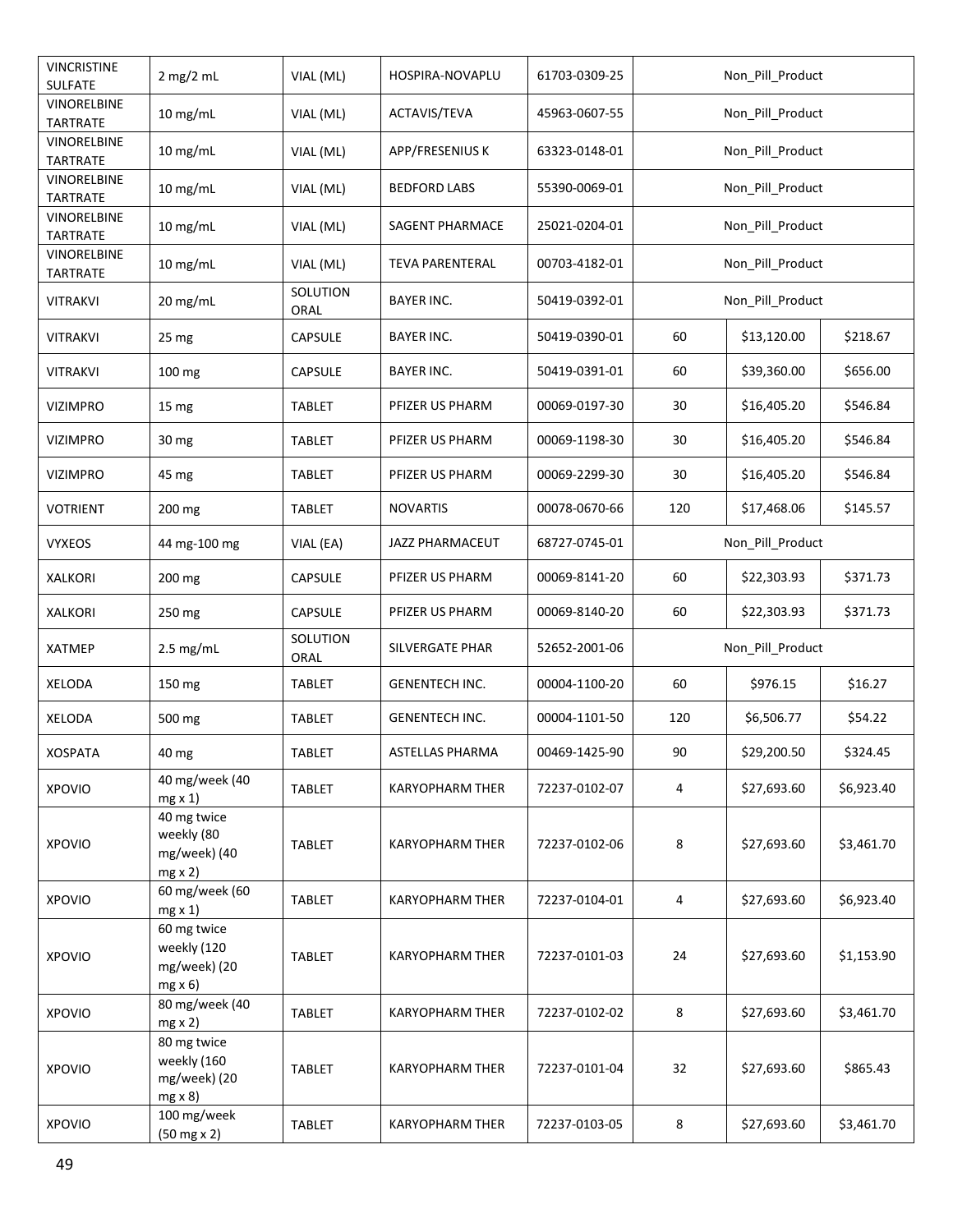| VINCRISTINE SULFATE | 2 mg/2 mL | VIAL (ML) | HOSPIRA-NOVAPLU | 61703-0309-25 | Non_Pill_Product | | |
|---|---|---|---|---|---|---|---|
| VINORELBINE TARTRATE | 10 mg/mL | VIAL (ML) | ACTAVIS/TEVA | 45963-0607-55 | Non_Pill_Product | | |
| VINORELBINE TARTRATE | 10 mg/mL | VIAL (ML) | APP/FRESENIUS K | 63323-0148-01 | Non_Pill_Product | | |
| VINORELBINE TARTRATE | 10 mg/mL | VIAL (ML) | BEDFORD LABS | 55390-0069-01 | Non_Pill_Product | | |
| VINORELBINE TARTRATE | 10 mg/mL | VIAL (ML) | SAGENT PHARMACE | 25021-0204-01 | Non_Pill_Product | | |
| VINORELBINE TARTRATE | 10 mg/mL | VIAL (ML) | TEVA PARENTERAL | 00703-4182-01 | Non_Pill_Product | | |
| VITRAKVI | 20 mg/mL | SOLUTION ORAL | BAYER INC. | 50419-0392-01 | Non_Pill_Product | | |
| VITRAKVI | 25 mg | CAPSULE | BAYER INC. | 50419-0390-01 | 60 | $13,120.00 | $218.67 |
| VITRAKVI | 100 mg | CAPSULE | BAYER INC. | 50419-0391-01 | 60 | $39,360.00 | $656.00 |
| VIZIMPRO | 15 mg | TABLET | PFIZER US PHARM | 00069-0197-30 | 30 | $16,405.20 | $546.84 |
| VIZIMPRO | 30 mg | TABLET | PFIZER US PHARM | 00069-1198-30 | 30 | $16,405.20 | $546.84 |
| VIZIMPRO | 45 mg | TABLET | PFIZER US PHARM | 00069-2299-30 | 30 | $16,405.20 | $546.84 |
| VOTRIENT | 200 mg | TABLET | NOVARTIS | 00078-0670-66 | 120 | $17,468.06 | $145.57 |
| VYXEOS | 44 mg-100 mg | VIAL (EA) | JAZZ PHARMACEUT | 68727-0745-01 | Non_Pill_Product | | |
| XALKORI | 200 mg | CAPSULE | PFIZER US PHARM | 00069-8141-20 | 60 | $22,303.93 | $371.73 |
| XALKORI | 250 mg | CAPSULE | PFIZER US PHARM | 00069-8140-20 | 60 | $22,303.93 | $371.73 |
| XATMEP | 2.5 mg/mL | SOLUTION ORAL | SILVERGATE PHAR | 52652-2001-06 | Non_Pill_Product | | |
| XELODA | 150 mg | TABLET | GENENTECH INC. | 00004-1100-20 | 60 | $976.15 | $16.27 |
| XELODA | 500 mg | TABLET | GENENTECH INC. | 00004-1101-50 | 120 | $6,506.77 | $54.22 |
| XOSPATA | 40 mg | TABLET | ASTELLAS PHARMA | 00469-1425-90 | 90 | $29,200.50 | $324.45 |
| XPOVIO | 40 mg/week (40 mg x 1) | TABLET | KARYOPHARM THER | 72237-0102-07 | 4 | $27,693.60 | $6,923.40 |
| XPOVIO | 40 mg twice weekly (80 mg/week) (40 mg x 2) | TABLET | KARYOPHARM THER | 72237-0102-06 | 8 | $27,693.60 | $3,461.70 |
| XPOVIO | 60 mg/week (60 mg x 1) | TABLET | KARYOPHARM THER | 72237-0104-01 | 4 | $27,693.60 | $6,923.40 |
| XPOVIO | 60 mg twice weekly (120 mg/week) (20 mg x 6) | TABLET | KARYOPHARM THER | 72237-0101-03 | 24 | $27,693.60 | $1,153.90 |
| XPOVIO | 80 mg/week (40 mg x 2) | TABLET | KARYOPHARM THER | 72237-0102-02 | 8 | $27,693.60 | $3,461.70 |
| XPOVIO | 80 mg twice weekly (160 mg/week) (20 mg x 8) | TABLET | KARYOPHARM THER | 72237-0101-04 | 32 | $27,693.60 | $865.43 |
| XPOVIO | 100 mg/week (50 mg x 2) | TABLET | KARYOPHARM THER | 72237-0103-05 | 8 | $27,693.60 | $3,461.70 |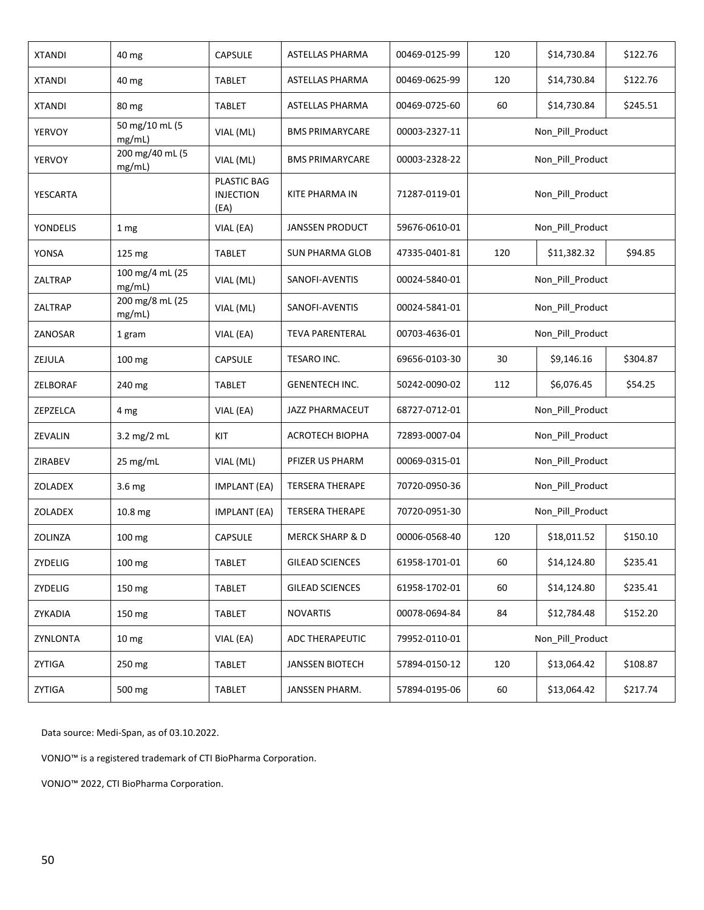| | | | | | | | |
|---|---|---|---|---|---|---|---|
| XTANDI | 40 mg | CAPSULE | ASTELLAS PHARMA | 00469-0125-99 | 120 | $14,730.84 | $122.76 |
| XTANDI | 40 mg | TABLET | ASTELLAS PHARMA | 00469-0625-99 | 120 | $14,730.84 | $122.76 |
| XTANDI | 80 mg | TABLET | ASTELLAS PHARMA | 00469-0725-60 | 60 | $14,730.84 | $245.51 |
| YERVOY | 50 mg/10 mL (5 mg/mL) | VIAL (ML) | BMS PRIMARYCARE | 00003-2327-11 | Non_Pill_Product | | |
| YERVOY | 200 mg/40 mL (5 mg/mL) | VIAL (ML) | BMS PRIMARYCARE | 00003-2328-22 | Non_Pill_Product | | |
| YESCARTA | | PLASTIC BAG INJECTION (EA) | KITE PHARMA IN | 71287-0119-01 | Non_Pill_Product | | |
| YONDELIS | 1 mg | VIAL (EA) | JANSSEN PRODUCT | 59676-0610-01 | Non_Pill_Product | | |
| YONSA | 125 mg | TABLET | SUN PHARMA GLOB | 47335-0401-81 | 120 | $11,382.32 | $94.85 |
| ZALTRAP | 100 mg/4 mL (25 mg/mL) | VIAL (ML) | SANOFI-AVENTIS | 00024-5840-01 | Non_Pill_Product | | |
| ZALTRAP | 200 mg/8 mL (25 mg/mL) | VIAL (ML) | SANOFI-AVENTIS | 00024-5841-01 | Non_Pill_Product | | |
| ZANOSAR | 1 gram | VIAL (EA) | TEVA PARENTERAL | 00703-4636-01 | Non_Pill_Product | | |
| ZEJULA | 100 mg | CAPSULE | TESARO INC. | 69656-0103-30 | 30 | $9,146.16 | $304.87 |
| ZELBORAF | 240 mg | TABLET | GENENTECH INC. | 50242-0090-02 | 112 | $6,076.45 | $54.25 |
| ZEPZELCA | 4 mg | VIAL (EA) | JAZZ PHARMACEUT | 68727-0712-01 | Non_Pill_Product | | |
| ZEVALIN | 3.2 mg/2 mL | KIT | ACROTECH BIOPHA | 72893-0007-04 | Non_Pill_Product | | |
| ZIRABEV | 25 mg/mL | VIAL (ML) | PFIZER US PHARM | 00069-0315-01 | Non_Pill_Product | | |
| ZOLADEX | 3.6 mg | IMPLANT (EA) | TERSERA THERAPE | 70720-0950-36 | Non_Pill_Product | | |
| ZOLADEX | 10.8 mg | IMPLANT (EA) | TERSERA THERAPE | 70720-0951-30 | Non_Pill_Product | | |
| ZOLINZA | 100 mg | CAPSULE | MERCK SHARP & D | 00006-0568-40 | 120 | $18,011.52 | $150.10 |
| ZYDELIG | 100 mg | TABLET | GILEAD SCIENCES | 61958-1701-01 | 60 | $14,124.80 | $235.41 |
| ZYDELIG | 150 mg | TABLET | GILEAD SCIENCES | 61958-1702-01 | 60 | $14,124.80 | $235.41 |
| ZYKADIA | 150 mg | TABLET | NOVARTIS | 00078-0694-84 | 84 | $12,784.48 | $152.20 |
| ZYNLONTA | 10 mg | VIAL (EA) | ADC THERAPEUTIC | 79952-0110-01 | Non_Pill_Product | | |
| ZYTIGA | 250 mg | TABLET | JANSSEN BIOTECH | 57894-0150-12 | 120 | $13,064.42 | $108.87 |
| ZYTIGA | 500 mg | TABLET | JANSSEN PHARM. | 57894-0195-06 | 60 | $13,064.42 | $217.74 |

Data source: Medi-Span, as of 03.10.2022.

VONJO™ is a registered trademark of CTI BioPharma Corporation.

VONJO™ 2022, CTI BioPharma Corporation.